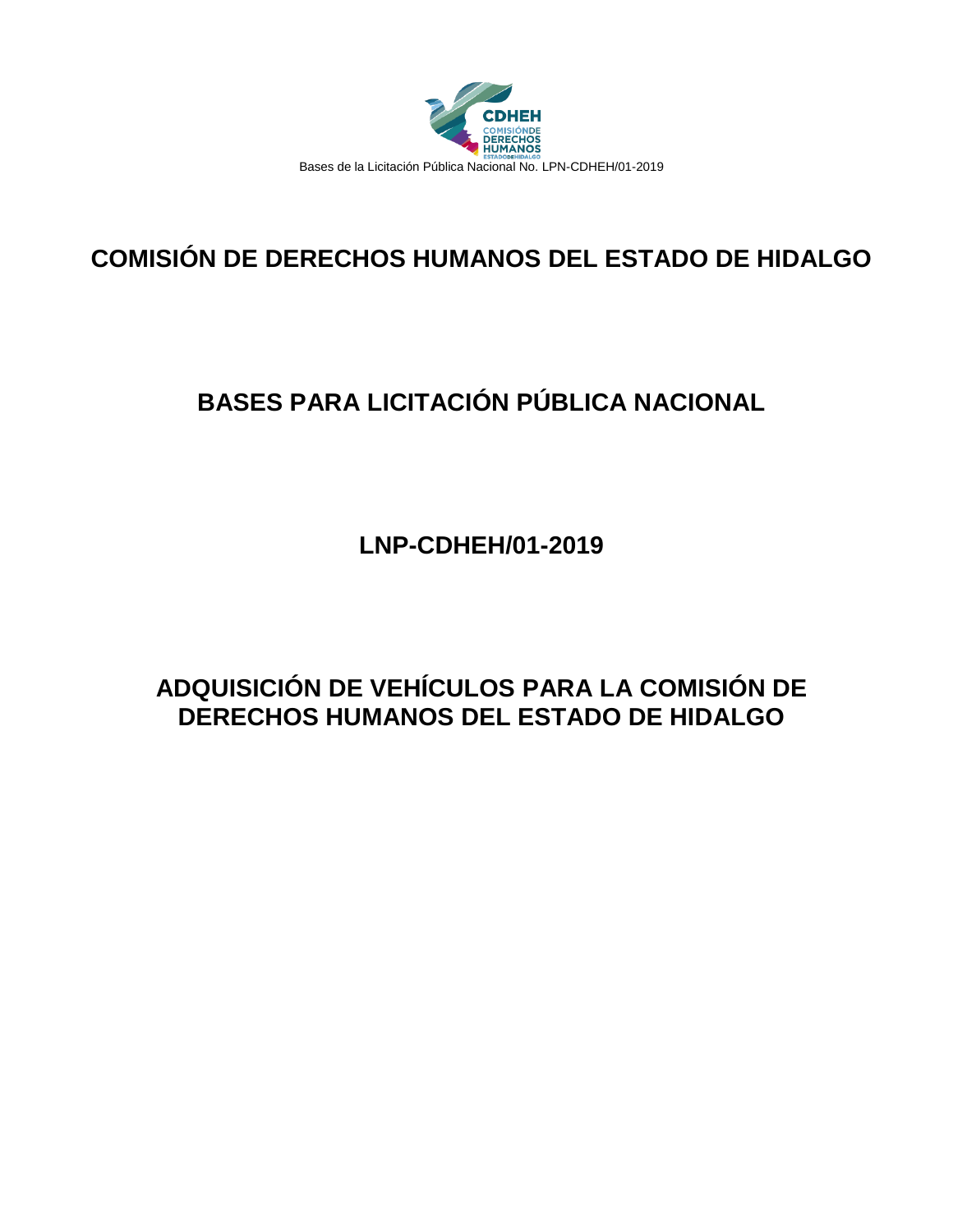# COMISIÓN DE DERECHOS HUMANOS DEL ESTADO DE HIDALGO

# BASES PARA LICITACIÓN PÚBLICA NACIONAL

# LNP-CDHEH/01-2019

# ADQUISICIÓN DE VEHÍCULOS PARA LA COMISIÓN DE DERECHOS HUMANOS DEL ESTADO DE HIDALGO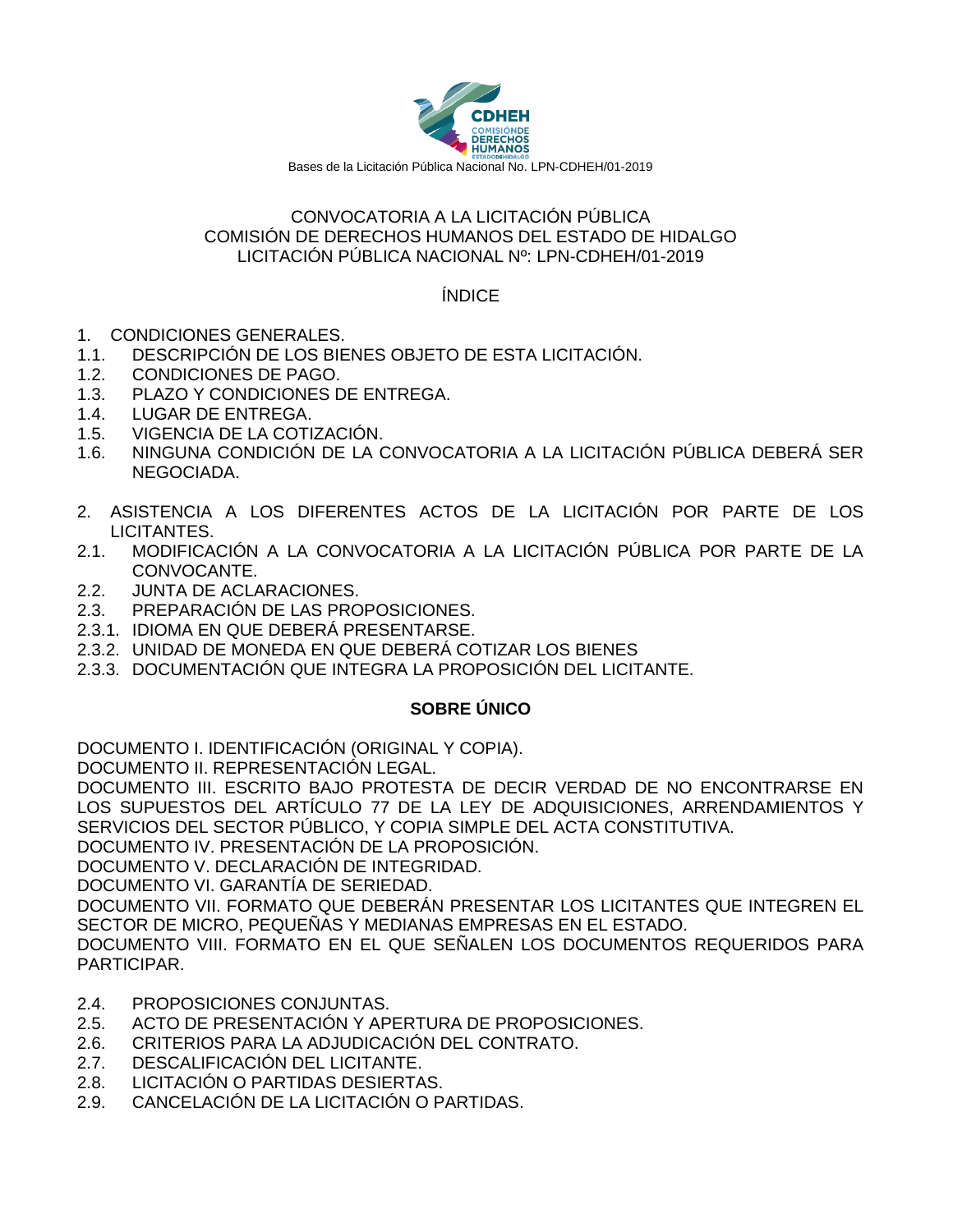CONVOCATORIA A LA LICITACIÓN PÚBLICA
COMISIÓN DE DERECHOS HUMANOS DEL ESTADO DE HIDALGO
LICITACIÓN PÚBLICA NACIONAL Nº: LPN-CDHEH/01-2019

ÍNDICE

1. CONDICIONES GENERALES.
1.1. DESCRIPCIÓN DE LOS BIENES OBJETO DE ESTA LICITACIÓN.
1.2. CONDICIONES DE PAGO.
1.3. PLAZO Y CONDICIONES DE ENTREGA.
1.4. LUGAR DE ENTREGA.
1.5. VIGENCIA DE LA COTIZACIÓN.
1.6. NINGUNA CONDICIÓN DE LA CONVOCATORIA A LA LICITACIÓN PÚBLICA DEBERÁ SER NEGOCIADA.

2. ASISTENCIA A LOS DIFERENTES ACTOS DE LA LICITACIÓN POR PARTE DE LOS LICITANTES.
2.1. MODIFICACIÓN A LA CONVOCATORIA A LA LICITACIÓN PÚBLICA POR PARTE DE LA CONVOCANTE.
2.2. JUNTA DE ACLARACIONES.
2.3. PREPARACIÓN DE LAS PROPOSICIONES.
2.3.1. IDIOMA EN QUE DEBERÁ PRESENTARSE.
2.3.2. UNIDAD DE MONEDA EN QUE DEBERÁ COTIZAR LOS BIENES
2.3.3. DOCUMENTACIÓN QUE INTEGRA LA PROPOSICIÓN DEL LICITANTE.

**SOBRE ÚNICO**

DOCUMENTO I. IDENTIFICACIÓN (ORIGINAL Y COPIA).
DOCUMENTO II. REPRESENTACIÓN LEGAL.
DOCUMENTO III. ESCRITO BAJO PROTESTA DE DECIR VERDAD DE NO ENCONTRARSE EN LOS SUPUESTOS DEL ARTÍCULO 77 DE LA LEY DE ADQUISICIONES, ARRENDAMIENTOS Y SERVICIOS DEL SECTOR PÚBLICO, Y COPIA SIMPLE DEL ACTA CONSTITUTIVA.
DOCUMENTO IV. PRESENTACIÓN DE LA PROPOSICIÓN.
DOCUMENTO V. DECLARACIÓN DE INTEGRIDAD.
DOCUMENTO VI. GARANTÍA DE SERIEDAD.
DOCUMENTO VII. FORMATO QUE DEBERÁN PRESENTAR LOS LICITANTES QUE INTEGREN EL SECTOR DE MICRO, PEQUEÑAS Y MEDIANAS EMPRESAS EN EL ESTADO.
DOCUMENTO VIII. FORMATO EN EL QUE SEÑALEN LOS DOCUMENTOS REQUERIDOS PARA PARTICIPAR.

2.4. PROPOSICIONES CONJUNTAS.
2.5. ACTO DE PRESENTACIÓN Y APERTURA DE PROPOSICIONES.
2.6. CRITERIOS PARA LA ADJUDICACIÓN DEL CONTRATO.
2.7. DESCALIFICACIÓN DEL LICITANTE.
2.8. LICITACIÓN O PARTIDAS DESIERTAS.
2.9. CANCELACIÓN DE LA LICITACIÓN O PARTIDAS.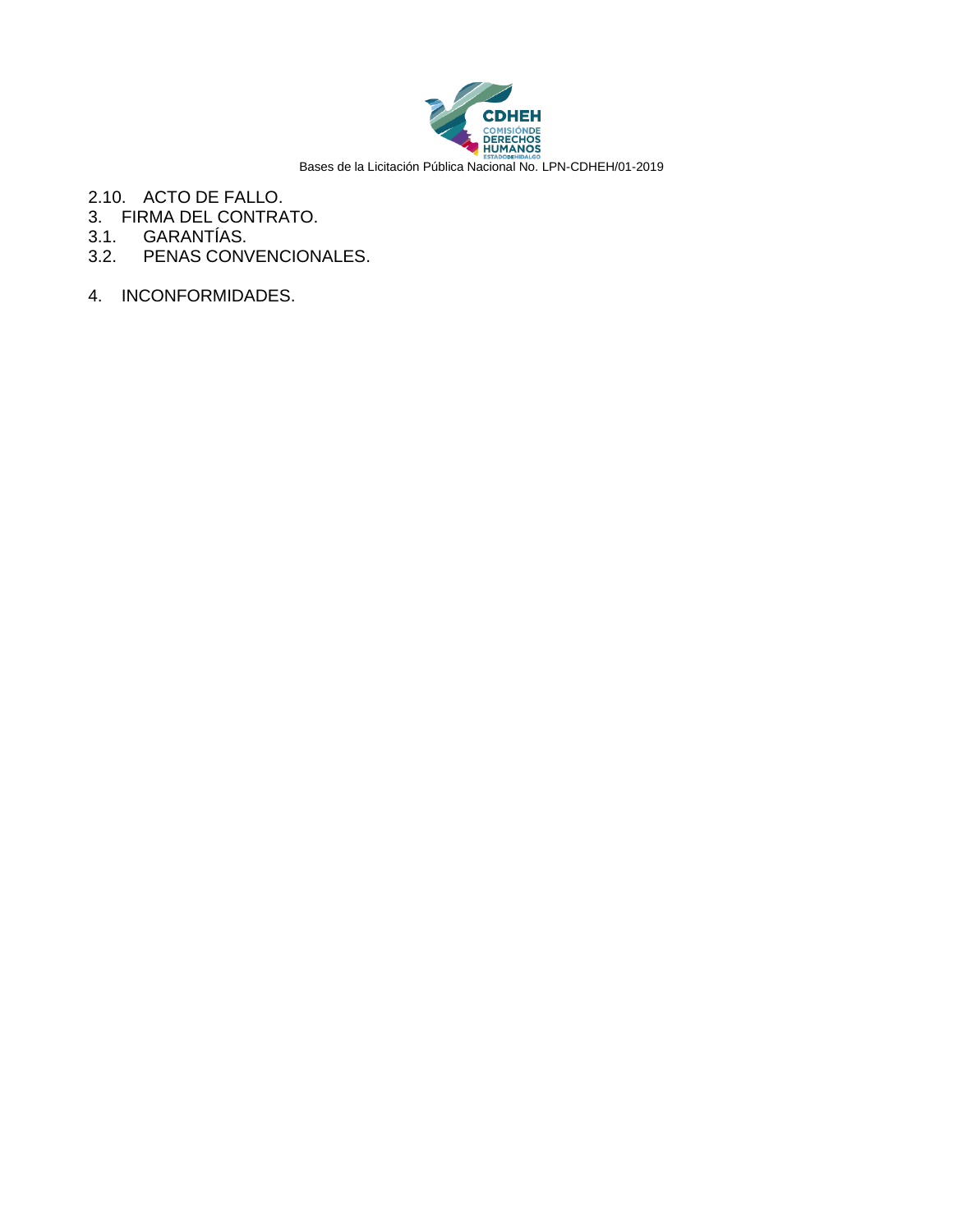2.10. ACTO DE FALLO.
3. FIRMA DEL CONTRATO.
3.1. GARANTÍAS.
3.2. PENAS CONVENCIONALES.

4. INCONFORMIDADES.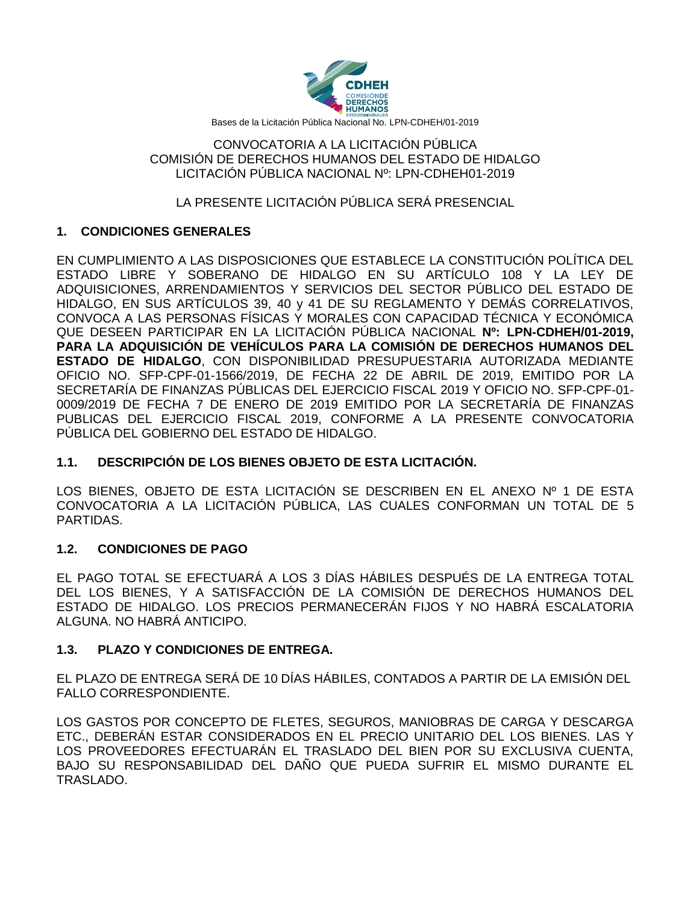CONVOCATORIA A LA LICITACIÓN PÚBLICA
COMISIÓN DE DERECHOS HUMANOS DEL ESTADO DE HIDALGO
LICITACIÓN PÚBLICA NACIONAL Nº: LPN-CDHEH01-2019

LA PRESENTE LICITACIÓN PÚBLICA SERÁ PRESENCIAL

## 1. CONDICIONES GENERALES

EN CUMPLIMIENTO A LAS DISPOSICIONES QUE ESTABLECE LA CONSTITUCIÓN POLÍTICA DEL ESTADO LIBRE Y SOBERANO DE HIDALGO EN SU ARTÍCULO 108 Y LA LEY DE ADQUISICIONES, ARRENDAMIENTOS Y SERVICIOS DEL SECTOR PÚBLICO DEL ESTADO DE HIDALGO, EN SUS ARTÍCULOS 39, 40 y 41 DE SU REGLAMENTO Y DEMÁS CORRELATIVOS, CONVOCA A LAS PERSONAS FÍSICAS Y MORALES CON CAPACIDAD TÉCNICA Y ECONÓMICA QUE DESEEN PARTICIPAR EN LA LICITACIÓN PÚBLICA NACIONAL **Nº: LPN-CDHEH/01-2019, PARA LA ADQUISICIÓN DE VEHÍCULOS PARA LA COMISIÓN DE DERECHOS HUMANOS DEL ESTADO DE HIDALGO**, CON DISPONIBILIDAD PRESUPUESTARIA AUTORIZADA MEDIANTE OFICIO NO. SFP-CPF-01-1566/2019, DE FECHA 22 DE ABRIL DE 2019, EMITIDO POR LA SECRETARÍA DE FINANZAS PÚBLICAS DEL EJERCICIO FISCAL 2019 Y OFICIO NO. SFP-CPF-01-0009/2019 DE FECHA 7 DE ENERO DE 2019 EMITIDO POR LA SECRETARÍA DE FINANZAS PUBLICAS DEL EJERCICIO FISCAL 2019, CONFORME A LA PRESENTE CONVOCATORIA PÚBLICA DEL GOBIERNO DEL ESTADO DE HIDALGO.

### 1.1. DESCRIPCIÓN DE LOS BIENES OBJETO DE ESTA LICITACIÓN.

LOS BIENES, OBJETO DE ESTA LICITACIÓN SE DESCRIBEN EN EL ANEXO Nº 1 DE ESTA CONVOCATORIA A LA LICITACIÓN PÚBLICA, LAS CUALES CONFORMAN UN TOTAL DE 5 PARTIDAS.

### 1.2. CONDICIONES DE PAGO

EL PAGO TOTAL SE EFECTUARÁ A LOS 3 DÍAS HÁBILES DESPUÉS DE LA ENTREGA TOTAL DEL LOS BIENES, Y A SATISFACCIÓN DE LA COMISIÓN DE DERECHOS HUMANOS DEL ESTADO DE HIDALGO. LOS PRECIOS PERMANECERÁN FIJOS Y NO HABRÁ ESCALATORIA ALGUNA. NO HABRÁ ANTICIPO.

### 1.3. PLAZO Y CONDICIONES DE ENTREGA.

EL PLAZO DE ENTREGA SERÁ DE 10 DÍAS HÁBILES, CONTADOS A PARTIR DE LA EMISIÓN DEL FALLO CORRESPONDIENTE.

LOS GASTOS POR CONCEPTO DE FLETES, SEGUROS, MANIOBRAS DE CARGA Y DESCARGA ETC., DEBERÁN ESTAR CONSIDERADOS EN EL PRECIO UNITARIO DEL LOS BIENES. LAS Y LOS PROVEEDORES EFECTUARÁN EL TRASLADO DEL BIEN POR SU EXCLUSIVA CUENTA, BAJO SU RESPONSABILIDAD DEL DAÑO QUE PUEDA SUFRIR EL MISMO DURANTE EL TRASLADO.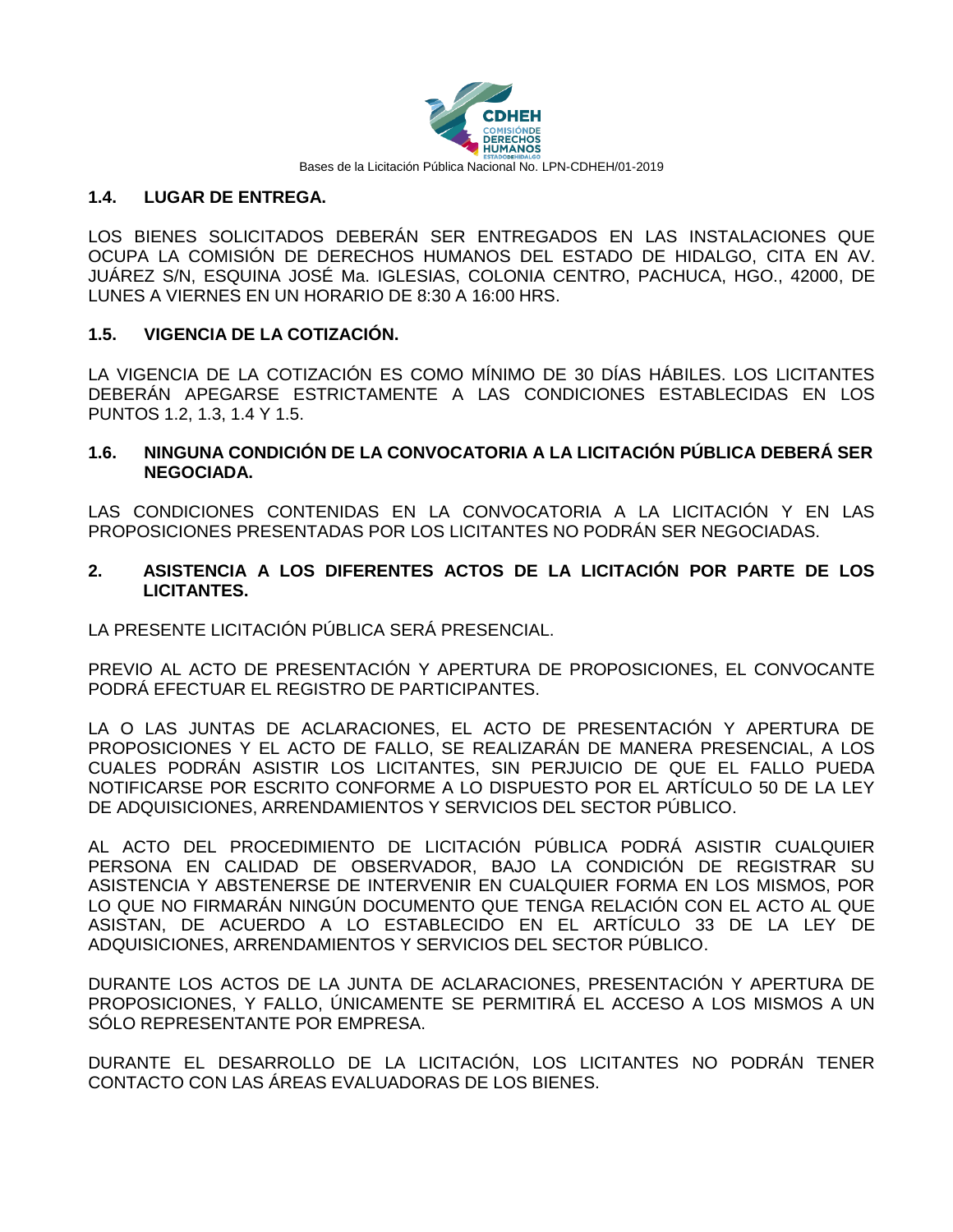## 1.4. LUGAR DE ENTREGA.

LOS BIENES SOLICITADOS DEBERÁN SER ENTREGADOS EN LAS INSTALACIONES QUE OCUPA LA COMISIÓN DE DERECHOS HUMANOS DEL ESTADO DE HIDALGO, CITA EN AV. JUÁREZ S/N, ESQUINA JOSÉ Ma. IGLESIAS, COLONIA CENTRO, PACHUCA, HGO., 42000, DE LUNES A VIERNES EN UN HORARIO DE 8:30 A 16:00 HRS.

## 1.5. VIGENCIA DE LA COTIZACIÓN.

LA VIGENCIA DE LA COTIZACIÓN ES COMO MÍNIMO DE 30 DÍAS HÁBILES. LOS LICITANTES DEBERÁN APEGARSE ESTRICTAMENTE A LAS CONDICIONES ESTABLECIDAS EN LOS PUNTOS 1.2, 1.3, 1.4 Y 1.5.

## 1.6. NINGUNA CONDICIÓN DE LA CONVOCATORIA A LA LICITACIÓN PÚBLICA DEBERÁ SER NEGOCIADA.

LAS CONDICIONES CONTENIDAS EN LA CONVOCATORIA A LA LICITACIÓN Y EN LAS PROPOSICIONES PRESENTADAS POR LOS LICITANTES NO PODRÁN SER NEGOCIADAS.

## 2. ASISTENCIA A LOS DIFERENTES ACTOS DE LA LICITACIÓN POR PARTE DE LOS LICITANTES.

LA PRESENTE LICITACIÓN PÚBLICA SERÁ PRESENCIAL.

PREVIO AL ACTO DE PRESENTACIÓN Y APERTURA DE PROPOSICIONES, EL CONVOCANTE PODRÁ EFECTUAR EL REGISTRO DE PARTICIPANTES.

LA O LAS JUNTAS DE ACLARACIONES, EL ACTO DE PRESENTACIÓN Y APERTURA DE PROPOSICIONES Y EL ACTO DE FALLO, SE REALIZARÁN DE MANERA PRESENCIAL, A LOS CUALES PODRÁN ASISTIR LOS LICITANTES, SIN PERJUICIO DE QUE EL FALLO PUEDA NOTIFICARSE POR ESCRITO CONFORME A LO DISPUESTO POR EL ARTÍCULO 50 DE LA LEY DE ADQUISICIONES, ARRENDAMIENTOS Y SERVICIOS DEL SECTOR PÚBLICO.

AL ACTO DEL PROCEDIMIENTO DE LICITACIÓN PÚBLICA PODRÁ ASISTIR CUALQUIER PERSONA EN CALIDAD DE OBSERVADOR, BAJO LA CONDICIÓN DE REGISTRAR SU ASISTENCIA Y ABSTENERSE DE INTERVENIR EN CUALQUIER FORMA EN LOS MISMOS, POR LO QUE NO FIRMARÁN NINGÚN DOCUMENTO QUE TENGA RELACIÓN CON EL ACTO AL QUE ASISTAN, DE ACUERDO A LO ESTABLECIDO EN EL ARTÍCULO 33 DE LA LEY DE ADQUISICIONES, ARRENDAMIENTOS Y SERVICIOS DEL SECTOR PÚBLICO.

DURANTE LOS ACTOS DE LA JUNTA DE ACLARACIONES, PRESENTACIÓN Y APERTURA DE PROPOSICIONES, Y FALLO, ÚNICAMENTE SE PERMITIRÁ EL ACCESO A LOS MISMOS A UN SÓLO REPRESENTANTE POR EMPRESA.

DURANTE EL DESARROLLO DE LA LICITACIÓN, LOS LICITANTES NO PODRÁN TENER CONTACTO CON LAS ÁREAS EVALUADORAS DE LOS BIENES.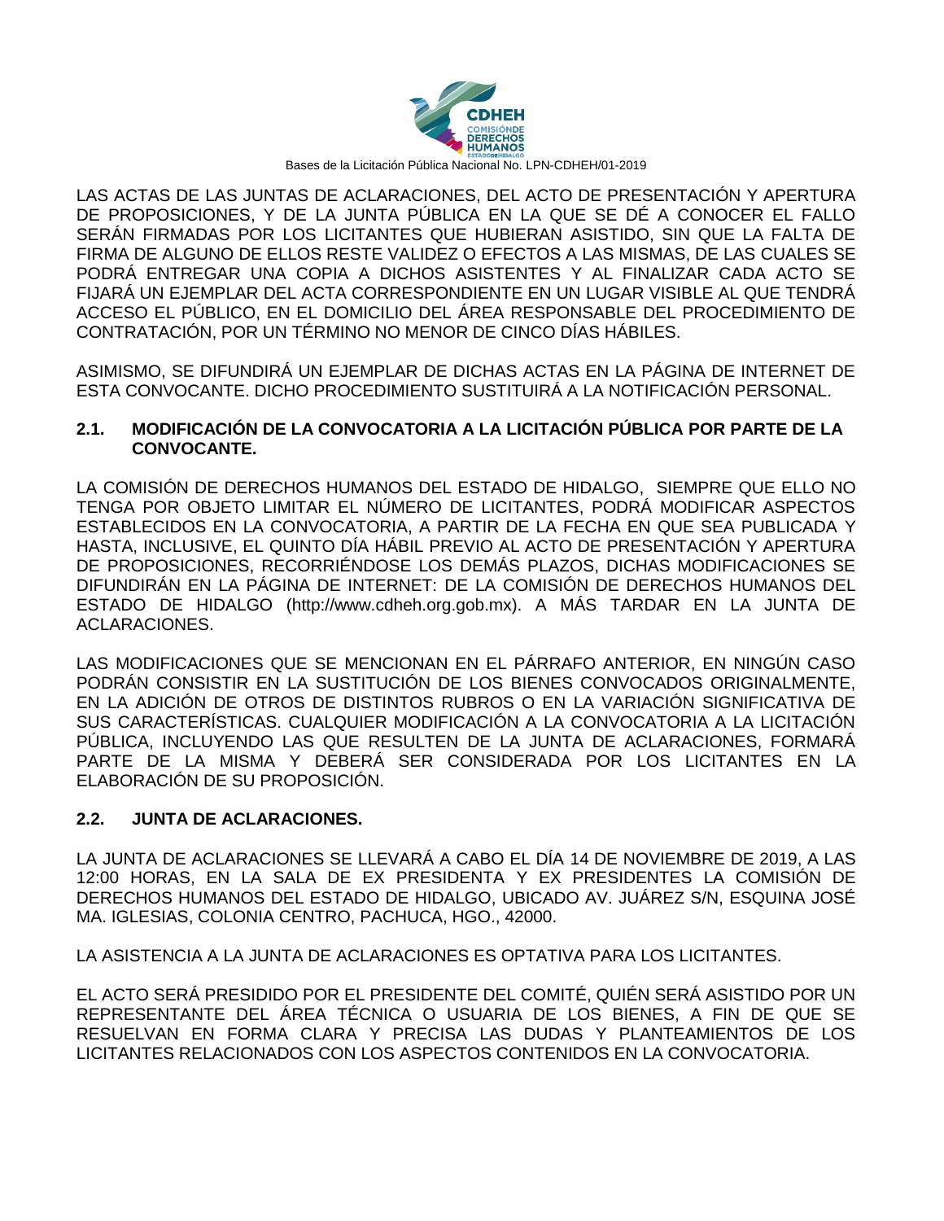LAS ACTAS DE LAS JUNTAS DE ACLARACIONES, DEL ACTO DE PRESENTACIÓN Y APERTURA DE PROPOSICIONES, Y DE LA JUNTA PÚBLICA EN LA QUE SE DÉ A CONOCER EL FALLO SERÁN FIRMADAS POR LOS LICITANTES QUE HUBIERAN ASISTIDO, SIN QUE LA FALTA DE FIRMA DE ALGUNO DE ELLOS RESTE VALIDEZ O EFECTOS A LAS MISMAS, DE LAS CUALES SE PODRÁ ENTREGAR UNA COPIA A DICHOS ASISTENTES Y AL FINALIZAR CADA ACTO SE FIJARÁ UN EJEMPLAR DEL ACTA CORRESPONDIENTE EN UN LUGAR VISIBLE AL QUE TENDRÁ ACCESO EL PÚBLICO, EN EL DOMICILIO DEL ÁREA RESPONSABLE DEL PROCEDIMIENTO DE CONTRATACIÓN, POR UN TÉRMINO NO MENOR DE CINCO DÍAS HÁBILES.

ASIMISMO, SE DIFUNDIRÁ UN EJEMPLAR DE DICHAS ACTAS EN LA PÁGINA DE INTERNET DE ESTA CONVOCANTE. DICHO PROCEDIMIENTO SUSTITUIRÁ A LA NOTIFICACIÓN PERSONAL.

**2.1. MODIFICACIÓN DE LA CONVOCATORIA A LA LICITACIÓN PÚBLICA POR PARTE DE LA CONVOCANTE.**

LA COMISIÓN DE DERECHOS HUMANOS DEL ESTADO DE HIDALGO, SIEMPRE QUE ELLO NO TENGA POR OBJETO LIMITAR EL NÚMERO DE LICITANTES, PODRÁ MODIFICAR ASPECTOS ESTABLECIDOS EN LA CONVOCATORIA, A PARTIR DE LA FECHA EN QUE SEA PUBLICADA Y HASTA, INCLUSIVE, EL QUINTO DÍA HÁBIL PREVIO AL ACTO DE PRESENTACIÓN Y APERTURA DE PROPOSICIONES, RECORRIÉNDOSE LOS DEMÁS PLAZOS, DICHAS MODIFICACIONES SE DIFUNDIRÁN EN LA PÁGINA DE INTERNET: DE LA COMISIÓN DE DERECHOS HUMANOS DEL ESTADO DE HIDALGO (http://www.cdheh.org.gob.mx). A MÁS TARDAR EN LA JUNTA DE ACLARACIONES.

LAS MODIFICACIONES QUE SE MENCIONAN EN EL PÁRRAFO ANTERIOR, EN NINGÚN CASO PODRÁN CONSISTIR EN LA SUSTITUCIÓN DE LOS BIENES CONVOCADOS ORIGINALMENTE, EN LA ADICIÓN DE OTROS DE DISTINTOS RUBROS O EN LA VARIACIÓN SIGNIFICATIVA DE SUS CARACTERÍSTICAS. CUALQUIER MODIFICACIÓN A LA CONVOCATORIA A LA LICITACIÓN PÚBLICA, INCLUYENDO LAS QUE RESULTEN DE LA JUNTA DE ACLARACIONES, FORMARÁ PARTE DE LA MISMA Y DEBERÁ SER CONSIDERADA POR LOS LICITANTES EN LA ELABORACIÓN DE SU PROPOSICIÓN.

**2.2. JUNTA DE ACLARACIONES.**

LA JUNTA DE ACLARACIONES SE LLEVARÁ A CABO EL DÍA 14 DE NOVIEMBRE DE 2019, A LAS 12:00 HORAS, EN LA SALA DE EX PRESIDENTA Y EX PRESIDENTES LA COMISIÓN DE DERECHOS HUMANOS DEL ESTADO DE HIDALGO, UBICADO AV. JUÁREZ S/N, ESQUINA JOSÉ MA. IGLESIAS, COLONIA CENTRO, PACHUCA, HGO., 42000.

LA ASISTENCIA A LA JUNTA DE ACLARACIONES ES OPTATIVA PARA LOS LICITANTES.

EL ACTO SERÁ PRESIDIDO POR EL PRESIDENTE DEL COMITÉ, QUIÉN SERÁ ASISTIDO POR UN REPRESENTANTE DEL ÁREA TÉCNICA O USUARIA DE LOS BIENES, A FIN DE QUE SE RESUELVAN EN FORMA CLARA Y PRECISA LAS DUDAS Y PLANTEAMIENTOS DE LOS LICITANTES RELACIONADOS CON LOS ASPECTOS CONTENIDOS EN LA CONVOCATORIA.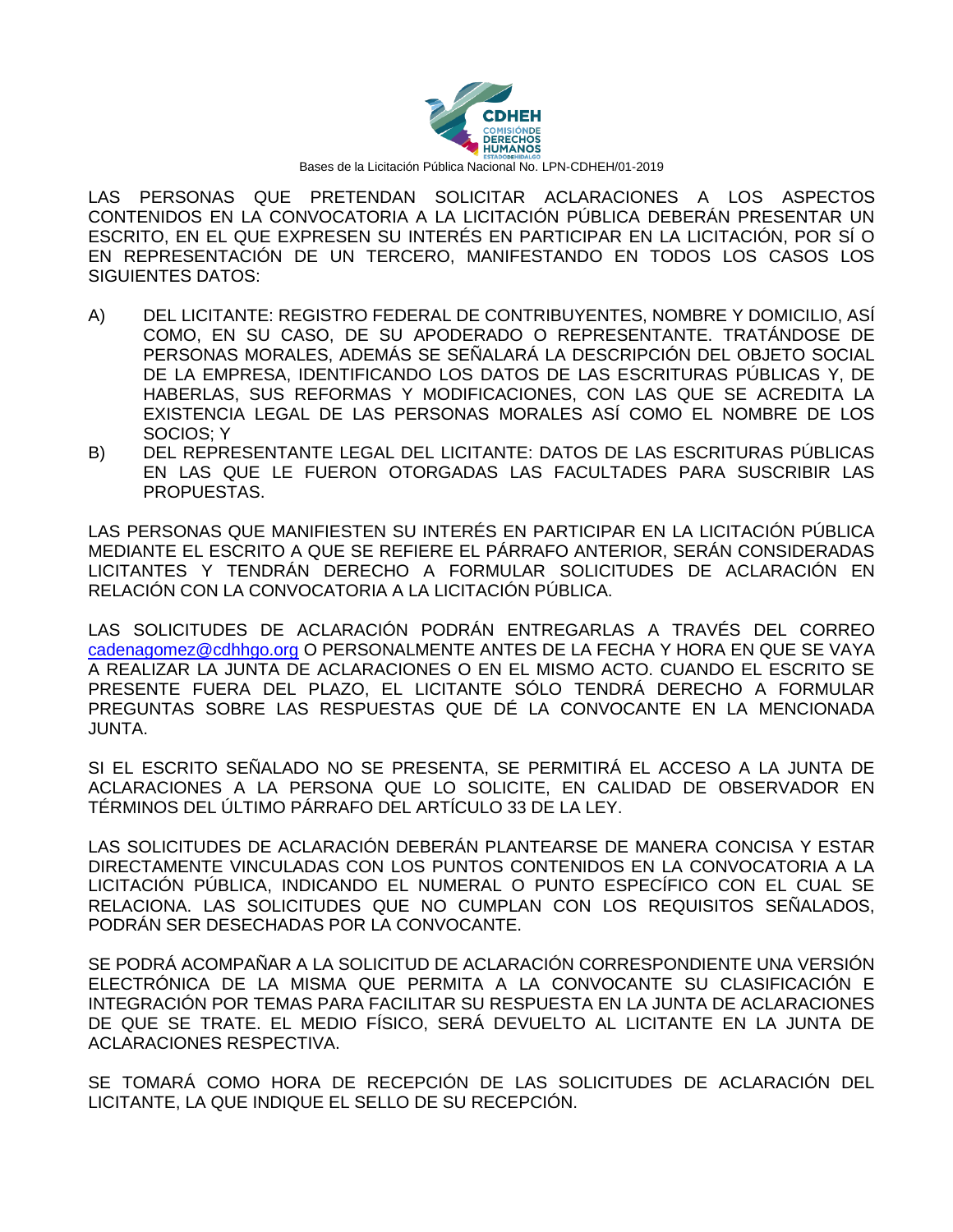LAS PERSONAS QUE PRETENDAN SOLICITAR ACLARACIONES A LOS ASPECTOS CONTENIDOS EN LA CONVOCATORIA A LA LICITACIÓN PÚBLICA DEBERÁN PRESENTAR UN ESCRITO, EN EL QUE EXPRESEN SU INTERÉS EN PARTICIPAR EN LA LICITACIÓN, POR SÍ O EN REPRESENTACIÓN DE UN TERCERO, MANIFESTANDO EN TODOS LOS CASOS LOS SIGUIENTES DATOS:

A) DEL LICITANTE: REGISTRO FEDERAL DE CONTRIBUYENTES, NOMBRE Y DOMICILIO, ASÍ COMO, EN SU CASO, DE SU APODERADO O REPRESENTANTE. TRATÁNDOSE DE PERSONAS MORALES, ADEMÁS SE SEÑALARÁ LA DESCRIPCIÓN DEL OBJETO SOCIAL DE LA EMPRESA, IDENTIFICANDO LOS DATOS DE LAS ESCRITURAS PÚBLICAS Y, DE HABERLAS, SUS REFORMAS Y MODIFICACIONES, CON LAS QUE SE ACREDITA LA EXISTENCIA LEGAL DE LAS PERSONAS MORALES ASÍ COMO EL NOMBRE DE LOS SOCIOS; Y
B) DEL REPRESENTANTE LEGAL DEL LICITANTE: DATOS DE LAS ESCRITURAS PÚBLICAS EN LAS QUE LE FUERON OTORGADAS LAS FACULTADES PARA SUSCRIBIR LAS PROPUESTAS.

LAS PERSONAS QUE MANIFIESTEN SU INTERÉS EN PARTICIPAR EN LA LICITACIÓN PÚBLICA MEDIANTE EL ESCRITO A QUE SE REFIERE EL PÁRRAFO ANTERIOR, SERÁN CONSIDERADAS LICITANTES Y TENDRÁN DERECHO A FORMULAR SOLICITUDES DE ACLARACIÓN EN RELACIÓN CON LA CONVOCATORIA A LA LICITACIÓN PÚBLICA.

LAS SOLICITUDES DE ACLARACIÓN PODRÁN ENTREGARLAS A TRAVÉS DEL CORREO cadenagomez@cdhhgo.org O PERSONALMENTE ANTES DE LA FECHA Y HORA EN QUE SE VAYA A REALIZAR LA JUNTA DE ACLARACIONES O EN EL MISMO ACTO. CUANDO EL ESCRITO SE PRESENTE FUERA DEL PLAZO, EL LICITANTE SÓLO TENDRÁ DERECHO A FORMULAR PREGUNTAS SOBRE LAS RESPUESTAS QUE DÉ LA CONVOCANTE EN LA MENCIONADA JUNTA.

SI EL ESCRITO SEÑALADO NO SE PRESENTA, SE PERMITIRÁ EL ACCESO A LA JUNTA DE ACLARACIONES A LA PERSONA QUE LO SOLICITE, EN CALIDAD DE OBSERVADOR EN TÉRMINOS DEL ÚLTIMO PÁRRAFO DEL ARTÍCULO 33 DE LA LEY.

LAS SOLICITUDES DE ACLARACIÓN DEBERÁN PLANTEARSE DE MANERA CONCISA Y ESTAR DIRECTAMENTE VINCULADAS CON LOS PUNTOS CONTENIDOS EN LA CONVOCATORIA A LA LICITACIÓN PÚBLICA, INDICANDO EL NUMERAL O PUNTO ESPECÍFICO CON EL CUAL SE RELACIONA. LAS SOLICITUDES QUE NO CUMPLAN CON LOS REQUISITOS SEÑALADOS, PODRÁN SER DESECHADAS POR LA CONVOCANTE.

SE PODRÁ ACOMPAÑAR A LA SOLICITUD DE ACLARACIÓN CORRESPONDIENTE UNA VERSIÓN ELECTRÓNICA DE LA MISMA QUE PERMITA A LA CONVOCANTE SU CLASIFICACIÓN E INTEGRACIÓN POR TEMAS PARA FACILITAR SU RESPUESTA EN LA JUNTA DE ACLARACIONES DE QUE SE TRATE. EL MEDIO FÍSICO, SERÁ DEVUELTO AL LICITANTE EN LA JUNTA DE ACLARACIONES RESPECTIVA.

SE TOMARÁ COMO HORA DE RECEPCIÓN DE LAS SOLICITUDES DE ACLARACIÓN DEL LICITANTE, LA QUE INDIQUE EL SELLO DE SU RECEPCIÓN.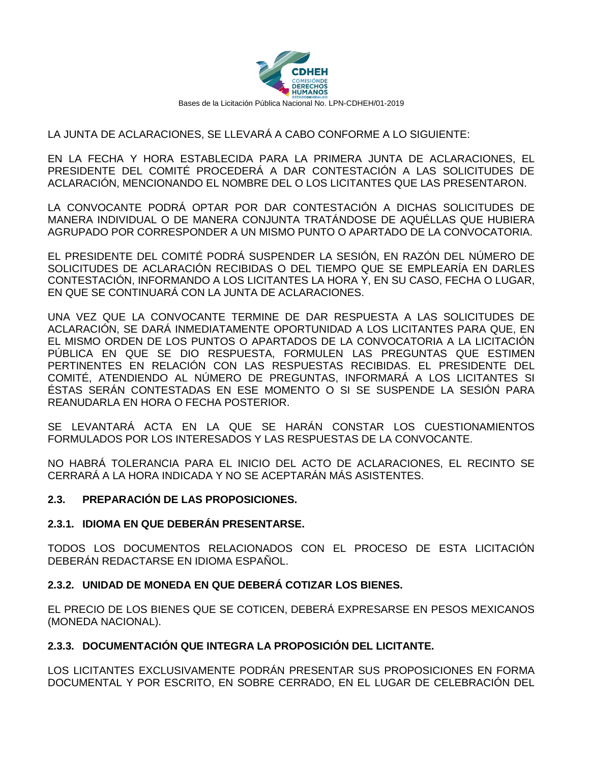LA JUNTA DE ACLARACIONES, SE LLEVARÁ A CABO CONFORME A LO SIGUIENTE:

EN LA FECHA Y HORA ESTABLECIDA PARA LA PRIMERA JUNTA DE ACLARACIONES, EL PRESIDENTE DEL COMITÉ PROCEDERÁ A DAR CONTESTACIÓN A LAS SOLICITUDES DE ACLARACIÓN, MENCIONANDO EL NOMBRE DEL O LOS LICITANTES QUE LAS PRESENTARON.

LA CONVOCANTE PODRÁ OPTAR POR DAR CONTESTACIÓN A DICHAS SOLICITUDES DE MANERA INDIVIDUAL O DE MANERA CONJUNTA TRATÁNDOSE DE AQUÉLLAS QUE HUBIERA AGRUPADO POR CORRESPONDER A UN MISMO PUNTO O APARTADO DE LA CONVOCATORIA.

EL PRESIDENTE DEL COMITÉ PODRÁ SUSPENDER LA SESIÓN, EN RAZÓN DEL NÚMERO DE SOLICITUDES DE ACLARACIÓN RECIBIDAS O DEL TIEMPO QUE SE EMPLEARÍA EN DARLES CONTESTACIÓN, INFORMANDO A LOS LICITANTES LA HORA Y, EN SU CASO, FECHA O LUGAR, EN QUE SE CONTINUARÁ CON LA JUNTA DE ACLARACIONES.

UNA VEZ QUE LA CONVOCANTE TERMINE DE DAR RESPUESTA A LAS SOLICITUDES DE ACLARACIÓN, SE DARÁ INMEDIATAMENTE OPORTUNIDAD A LOS LICITANTES PARA QUE, EN EL MISMO ORDEN DE LOS PUNTOS O APARTADOS DE LA CONVOCATORIA A LA LICITACIÓN PÚBLICA EN QUE SE DIO RESPUESTA, FORMULEN LAS PREGUNTAS QUE ESTIMEN PERTINENTES EN RELACIÓN CON LAS RESPUESTAS RECIBIDAS. EL PRESIDENTE DEL COMITÉ, ATENDIENDO AL NÚMERO DE PREGUNTAS, INFORMARÁ A LOS LICITANTES SI ÉSTAS SERÁN CONTESTADAS EN ESE MOMENTO O SI SE SUSPENDE LA SESIÓN PARA REANUDARLA EN HORA O FECHA POSTERIOR.

SE LEVANTARÁ ACTA EN LA QUE SE HARÁN CONSTAR LOS CUESTIONAMIENTOS FORMULADOS POR LOS INTERESADOS Y LAS RESPUESTAS DE LA CONVOCANTE.

NO HABRÁ TOLERANCIA PARA EL INICIO DEL ACTO DE ACLARACIONES, EL RECINTO SE CERRARÁ A LA HORA INDICADA Y NO SE ACEPTARÁN MÁS ASISTENTES.

## 2.3. PREPARACIÓN DE LAS PROPOSICIONES.

### 2.3.1. IDIOMA EN QUE DEBERÁN PRESENTARSE.

TODOS LOS DOCUMENTOS RELACIONADOS CON EL PROCESO DE ESTA LICITACIÓN DEBERÁN REDACTARSE EN IDIOMA ESPAÑOL.

### 2.3.2. UNIDAD DE MONEDA EN QUE DEBERÁ COTIZAR LOS BIENES.

EL PRECIO DE LOS BIENES QUE SE COTICEN, DEBERÁ EXPRESARSE EN PESOS MEXICANOS (MONEDA NACIONAL).

### 2.3.3. DOCUMENTACIÓN QUE INTEGRA LA PROPOSICIÓN DEL LICITANTE.

LOS LICITANTES EXCLUSIVAMENTE PODRÁN PRESENTAR SUS PROPOSICIONES EN FORMA DOCUMENTAL Y POR ESCRITO, EN SOBRE CERRADO, EN EL LUGAR DE CELEBRACIÓN DEL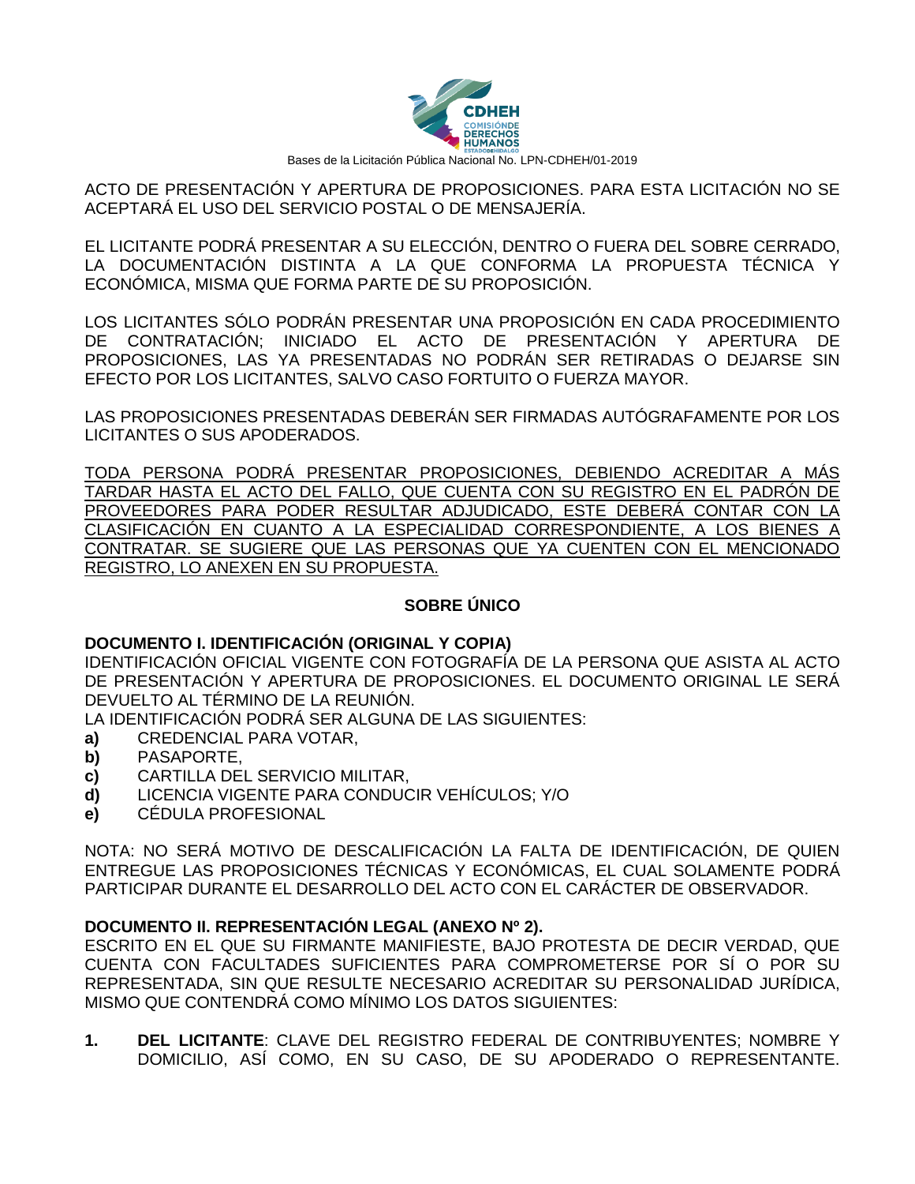ACTO DE PRESENTACIÓN Y APERTURA DE PROPOSICIONES. PARA ESTA LICITACIÓN NO SE ACEPTARÁ EL USO DEL SERVICIO POSTAL O DE MENSAJERÍA.

EL LICITANTE PODRÁ PRESENTAR A SU ELECCIÓN, DENTRO O FUERA DEL SOBRE CERRADO, LA DOCUMENTACIÓN DISTINTA A LA QUE CONFORMA LA PROPUESTA TÉCNICA Y ECONÓMICA, MISMA QUE FORMA PARTE DE SU PROPOSICIÓN.

LOS LICITANTES SÓLO PODRÁN PRESENTAR UNA PROPOSICIÓN EN CADA PROCEDIMIENTO DE CONTRATACIÓN; INICIADO EL ACTO DE PRESENTACIÓN Y APERTURA DE PROPOSICIONES, LAS YA PRESENTADAS NO PODRÁN SER RETIRADAS O DEJARSE SIN EFECTO POR LOS LICITANTES, SALVO CASO FORTUITO O FUERZA MAYOR.

LAS PROPOSICIONES PRESENTADAS DEBERÁN SER FIRMADAS AUTÓGRAFAMENTE POR LOS LICITANTES O SUS APODERADOS.

<u>TODA PERSONA PODRÁ PRESENTAR PROPOSICIONES, DEBIENDO ACREDITAR A MÁS TARDAR HASTA EL ACTO DEL FALLO, QUE CUENTA CON SU REGISTRO EN EL PADRÓN DE PROVEEDORES PARA PODER RESULTAR ADJUDICADO, ESTE DEBERÁ CONTAR CON LA CLASIFICACIÓN EN CUANTO A LA ESPECIALIDAD CORRESPONDIENTE, A LOS BIENES A CONTRATAR. SE SUGIERE QUE LAS PERSONAS QUE YA CUENTEN CON EL MENCIONADO REGISTRO, LO ANEXEN EN SU PROPUESTA.</u>

## SOBRE ÚNICO

**DOCUMENTO I. IDENTIFICACIÓN (ORIGINAL Y COPIA)**

IDENTIFICACIÓN OFICIAL VIGENTE CON FOTOGRAFÍA DE LA PERSONA QUE ASISTA AL ACTO DE PRESENTACIÓN Y APERTURA DE PROPOSICIONES. EL DOCUMENTO ORIGINAL LE SERÁ DEVUELTO AL TÉRMINO DE LA REUNIÓN.

LA IDENTIFICACIÓN PODRÁ SER ALGUNA DE LAS SIGUIENTES:

**a)** CREDENCIAL PARA VOTAR,
**b)** PASAPORTE,
**c)** CARTILLA DEL SERVICIO MILITAR,
**d)** LICENCIA VIGENTE PARA CONDUCIR VEHÍCULOS; Y/O
**e)** CÉDULA PROFESIONAL

NOTA: NO SERÁ MOTIVO DE DESCALIFICACIÓN LA FALTA DE IDENTIFICACIÓN, DE QUIEN ENTREGUE LAS PROPOSICIONES TÉCNICAS Y ECONÓMICAS, EL CUAL SOLAMENTE PODRÁ PARTICIPAR DURANTE EL DESARROLLO DEL ACTO CON EL CARÁCTER DE OBSERVADOR.

**DOCUMENTO II. REPRESENTACIÓN LEGAL (ANEXO Nº 2).**

ESCRITO EN EL QUE SU FIRMANTE MANIFIESTE, BAJO PROTESTA DE DECIR VERDAD, QUE CUENTA CON FACULTADES SUFICIENTES PARA COMPROMETERSE POR SÍ O POR SU REPRESENTADA, SIN QUE RESULTE NECESARIO ACREDITAR SU PERSONALIDAD JURÍDICA, MISMO QUE CONTENDRÁ COMO MÍNIMO LOS DATOS SIGUIENTES:

**1.** **DEL LICITANTE**: CLAVE DEL REGISTRO FEDERAL DE CONTRIBUYENTES; NOMBRE Y DOMICILIO, ASÍ COMO, EN SU CASO, DE SU APODERADO O REPRESENTANTE.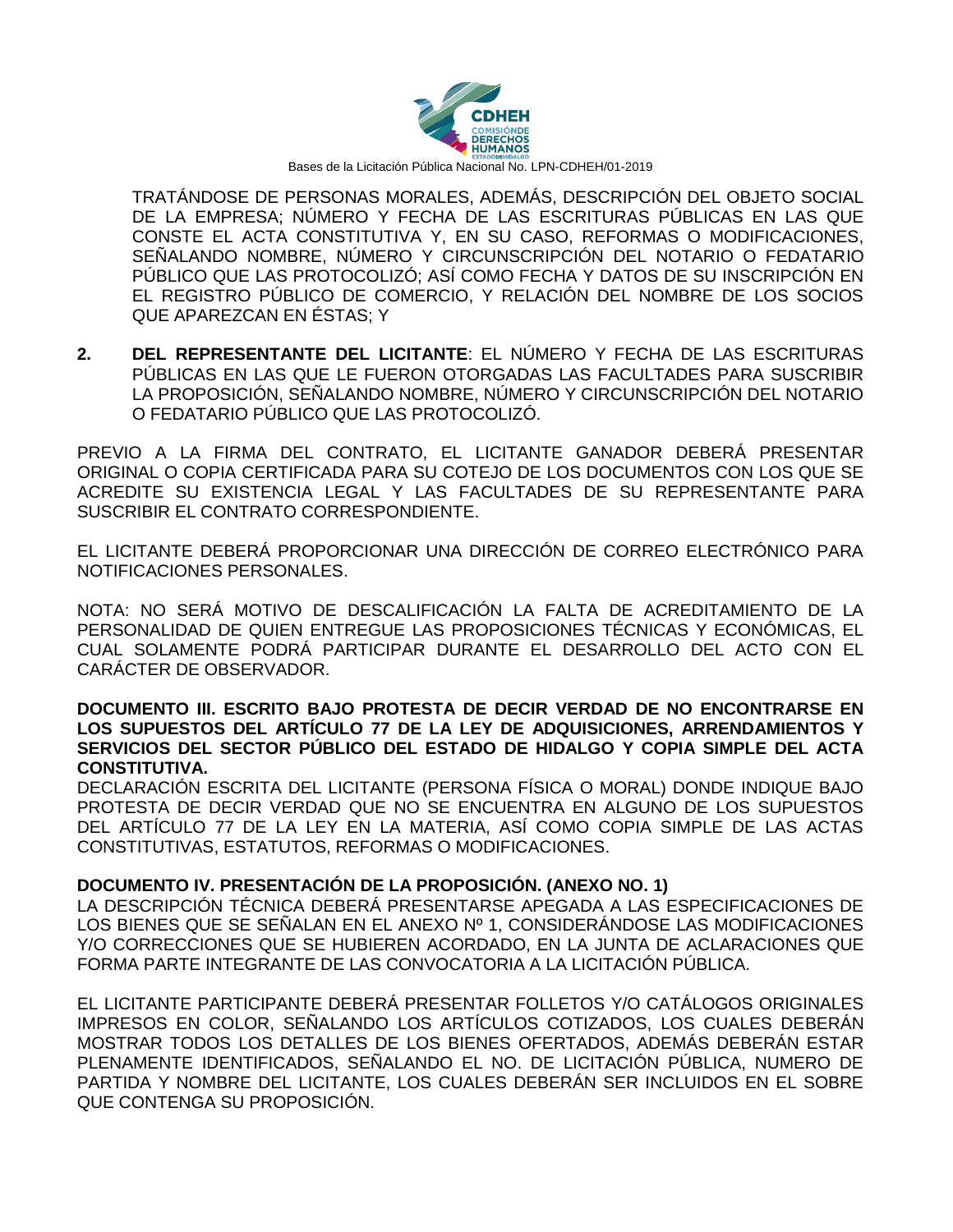TRATÁNDOSE DE PERSONAS MORALES, ADEMÁS, DESCRIPCIÓN DEL OBJETO SOCIAL DE LA EMPRESA; NÚMERO Y FECHA DE LAS ESCRITURAS PÚBLICAS EN LAS QUE CONSTE EL ACTA CONSTITUTIVA Y, EN SU CASO, REFORMAS O MODIFICACIONES, SEÑALANDO NOMBRE, NÚMERO Y CIRCUNSCRIPCIÓN DEL NOTARIO O FEDATARIO PÚBLICO QUE LAS PROTOCOLIZÓ; ASÍ COMO FECHA Y DATOS DE SU INSCRIPCIÓN EN EL REGISTRO PÚBLICO DE COMERCIO, Y RELACIÓN DEL NOMBRE DE LOS SOCIOS QUE APAREZCAN EN ÉSTAS; Y

2. **DEL REPRESENTANTE DEL LICITANTE**: EL NÚMERO Y FECHA DE LAS ESCRITURAS PÚBLICAS EN LAS QUE LE FUERON OTORGADAS LAS FACULTADES PARA SUSCRIBIR LA PROPOSICIÓN, SEÑALANDO NOMBRE, NÚMERO Y CIRCUNSCRIPCIÓN DEL NOTARIO O FEDATARIO PÚBLICO QUE LAS PROTOCOLIZÓ.

PREVIO A LA FIRMA DEL CONTRATO, EL LICITANTE GANADOR DEBERÁ PRESENTAR ORIGINAL O COPIA CERTIFICADA PARA SU COTEJO DE LOS DOCUMENTOS CON LOS QUE SE ACREDITE SU EXISTENCIA LEGAL Y LAS FACULTADES DE SU REPRESENTANTE PARA SUSCRIBIR EL CONTRATO CORRESPONDIENTE.

EL LICITANTE DEBERÁ PROPORCIONAR UNA DIRECCIÓN DE CORREO ELECTRÓNICO PARA NOTIFICACIONES PERSONALES.

NOTA: NO SERÁ MOTIVO DE DESCALIFICACIÓN LA FALTA DE ACREDITAMIENTO DE LA PERSONALIDAD DE QUIEN ENTREGUE LAS PROPOSICIONES TÉCNICAS Y ECONÓMICAS, EL CUAL SOLAMENTE PODRÁ PARTICIPAR DURANTE EL DESARROLLO DEL ACTO CON EL CARÁCTER DE OBSERVADOR.

**DOCUMENTO III. ESCRITO BAJO PROTESTA DE DECIR VERDAD DE NO ENCONTRARSE EN LOS SUPUESTOS DEL ARTÍCULO 77 DE LA LEY DE ADQUISICIONES, ARRENDAMIENTOS Y SERVICIOS DEL SECTOR PÚBLICO DEL ESTADO DE HIDALGO Y COPIA SIMPLE DEL ACTA CONSTITUTIVA.**

DECLARACIÓN ESCRITA DEL LICITANTE (PERSONA FÍSICA O MORAL) DONDE INDIQUE BAJO PROTESTA DE DECIR VERDAD QUE NO SE ENCUENTRA EN ALGUNO DE LOS SUPUESTOS DEL ARTÍCULO 77 DE LA LEY EN LA MATERIA, ASÍ COMO COPIA SIMPLE DE LAS ACTAS CONSTITUTIVAS, ESTATUTOS, REFORMAS O MODIFICACIONES.

**DOCUMENTO IV. PRESENTACIÓN DE LA PROPOSICIÓN. (ANEXO NO. 1)**

LA DESCRIPCIÓN TÉCNICA DEBERÁ PRESENTARSE APEGADA A LAS ESPECIFICACIONES DE LOS BIENES QUE SE SEÑALAN EN EL ANEXO Nº 1, CONSIDERÁNDOSE LAS MODIFICACIONES Y/O CORRECCIONES QUE SE HUBIEREN ACORDADO, EN LA JUNTA DE ACLARACIONES QUE FORMA PARTE INTEGRANTE DE LAS CONVOCATORIA A LA LICITACIÓN PÚBLICA.

EL LICITANTE PARTICIPANTE DEBERÁ PRESENTAR FOLLETOS Y/O CATÁLOGOS ORIGINALES IMPRESOS EN COLOR, SEÑALANDO LOS ARTÍCULOS COTIZADOS, LOS CUALES DEBERÁN MOSTRAR TODOS LOS DETALLES DE LOS BIENES OFERTADOS, ADEMÁS DEBERÁN ESTAR PLENAMENTE IDENTIFICADOS, SEÑALANDO EL NO. DE LICITACIÓN PÚBLICA, NUMERO DE PARTIDA Y NOMBRE DEL LICITANTE, LOS CUALES DEBERÁN SER INCLUIDOS EN EL SOBRE QUE CONTENGA SU PROPOSICIÓN.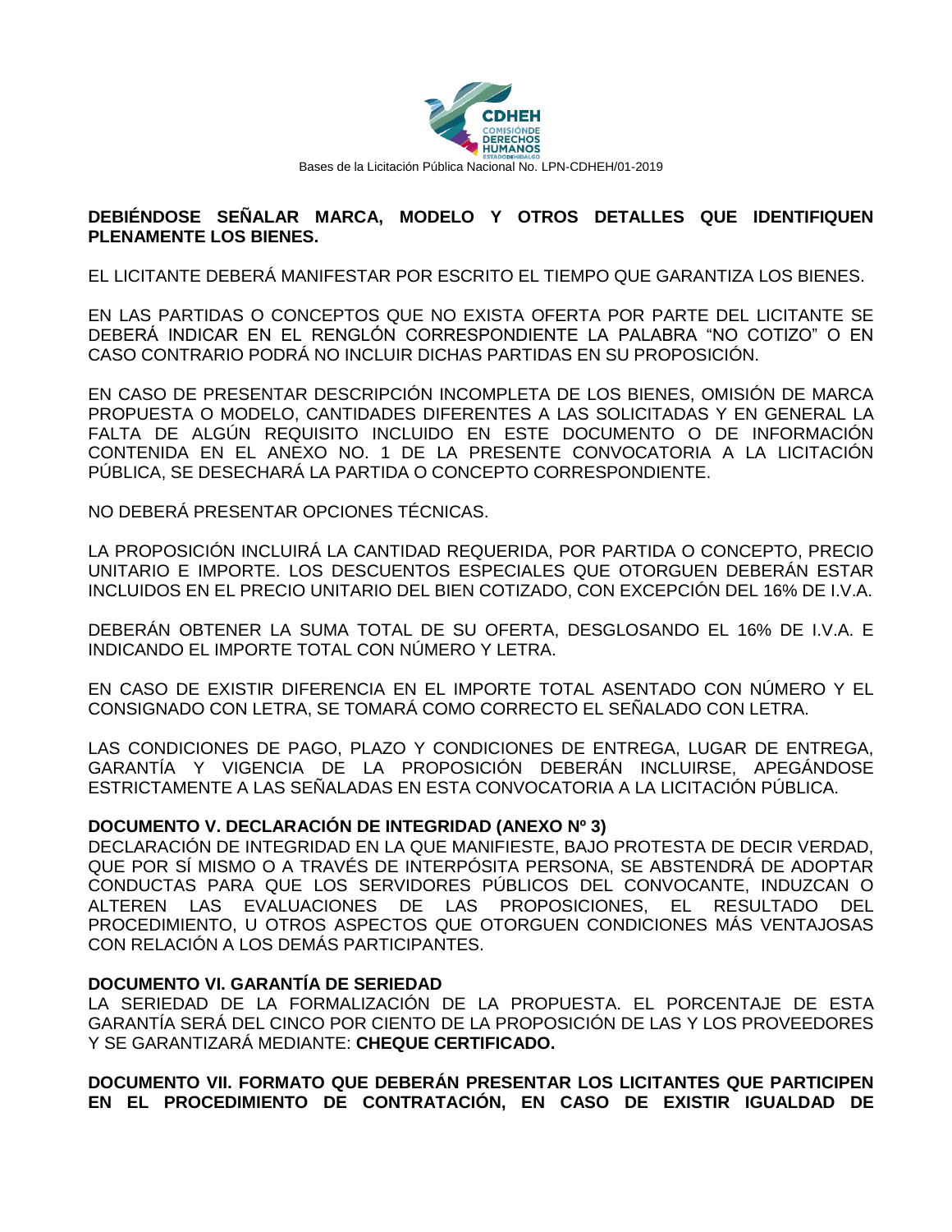**DEBIÉNDOSE SEÑALAR MARCA, MODELO Y OTROS DETALLES QUE IDENTIFIQUEN PLENAMENTE LOS BIENES.**

EL LICITANTE DEBERÁ MANIFESTAR POR ESCRITO EL TIEMPO QUE GARANTIZA LOS BIENES.

EN LAS PARTIDAS O CONCEPTOS QUE NO EXISTA OFERTA POR PARTE DEL LICITANTE SE DEBERÁ INDICAR EN EL RENGLÓN CORRESPONDIENTE LA PALABRA "NO COTIZO" O EN CASO CONTRARIO PODRÁ NO INCLUIR DICHAS PARTIDAS EN SU PROPOSICIÓN.

EN CASO DE PRESENTAR DESCRIPCIÓN INCOMPLETA DE LOS BIENES, OMISIÓN DE MARCA PROPUESTA O MODELO, CANTIDADES DIFERENTES A LAS SOLICITADAS Y EN GENERAL LA FALTA DE ALGÚN REQUISITO INCLUIDO EN ESTE DOCUMENTO O DE INFORMACIÓN CONTENIDA EN EL ANEXO NO. 1 DE LA PRESENTE CONVOCATORIA A LA LICITACIÓN PÚBLICA, SE DESECHARÁ LA PARTIDA O CONCEPTO CORRESPONDIENTE.

NO DEBERÁ PRESENTAR OPCIONES TÉCNICAS.

LA PROPOSICIÓN INCLUIRÁ LA CANTIDAD REQUERIDA, POR PARTIDA O CONCEPTO, PRECIO UNITARIO E IMPORTE. LOS DESCUENTOS ESPECIALES QUE OTORGUEN DEBERÁN ESTAR INCLUIDOS EN EL PRECIO UNITARIO DEL BIEN COTIZADO, CON EXCEPCIÓN DEL 16% DE I.V.A.

DEBERÁN OBTENER LA SUMA TOTAL DE SU OFERTA, DESGLOSANDO EL 16% DE I.V.A. E INDICANDO EL IMPORTE TOTAL CON NÚMERO Y LETRA.

EN CASO DE EXISTIR DIFERENCIA EN EL IMPORTE TOTAL ASENTADO CON NÚMERO Y EL CONSIGNADO CON LETRA, SE TOMARÁ COMO CORRECTO EL SEÑALADO CON LETRA.

LAS CONDICIONES DE PAGO, PLAZO Y CONDICIONES DE ENTREGA, LUGAR DE ENTREGA, GARANTÍA Y VIGENCIA DE LA PROPOSICIÓN DEBERÁN INCLUIRSE, APEGÁNDOSE ESTRICTAMENTE A LAS SEÑALADAS EN ESTA CONVOCATORIA A LA LICITACIÓN PÚBLICA.

**DOCUMENTO V. DECLARACIÓN DE INTEGRIDAD (ANEXO Nº 3)**

DECLARACIÓN DE INTEGRIDAD EN LA QUE MANIFIESTE, BAJO PROTESTA DE DECIR VERDAD, QUE POR SÍ MISMO O A TRAVÉS DE INTERPÓSITA PERSONA, SE ABSTENDRÁ DE ADOPTAR CONDUCTAS PARA QUE LOS SERVIDORES PÚBLICOS DEL CONVOCANTE, INDUZCAN O ALTEREN LAS EVALUACIONES DE LAS PROPOSICIONES, EL RESULTADO DEL PROCEDIMIENTO, U OTROS ASPECTOS QUE OTORGUEN CONDICIONES MÁS VENTAJOSAS CON RELACIÓN A LOS DEMÁS PARTICIPANTES.

**DOCUMENTO VI. GARANTÍA DE SERIEDAD**

LA SERIEDAD DE LA FORMALIZACIÓN DE LA PROPUESTA. EL PORCENTAJE DE ESTA GARANTÍA SERÁ DEL CINCO POR CIENTO DE LA PROPOSICIÓN DE LAS Y LOS PROVEEDORES Y SE GARANTIZARÁ MEDIANTE: **CHEQUE CERTIFICADO.**

**DOCUMENTO VII. FORMATO QUE DEBERÁN PRESENTAR LOS LICITANTES QUE PARTICIPEN EN EL PROCEDIMIENTO DE CONTRATACIÓN, EN CASO DE EXISTIR IGUALDAD DE**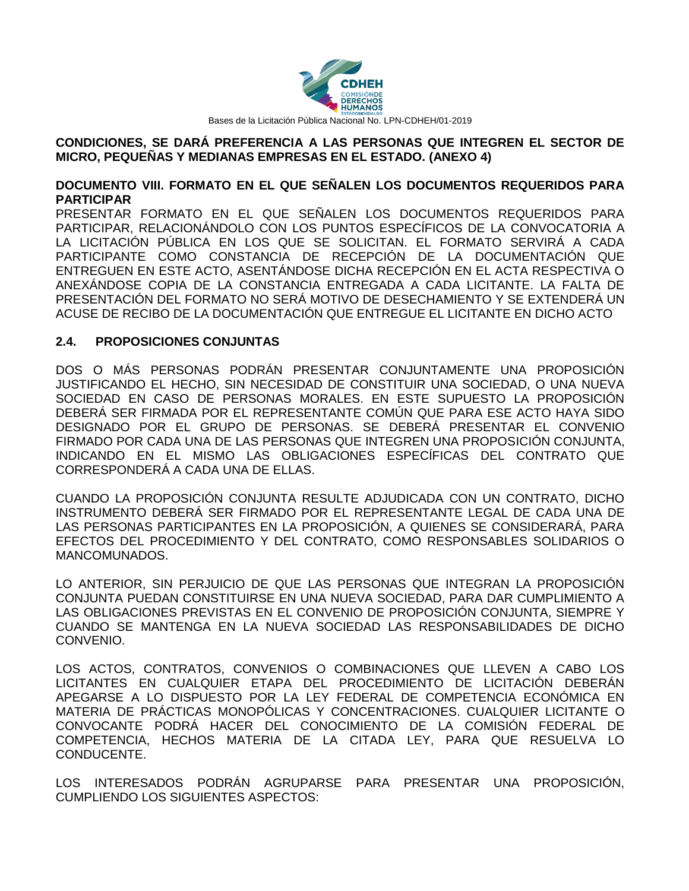**CONDICIONES, SE DARÁ PREFERENCIA A LAS PERSONAS QUE INTEGREN EL SECTOR DE MICRO, PEQUEÑAS Y MEDIANAS EMPRESAS EN EL ESTADO. (ANEXO 4)**

**DOCUMENTO VIII. FORMATO EN EL QUE SEÑALEN LOS DOCUMENTOS REQUERIDOS PARA PARTICIPAR**

PRESENTAR FORMATO EN EL QUE SEÑALEN LOS DOCUMENTOS REQUERIDOS PARA PARTICIPAR, RELACIONÁNDOLO CON LOS PUNTOS ESPECÍFICOS DE LA CONVOCATORIA A LA LICITACIÓN PÚBLICA EN LOS QUE SE SOLICITAN. EL FORMATO SERVIRÁ A CADA PARTICIPANTE COMO CONSTANCIA DE RECEPCIÓN DE LA DOCUMENTACIÓN QUE ENTREGUEN EN ESTE ACTO, ASENTÁNDOSE DICHA RECEPCIÓN EN EL ACTA RESPECTIVA O ANEXÁNDOSE COPIA DE LA CONSTANCIA ENTREGADA A CADA LICITANTE. LA FALTA DE PRESENTACIÓN DEL FORMATO NO SERÁ MOTIVO DE DESECHAMIENTO Y SE EXTENDERÁ UN ACUSE DE RECIBO DE LA DOCUMENTACIÓN QUE ENTREGUE EL LICITANTE EN DICHO ACTO

## 2.4. PROPOSICIONES CONJUNTAS

DOS O MÁS PERSONAS PODRÁN PRESENTAR CONJUNTAMENTE UNA PROPOSICIÓN JUSTIFICANDO EL HECHO, SIN NECESIDAD DE CONSTITUIR UNA SOCIEDAD, O UNA NUEVA SOCIEDAD EN CASO DE PERSONAS MORALES. EN ESTE SUPUESTO LA PROPOSICIÓN DEBERÁ SER FIRMADA POR EL REPRESENTANTE COMÚN QUE PARA ESE ACTO HAYA SIDO DESIGNADO POR EL GRUPO DE PERSONAS. SE DEBERÁ PRESENTAR EL CONVENIO FIRMADO POR CADA UNA DE LAS PERSONAS QUE INTEGREN UNA PROPOSICIÓN CONJUNTA, INDICANDO EN EL MISMO LAS OBLIGACIONES ESPECÍFICAS DEL CONTRATO QUE CORRESPONDERÁ A CADA UNA DE ELLAS.

CUANDO LA PROPOSICIÓN CONJUNTA RESULTE ADJUDICADA CON UN CONTRATO, DICHO INSTRUMENTO DEBERÁ SER FIRMADO POR EL REPRESENTANTE LEGAL DE CADA UNA DE LAS PERSONAS PARTICIPANTES EN LA PROPOSICIÓN, A QUIENES SE CONSIDERARÁ, PARA EFECTOS DEL PROCEDIMIENTO Y DEL CONTRATO, COMO RESPONSABLES SOLIDARIOS O MANCOMUNADOS.

LO ANTERIOR, SIN PERJUICIO DE QUE LAS PERSONAS QUE INTEGRAN LA PROPOSICIÓN CONJUNTA PUEDAN CONSTITUIRSE EN UNA NUEVA SOCIEDAD, PARA DAR CUMPLIMIENTO A LAS OBLIGACIONES PREVISTAS EN EL CONVENIO DE PROPOSICIÓN CONJUNTA, SIEMPRE Y CUANDO SE MANTENGA EN LA NUEVA SOCIEDAD LAS RESPONSABILIDADES DE DICHO CONVENIO.

LOS ACTOS, CONTRATOS, CONVENIOS O COMBINACIONES QUE LLEVEN A CABO LOS LICITANTES EN CUALQUIER ETAPA DEL PROCEDIMIENTO DE LICITACIÓN DEBERÁN APEGARSE A LO DISPUESTO POR LA LEY FEDERAL DE COMPETENCIA ECONÓMICA EN MATERIA DE PRÁCTICAS MONOPÓLICAS Y CONCENTRACIONES. CUALQUIER LICITANTE O CONVOCANTE PODRÁ HACER DEL CONOCIMIENTO DE LA COMISIÓN FEDERAL DE COMPETENCIA, HECHOS MATERIA DE LA CITADA LEY, PARA QUE RESUELVA LO CONDUCENTE.

LOS INTERESADOS PODRÁN AGRUPARSE PARA PRESENTAR UNA PROPOSICIÓN, CUMPLIENDO LOS SIGUIENTES ASPECTOS: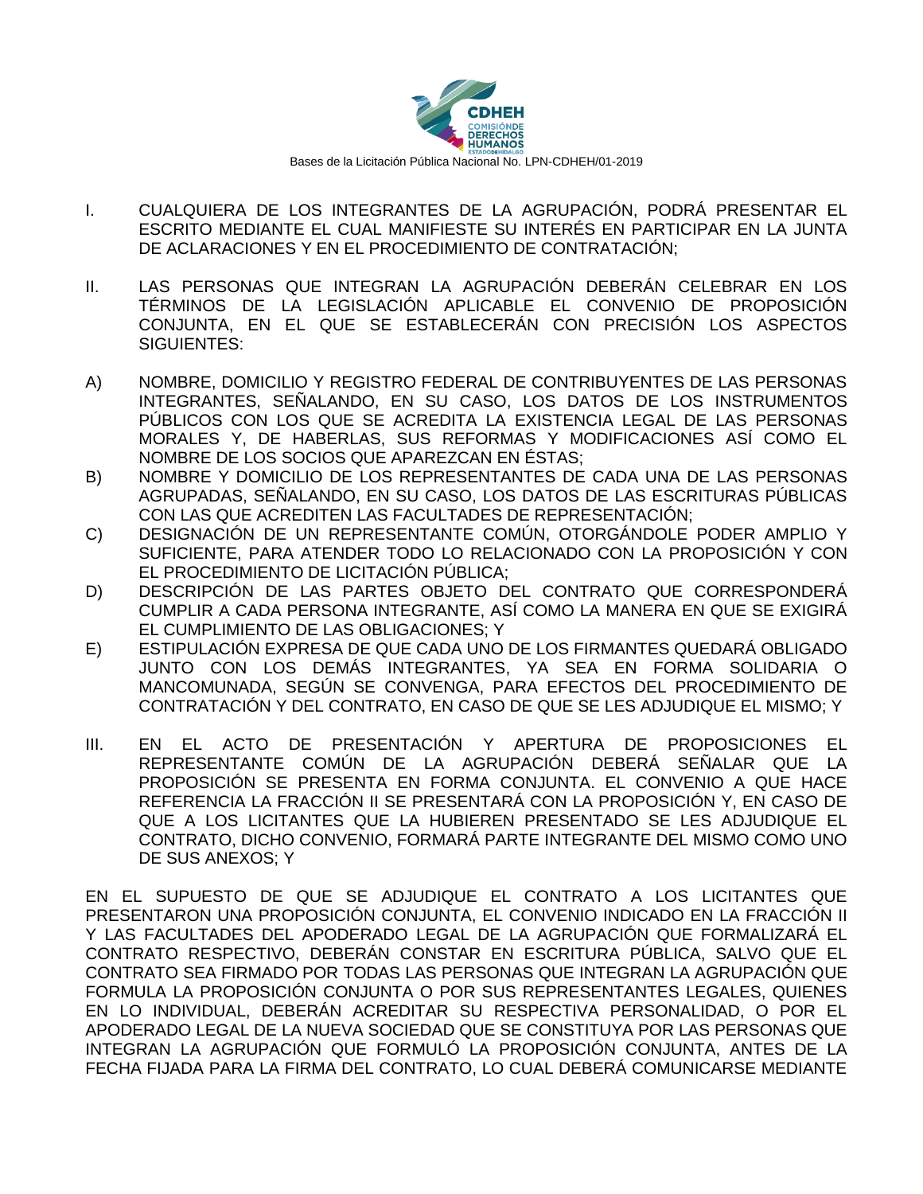I. CUALQUIERA DE LOS INTEGRANTES DE LA AGRUPACIÓN, PODRÁ PRESENTAR EL ESCRITO MEDIANTE EL CUAL MANIFIESTE SU INTERÉS EN PARTICIPAR EN LA JUNTA DE ACLARACIONES Y EN EL PROCEDIMIENTO DE CONTRATACIÓN;

II. LAS PERSONAS QUE INTEGRAN LA AGRUPACIÓN DEBERÁN CELEBRAR EN LOS TÉRMINOS DE LA LEGISLACIÓN APLICABLE EL CONVENIO DE PROPOSICIÓN CONJUNTA, EN EL QUE SE ESTABLECERÁN CON PRECISIÓN LOS ASPECTOS SIGUIENTES:

A) NOMBRE, DOMICILIO Y REGISTRO FEDERAL DE CONTRIBUYENTES DE LAS PERSONAS INTEGRANTES, SEÑALANDO, EN SU CASO, LOS DATOS DE LOS INSTRUMENTOS PÚBLICOS CON LOS QUE SE ACREDITA LA EXISTENCIA LEGAL DE LAS PERSONAS MORALES Y, DE HABERLAS, SUS REFORMAS Y MODIFICACIONES ASÍ COMO EL NOMBRE DE LOS SOCIOS QUE APAREZCAN EN ÉSTAS;

B) NOMBRE Y DOMICILIO DE LOS REPRESENTANTES DE CADA UNA DE LAS PERSONAS AGRUPADAS, SEÑALANDO, EN SU CASO, LOS DATOS DE LAS ESCRITURAS PÚBLICAS CON LAS QUE ACREDITEN LAS FACULTADES DE REPRESENTACIÓN;

C) DESIGNACIÓN DE UN REPRESENTANTE COMÚN, OTORGÁNDOLE PODER AMPLIO Y SUFICIENTE, PARA ATENDER TODO LO RELACIONADO CON LA PROPOSICIÓN Y CON EL PROCEDIMIENTO DE LICITACIÓN PÚBLICA;

D) DESCRIPCIÓN DE LAS PARTES OBJETO DEL CONTRATO QUE CORRESPONDERÁ CUMPLIR A CADA PERSONA INTEGRANTE, ASÍ COMO LA MANERA EN QUE SE EXIGIRÁ EL CUMPLIMIENTO DE LAS OBLIGACIONES; Y

E) ESTIPULACIÓN EXPRESA DE QUE CADA UNO DE LOS FIRMANTES QUEDARÁ OBLIGADO JUNTO CON LOS DEMÁS INTEGRANTES, YA SEA EN FORMA SOLIDARIA O MANCOMUNADA, SEGÚN SE CONVENGA, PARA EFECTOS DEL PROCEDIMIENTO DE CONTRATACIÓN Y DEL CONTRATO, EN CASO DE QUE SE LES ADJUDIQUE EL MISMO; Y

III. EN EL ACTO DE PRESENTACIÓN Y APERTURA DE PROPOSICIONES EL REPRESENTANTE COMÚN DE LA AGRUPACIÓN DEBERÁ SEÑALAR QUE LA PROPOSICIÓN SE PRESENTA EN FORMA CONJUNTA. EL CONVENIO A QUE HACE REFERENCIA LA FRACCIÓN II SE PRESENTARÁ CON LA PROPOSICIÓN Y, EN CASO DE QUE A LOS LICITANTES QUE LA HUBIEREN PRESENTADO SE LES ADJUDIQUE EL CONTRATO, DICHO CONVENIO, FORMARÁ PARTE INTEGRANTE DEL MISMO COMO UNO DE SUS ANEXOS; Y

EN EL SUPUESTO DE QUE SE ADJUDIQUE EL CONTRATO A LOS LICITANTES QUE PRESENTARON UNA PROPOSICIÓN CONJUNTA, EL CONVENIO INDICADO EN LA FRACCIÓN II Y LAS FACULTADES DEL APODERADO LEGAL DE LA AGRUPACIÓN QUE FORMALIZARÁ EL CONTRATO RESPECTIVO, DEBERÁN CONSTAR EN ESCRITURA PÚBLICA, SALVO QUE EL CONTRATO SEA FIRMADO POR TODAS LAS PERSONAS QUE INTEGRAN LA AGRUPACIÓN QUE FORMULA LA PROPOSICIÓN CONJUNTA O POR SUS REPRESENTANTES LEGALES, QUIENES EN LO INDIVIDUAL, DEBERÁN ACREDITAR SU RESPECTIVA PERSONALIDAD, O POR EL APODERADO LEGAL DE LA NUEVA SOCIEDAD QUE SE CONSTITUYA POR LAS PERSONAS QUE INTEGRAN LA AGRUPACIÓN QUE FORMULÓ LA PROPOSICIÓN CONJUNTA, ANTES DE LA FECHA FIJADA PARA LA FIRMA DEL CONTRATO, LO CUAL DEBERÁ COMUNICARSE MEDIANTE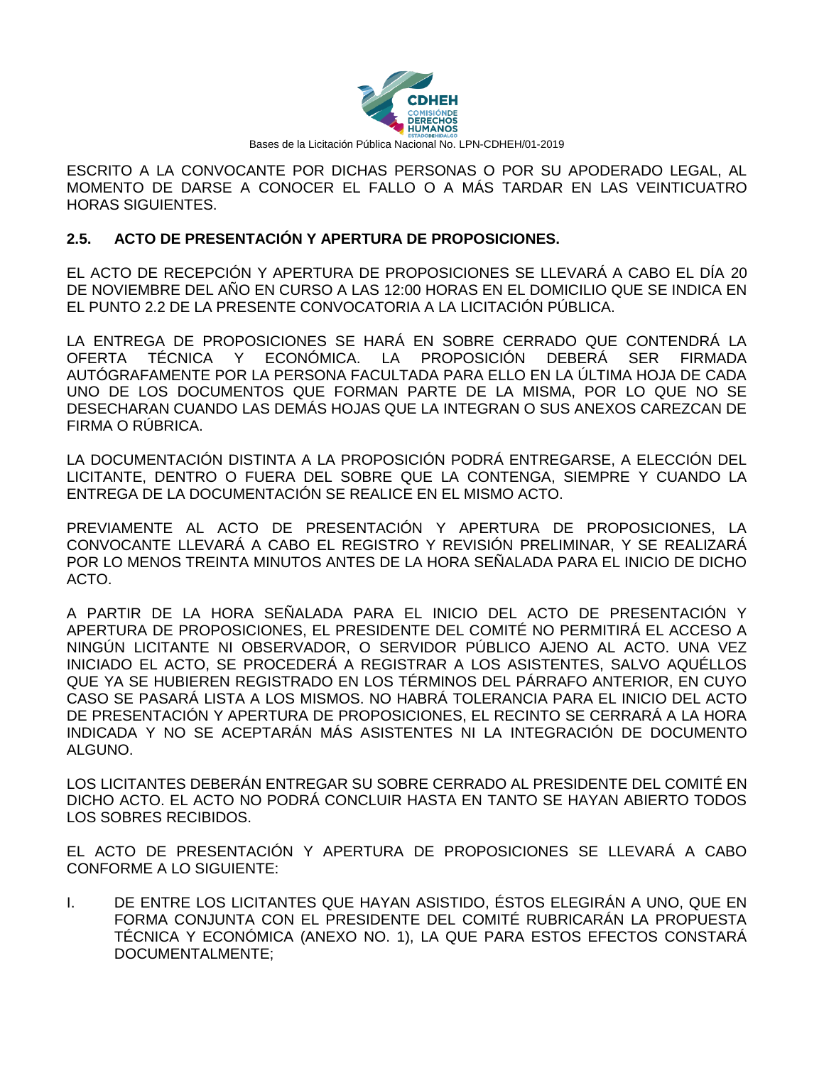ESCRITO A LA CONVOCANTE POR DICHAS PERSONAS O POR SU APODERADO LEGAL, AL MOMENTO DE DARSE A CONOCER EL FALLO O A MÁS TARDAR EN LAS VEINTICUATRO HORAS SIGUIENTES.

## 2.5. ACTO DE PRESENTACIÓN Y APERTURA DE PROPOSICIONES.

EL ACTO DE RECEPCIÓN Y APERTURA DE PROPOSICIONES SE LLEVARÁ A CABO EL DÍA 20 DE NOVIEMBRE DEL AÑO EN CURSO A LAS 12:00 HORAS EN EL DOMICILIO QUE SE INDICA EN EL PUNTO 2.2 DE LA PRESENTE CONVOCATORIA A LA LICITACIÓN PÚBLICA.

LA ENTREGA DE PROPOSICIONES SE HARÁ EN SOBRE CERRADO QUE CONTENDRÁ LA OFERTA TÉCNICA Y ECONÓMICA. LA PROPOSICIÓN DEBERÁ SER FIRMADA AUTÓGRAFAMENTE POR LA PERSONA FACULTADA PARA ELLO EN LA ÚLTIMA HOJA DE CADA UNO DE LOS DOCUMENTOS QUE FORMAN PARTE DE LA MISMA, POR LO QUE NO SE DESECHARAN CUANDO LAS DEMÁS HOJAS QUE LA INTEGRAN O SUS ANEXOS CAREZCAN DE FIRMA O RÚBRICA.

LA DOCUMENTACIÓN DISTINTA A LA PROPOSICIÓN PODRÁ ENTREGARSE, A ELECCIÓN DEL LICITANTE, DENTRO O FUERA DEL SOBRE QUE LA CONTENGA, SIEMPRE Y CUANDO LA ENTREGA DE LA DOCUMENTACIÓN SE REALICE EN EL MISMO ACTO.

PREVIAMENTE AL ACTO DE PRESENTACIÓN Y APERTURA DE PROPOSICIONES, LA CONVOCANTE LLEVARÁ A CABO EL REGISTRO Y REVISIÓN PRELIMINAR, Y SE REALIZARÁ POR LO MENOS TREINTA MINUTOS ANTES DE LA HORA SEÑALADA PARA EL INICIO DE DICHO ACTO.

A PARTIR DE LA HORA SEÑALADA PARA EL INICIO DEL ACTO DE PRESENTACIÓN Y APERTURA DE PROPOSICIONES, EL PRESIDENTE DEL COMITÉ NO PERMITIRÁ EL ACCESO A NINGÚN LICITANTE NI OBSERVADOR, O SERVIDOR PÚBLICO AJENO AL ACTO. UNA VEZ INICIADO EL ACTO, SE PROCEDERÁ A REGISTRAR A LOS ASISTENTES, SALVO AQUÉLLOS QUE YA SE HUBIEREN REGISTRADO EN LOS TÉRMINOS DEL PÁRRAFO ANTERIOR, EN CUYO CASO SE PASARÁ LISTA A LOS MISMOS. NO HABRÁ TOLERANCIA PARA EL INICIO DEL ACTO DE PRESENTACIÓN Y APERTURA DE PROPOSICIONES, EL RECINTO SE CERRARÁ A LA HORA INDICADA Y NO SE ACEPTARÁN MÁS ASISTENTES NI LA INTEGRACIÓN DE DOCUMENTO ALGUNO.

LOS LICITANTES DEBERÁN ENTREGAR SU SOBRE CERRADO AL PRESIDENTE DEL COMITÉ EN DICHO ACTO. EL ACTO NO PODRÁ CONCLUIR HASTA EN TANTO SE HAYAN ABIERTO TODOS LOS SOBRES RECIBIDOS.

EL ACTO DE PRESENTACIÓN Y APERTURA DE PROPOSICIONES SE LLEVARÁ A CABO CONFORME A LO SIGUIENTE:

I. DE ENTRE LOS LICITANTES QUE HAYAN ASISTIDO, ÉSTOS ELEGIRÁN A UNO, QUE EN FORMA CONJUNTA CON EL PRESIDENTE DEL COMITÉ RUBRICARÁN LA PROPUESTA TÉCNICA Y ECONÓMICA (ANEXO NO. 1), LA QUE PARA ESTOS EFECTOS CONSTARÁ DOCUMENTALMENTE;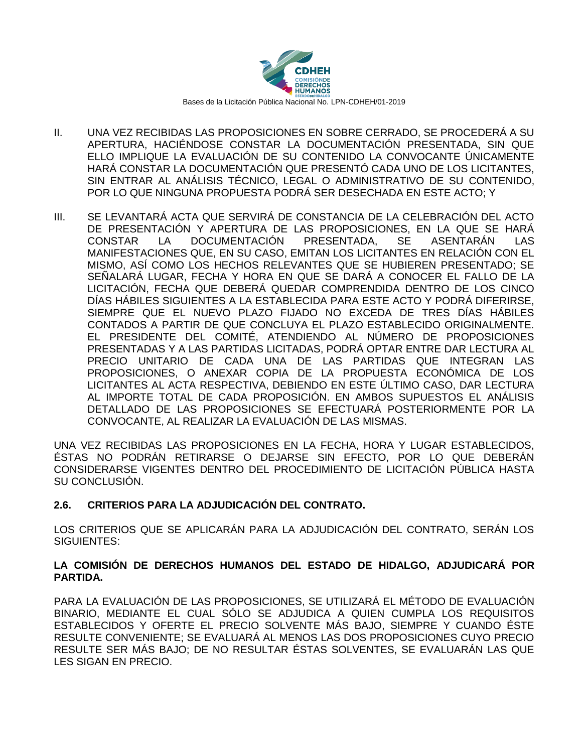II. UNA VEZ RECIBIDAS LAS PROPOSICIONES EN SOBRE CERRADO, SE PROCEDERÁ A SU APERTURA, HACIÉNDOSE CONSTAR LA DOCUMENTACIÓN PRESENTADA, SIN QUE ELLO IMPLIQUE LA EVALUACIÓN DE SU CONTENIDO LA CONVOCANTE ÚNICAMENTE HARÁ CONSTAR LA DOCUMENTACIÓN QUE PRESENTÓ CADA UNO DE LOS LICITANTES, SIN ENTRAR AL ANÁLISIS TÉCNICO, LEGAL O ADMINISTRATIVO DE SU CONTENIDO, POR LO QUE NINGUNA PROPUESTA PODRÁ SER DESECHADA EN ESTE ACTO; Y

III. SE LEVANTARÁ ACTA QUE SERVIRÁ DE CONSTANCIA DE LA CELEBRACIÓN DEL ACTO DE PRESENTACIÓN Y APERTURA DE LAS PROPOSICIONES, EN LA QUE SE HARÁ CONSTAR LA DOCUMENTACIÓN PRESENTADA, SE ASENTARÁN LAS MANIFESTACIONES QUE, EN SU CASO, EMITAN LOS LICITANTES EN RELACIÓN CON EL MISMO, ASÍ COMO LOS HECHOS RELEVANTES QUE SE HUBIEREN PRESENTADO; SE SEÑALARÁ LUGAR, FECHA Y HORA EN QUE SE DARÁ A CONOCER EL FALLO DE LA LICITACIÓN, FECHA QUE DEBERÁ QUEDAR COMPRENDIDA DENTRO DE LOS CINCO DÍAS HÁBILES SIGUIENTES A LA ESTABLECIDA PARA ESTE ACTO Y PODRÁ DIFERIRSE, SIEMPRE QUE EL NUEVO PLAZO FIJADO NO EXCEDA DE TRES DÍAS HÁBILES CONTADOS A PARTIR DE QUE CONCLUYA EL PLAZO ESTABLECIDO ORIGINALMENTE. EL PRESIDENTE DEL COMITÉ, ATENDIENDO AL NÚMERO DE PROPOSICIONES PRESENTADAS Y A LAS PARTIDAS LICITADAS, PODRÁ OPTAR ENTRE DAR LECTURA AL PRECIO UNITARIO DE CADA UNA DE LAS PARTIDAS QUE INTEGRAN LAS PROPOSICIONES, O ANEXAR COPIA DE LA PROPUESTA ECONÓMICA DE LOS LICITANTES AL ACTA RESPECTIVA, DEBIENDO EN ESTE ÚLTIMO CASO, DAR LECTURA AL IMPORTE TOTAL DE CADA PROPOSICIÓN. EN AMBOS SUPUESTOS EL ANÁLISIS DETALLADO DE LAS PROPOSICIONES SE EFECTUARÁ POSTERIORMENTE POR LA CONVOCANTE, AL REALIZAR LA EVALUACIÓN DE LAS MISMAS.

UNA VEZ RECIBIDAS LAS PROPOSICIONES EN LA FECHA, HORA Y LUGAR ESTABLECIDOS, ÉSTAS NO PODRÁN RETIRARSE O DEJARSE SIN EFECTO, POR LO QUE DEBERÁN CONSIDERARSE VIGENTES DENTRO DEL PROCEDIMIENTO DE LICITACIÓN PÚBLICA HASTA SU CONCLUSIÓN.

### 2.6. CRITERIOS PARA LA ADJUDICACIÓN DEL CONTRATO.

LOS CRITERIOS QUE SE APLICARÁN PARA LA ADJUDICACIÓN DEL CONTRATO, SERÁN LOS SIGUIENTES:

**LA COMISIÓN DE DERECHOS HUMANOS DEL ESTADO DE HIDALGO, ADJUDICARÁ POR PARTIDA.**

PARA LA EVALUACIÓN DE LAS PROPOSICIONES, SE UTILIZARÁ EL MÉTODO DE EVALUACIÓN BINARIO, MEDIANTE EL CUAL SÓLO SE ADJUDICA A QUIEN CUMPLA LOS REQUISITOS ESTABLECIDOS Y OFERTE EL PRECIO SOLVENTE MÁS BAJO, SIEMPRE Y CUANDO ÉSTE RESULTE CONVENIENTE; SE EVALUARÁ AL MENOS LAS DOS PROPOSICIONES CUYO PRECIO RESULTE SER MÁS BAJO; DE NO RESULTAR ÉSTAS SOLVENTES, SE EVALUARÁN LAS QUE LES SIGAN EN PRECIO.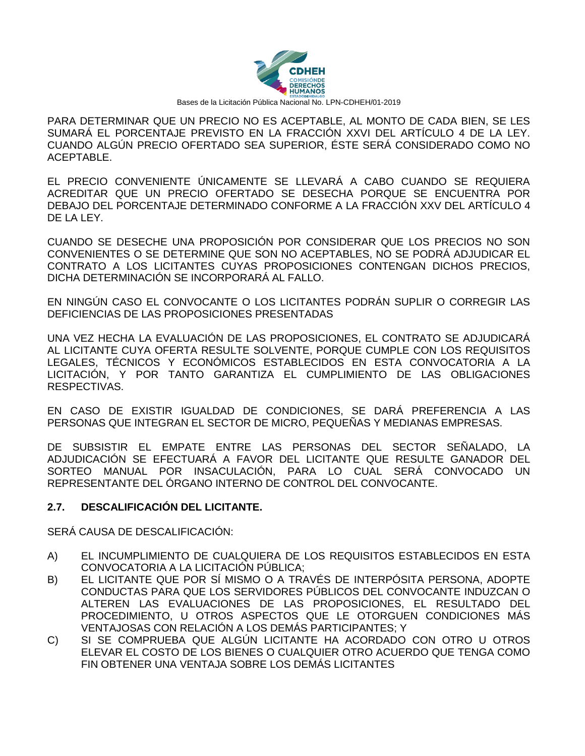PARA DETERMINAR QUE UN PRECIO NO ES ACEPTABLE, AL MONTO DE CADA BIEN, SE LES SUMARÁ EL PORCENTAJE PREVISTO EN LA FRACCIÓN XXVI DEL ARTÍCULO 4 DE LA LEY. CUANDO ALGÚN PRECIO OFERTADO SEA SUPERIOR, ÉSTE SERÁ CONSIDERADO COMO NO ACEPTABLE.

EL PRECIO CONVENIENTE ÚNICAMENTE SE LLEVARÁ A CABO CUANDO SE REQUIERA ACREDITAR QUE UN PRECIO OFERTADO SE DESECHA PORQUE SE ENCUENTRA POR DEBAJO DEL PORCENTAJE DETERMINADO CONFORME A LA FRACCIÓN XXV DEL ARTÍCULO 4 DE LA LEY.

CUANDO SE DESECHE UNA PROPOSICIÓN POR CONSIDERAR QUE LOS PRECIOS NO SON CONVENIENTES O SE DETERMINE QUE SON NO ACEPTABLES, NO SE PODRÁ ADJUDICAR EL CONTRATO A LOS LICITANTES CUYAS PROPOSICIONES CONTENGAN DICHOS PRECIOS, DICHA DETERMINACIÓN SE INCORPORARÁ AL FALLO.

EN NINGÚN CASO EL CONVOCANTE O LOS LICITANTES PODRÁN SUPLIR O CORREGIR LAS DEFICIENCIAS DE LAS PROPOSICIONES PRESENTADAS

UNA VEZ HECHA LA EVALUACIÓN DE LAS PROPOSICIONES, EL CONTRATO SE ADJUDICARÁ AL LICITANTE CUYA OFERTA RESULTE SOLVENTE, PORQUE CUMPLE CON LOS REQUISITOS LEGALES, TÉCNICOS Y ECONÓMICOS ESTABLECIDOS EN ESTA CONVOCATORIA A LA LICITACIÓN, Y POR TANTO GARANTIZA EL CUMPLIMIENTO DE LAS OBLIGACIONES RESPECTIVAS.

EN CASO DE EXISTIR IGUALDAD DE CONDICIONES, SE DARÁ PREFERENCIA A LAS PERSONAS QUE INTEGRAN EL SECTOR DE MICRO, PEQUEÑAS Y MEDIANAS EMPRESAS.

DE SUBSISTIR EL EMPATE ENTRE LAS PERSONAS DEL SECTOR SEÑALADO, LA ADJUDICACIÓN SE EFECTUARÁ A FAVOR DEL LICITANTE QUE RESULTE GANADOR DEL SORTEO MANUAL POR INSACULACIÓN, PARA LO CUAL SERÁ CONVOCADO UN REPRESENTANTE DEL ÓRGANO INTERNO DE CONTROL DEL CONVOCANTE.

### 2.7. DESCALIFICACIÓN DEL LICITANTE.

SERÁ CAUSA DE DESCALIFICACIÓN:

A) EL INCUMPLIMIENTO DE CUALQUIERA DE LOS REQUISITOS ESTABLECIDOS EN ESTA CONVOCATORIA A LA LICITACIÓN PÚBLICA;

B) EL LICITANTE QUE POR SÍ MISMO O A TRAVÉS DE INTERPÓSITA PERSONA, ADOPTE CONDUCTAS PARA QUE LOS SERVIDORES PÚBLICOS DEL CONVOCANTE INDUZCAN O ALTEREN LAS EVALUACIONES DE LAS PROPOSICIONES, EL RESULTADO DEL PROCEDIMIENTO, U OTROS ASPECTOS QUE LE OTORGUEN CONDICIONES MÁS VENTAJOSAS CON RELACIÓN A LOS DEMÁS PARTICIPANTES; Y

C) SI SE COMPRUEBA QUE ALGÚN LICITANTE HA ACORDADO CON OTRO U OTROS ELEVAR EL COSTO DE LOS BIENES O CUALQUIER OTRO ACUERDO QUE TENGA COMO FIN OBTENER UNA VENTAJA SOBRE LOS DEMÁS LICITANTES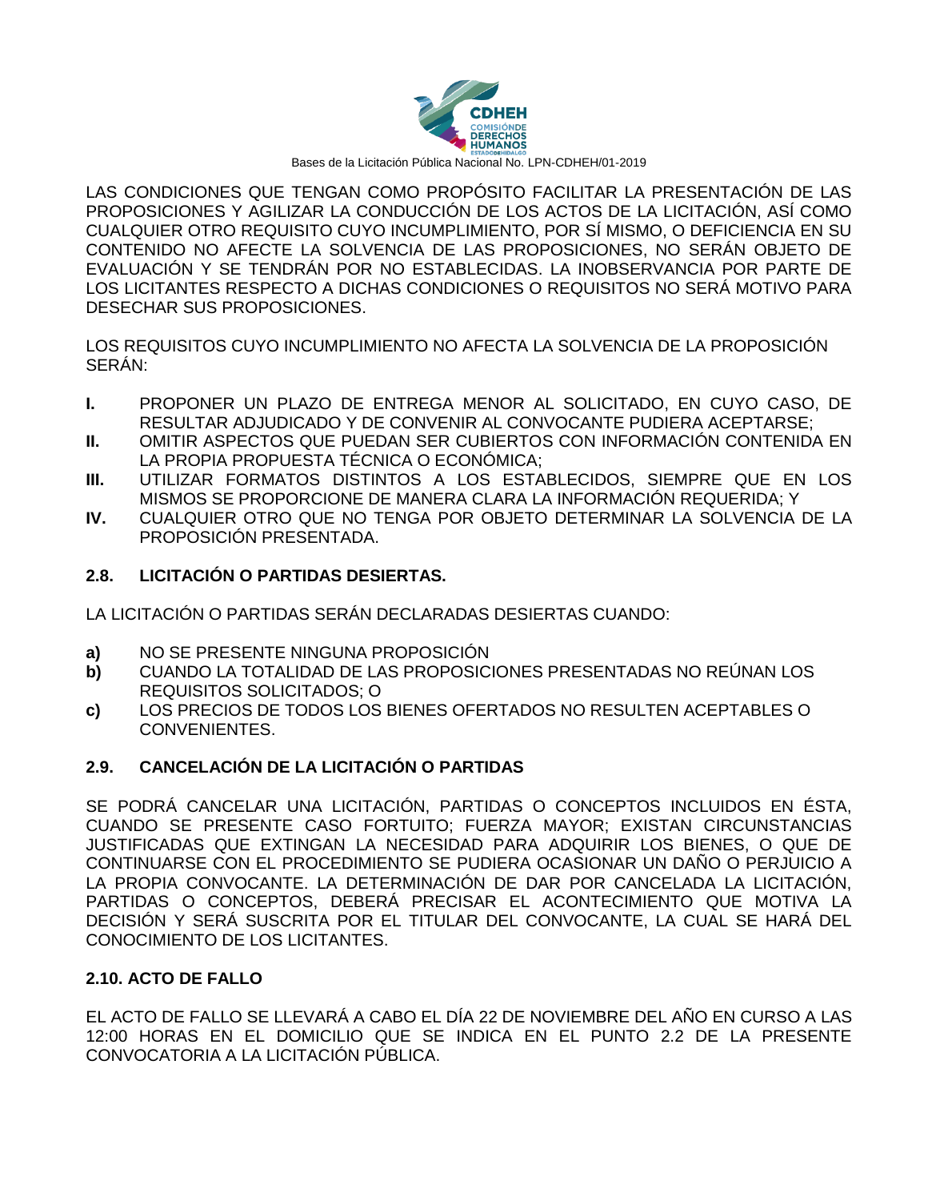LAS CONDICIONES QUE TENGAN COMO PROPÓSITO FACILITAR LA PRESENTACIÓN DE LAS PROPOSICIONES Y AGILIZAR LA CONDUCCIÓN DE LOS ACTOS DE LA LICITACIÓN, ASÍ COMO CUALQUIER OTRO REQUISITO CUYO INCUMPLIMIENTO, POR SÍ MISMO, O DEFICIENCIA EN SU CONTENIDO NO AFECTE LA SOLVENCIA DE LAS PROPOSICIONES, NO SERÁN OBJETO DE EVALUACIÓN Y SE TENDRÁN POR NO ESTABLECIDAS. LA INOBSERVANCIA POR PARTE DE LOS LICITANTES RESPECTO A DICHAS CONDICIONES O REQUISITOS NO SERÁ MOTIVO PARA DESECHAR SUS PROPOSICIONES.

LOS REQUISITOS CUYO INCUMPLIMIENTO NO AFECTA LA SOLVENCIA DE LA PROPOSICIÓN SERÁN:

**I.** PROPONER UN PLAZO DE ENTREGA MENOR AL SOLICITADO, EN CUYO CASO, DE RESULTAR ADJUDICADO Y DE CONVENIR AL CONVOCANTE PUDIERA ACEPTARSE;

**II.** OMITIR ASPECTOS QUE PUEDAN SER CUBIERTOS CON INFORMACIÓN CONTENIDA EN LA PROPIA PROPUESTA TÉCNICA O ECONÓMICA;

**III.** UTILIZAR FORMATOS DISTINTOS A LOS ESTABLECIDOS, SIEMPRE QUE EN LOS MISMOS SE PROPORCIONE DE MANERA CLARA LA INFORMACIÓN REQUERIDA; Y

**IV.** CUALQUIER OTRO QUE NO TENGA POR OBJETO DETERMINAR LA SOLVENCIA DE LA PROPOSICIÓN PRESENTADA.

### 2.8. LICITACIÓN O PARTIDAS DESIERTAS.

LA LICITACIÓN O PARTIDAS SERÁN DECLARADAS DESIERTAS CUANDO:

**a)** NO SE PRESENTE NINGUNA PROPOSICIÓN

**b)** CUANDO LA TOTALIDAD DE LAS PROPOSICIONES PRESENTADAS NO REÚNAN LOS REQUISITOS SOLICITADOS; O

**c)** LOS PRECIOS DE TODOS LOS BIENES OFERTADOS NO RESULTEN ACEPTABLES O CONVENIENTES.

### 2.9. CANCELACIÓN DE LA LICITACIÓN O PARTIDAS

SE PODRÁ CANCELAR UNA LICITACIÓN, PARTIDAS O CONCEPTOS INCLUIDOS EN ÉSTA, CUANDO SE PRESENTE CASO FORTUITO; FUERZA MAYOR; EXISTAN CIRCUNSTANCIAS JUSTIFICADAS QUE EXTINGAN LA NECESIDAD PARA ADQUIRIR LOS BIENES, O QUE DE CONTINUARSE CON EL PROCEDIMIENTO SE PUDIERA OCASIONAR UN DAÑO O PERJUICIO A LA PROPIA CONVOCANTE. LA DETERMINACIÓN DE DAR POR CANCELADA LA LICITACIÓN, PARTIDAS O CONCEPTOS, DEBERÁ PRECISAR EL ACONTECIMIENTO QUE MOTIVA LA DECISIÓN Y SERÁ SUSCRITA POR EL TITULAR DEL CONVOCANTE, LA CUAL SE HARÁ DEL CONOCIMIENTO DE LOS LICITANTES.

### 2.10. ACTO DE FALLO

EL ACTO DE FALLO SE LLEVARÁ A CABO EL DÍA 22 DE NOVIEMBRE DEL AÑO EN CURSO A LAS 12:00 HORAS EN EL DOMICILIO QUE SE INDICA EN EL PUNTO 2.2 DE LA PRESENTE CONVOCATORIA A LA LICITACIÓN PÚBLICA.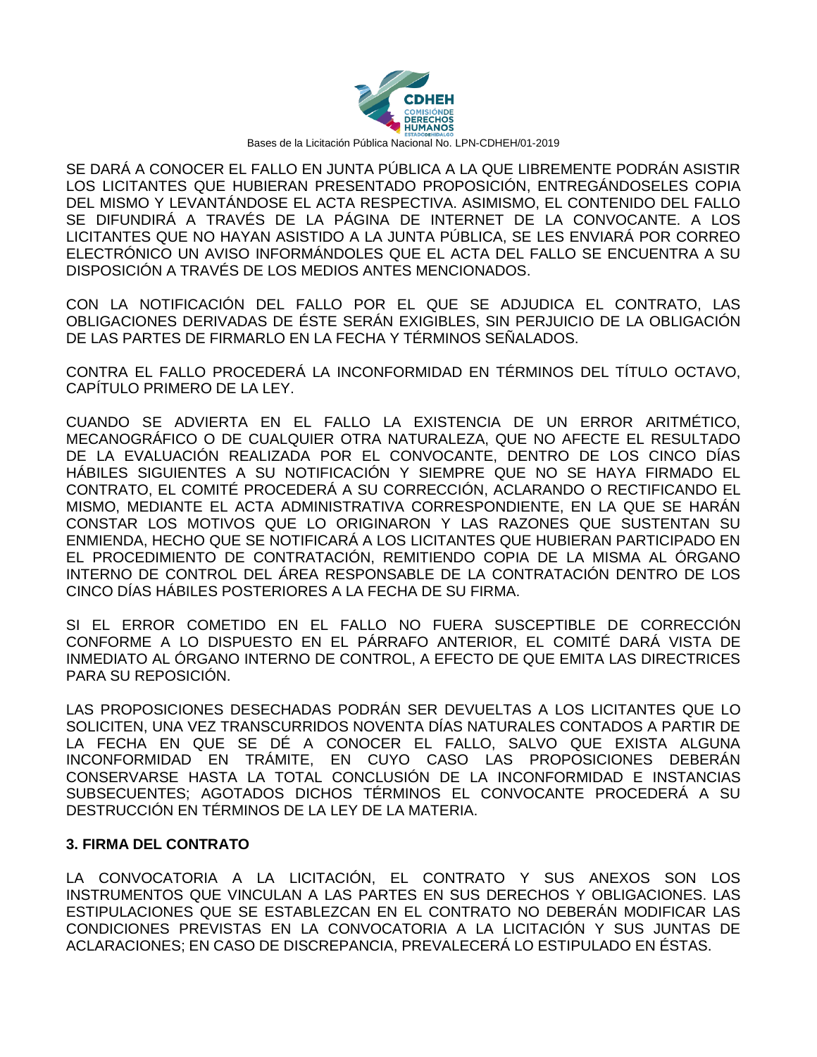SE DARÁ A CONOCER EL FALLO EN JUNTA PÚBLICA A LA QUE LIBREMENTE PODRÁN ASISTIR LOS LICITANTES QUE HUBIERAN PRESENTADO PROPOSICIÓN, ENTREGÁNDOSELES COPIA DEL MISMO Y LEVANTÁNDOSE EL ACTA RESPECTIVA. ASIMISMO, EL CONTENIDO DEL FALLO SE DIFUNDIRÁ A TRAVÉS DE LA PÁGINA DE INTERNET DE LA CONVOCANTE. A LOS LICITANTES QUE NO HAYAN ASISTIDO A LA JUNTA PÚBLICA, SE LES ENVIARÁ POR CORREO ELECTRÓNICO UN AVISO INFORMÁNDOLES QUE EL ACTA DEL FALLO SE ENCUENTRA A SU DISPOSICIÓN A TRAVÉS DE LOS MEDIOS ANTES MENCIONADOS.

CON LA NOTIFICACIÓN DEL FALLO POR EL QUE SE ADJUDICA EL CONTRATO, LAS OBLIGACIONES DERIVADAS DE ÉSTE SERÁN EXIGIBLES, SIN PERJUICIO DE LA OBLIGACIÓN DE LAS PARTES DE FIRMARLO EN LA FECHA Y TÉRMINOS SEÑALADOS.

CONTRA EL FALLO PROCEDERÁ LA INCONFORMIDAD EN TÉRMINOS DEL TÍTULO OCTAVO, CAPÍTULO PRIMERO DE LA LEY.

CUANDO SE ADVIERTA EN EL FALLO LA EXISTENCIA DE UN ERROR ARITMÉTICO, MECANOGRÁFICO O DE CUALQUIER OTRA NATURALEZA, QUE NO AFECTE EL RESULTADO DE LA EVALUACIÓN REALIZADA POR EL CONVOCANTE, DENTRO DE LOS CINCO DÍAS HÁBILES SIGUIENTES A SU NOTIFICACIÓN Y SIEMPRE QUE NO SE HAYA FIRMADO EL CONTRATO, EL COMITÉ PROCEDERÁ A SU CORRECCIÓN, ACLARANDO O RECTIFICANDO EL MISMO, MEDIANTE EL ACTA ADMINISTRATIVA CORRESPONDIENTE, EN LA QUE SE HARÁN CONSTAR LOS MOTIVOS QUE LO ORIGINARON Y LAS RAZONES QUE SUSTENTAN SU ENMIENDA, HECHO QUE SE NOTIFICARÁ A LOS LICITANTES QUE HUBIERAN PARTICIPADO EN EL PROCEDIMIENTO DE CONTRATACIÓN, REMITIENDO COPIA DE LA MISMA AL ÓRGANO INTERNO DE CONTROL DEL ÁREA RESPONSABLE DE LA CONTRATACIÓN DENTRO DE LOS CINCO DÍAS HÁBILES POSTERIORES A LA FECHA DE SU FIRMA.

SI EL ERROR COMETIDO EN EL FALLO NO FUERA SUSCEPTIBLE DE CORRECCIÓN CONFORME A LO DISPUESTO EN EL PÁRRAFO ANTERIOR, EL COMITÉ DARÁ VISTA DE INMEDIATO AL ÓRGANO INTERNO DE CONTROL, A EFECTO DE QUE EMITA LAS DIRECTRICES PARA SU REPOSICIÓN.

LAS PROPOSICIONES DESECHADAS PODRÁN SER DEVUELTAS A LOS LICITANTES QUE LO SOLICITEN, UNA VEZ TRANSCURRIDOS NOVENTA DÍAS NATURALES CONTADOS A PARTIR DE LA FECHA EN QUE SE DÉ A CONOCER EL FALLO, SALVO QUE EXISTA ALGUNA INCONFORMIDAD EN TRÁMITE, EN CUYO CASO LAS PROPOSICIONES DEBERÁN CONSERVARSE HASTA LA TOTAL CONCLUSIÓN DE LA INCONFORMIDAD E INSTANCIAS SUBSECUENTES; AGOTADOS DICHOS TÉRMINOS EL CONVOCANTE PROCEDERÁ A SU DESTRUCCIÓN EN TÉRMINOS DE LA LEY DE LA MATERIA.

## 3. FIRMA DEL CONTRATO

LA CONVOCATORIA A LA LICITACIÓN, EL CONTRATO Y SUS ANEXOS SON LOS INSTRUMENTOS QUE VINCULAN A LAS PARTES EN SUS DERECHOS Y OBLIGACIONES. LAS ESTIPULACIONES QUE SE ESTABLEZCAN EN EL CONTRATO NO DEBERÁN MODIFICAR LAS CONDICIONES PREVISTAS EN LA CONVOCATORIA A LA LICITACIÓN Y SUS JUNTAS DE ACLARACIONES; EN CASO DE DISCREPANCIA, PREVALECERÁ LO ESTIPULADO EN ÉSTAS.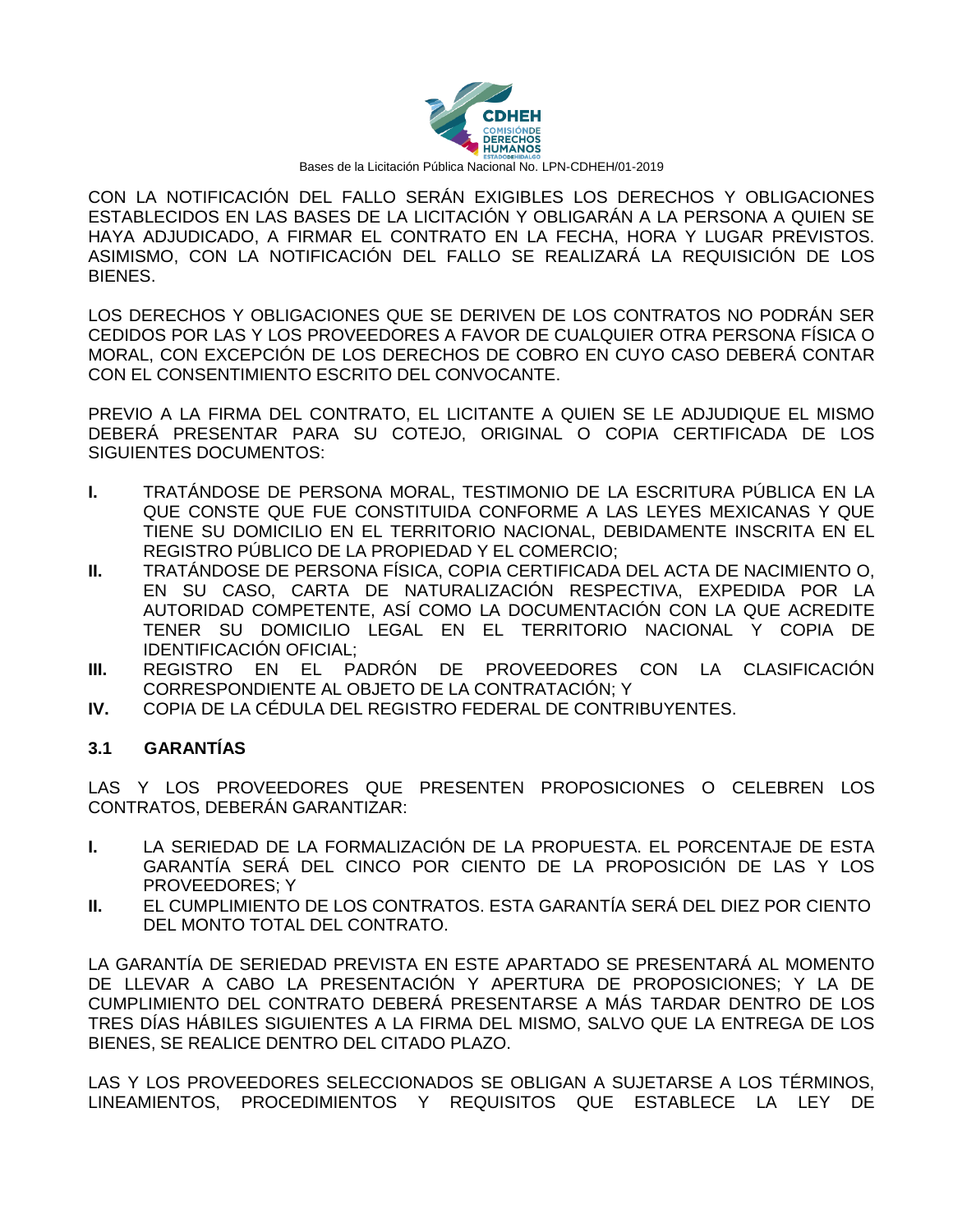CON LA NOTIFICACIÓN DEL FALLO SERÁN EXIGIBLES LOS DERECHOS Y OBLIGACIONES ESTABLECIDOS EN LAS BASES DE LA LICITACIÓN Y OBLIGARÁN A LA PERSONA A QUIEN SE HAYA ADJUDICADO, A FIRMAR EL CONTRATO EN LA FECHA, HORA Y LUGAR PREVISTOS. ASIMISMO, CON LA NOTIFICACIÓN DEL FALLO SE REALIZARÁ LA REQUISICIÓN DE LOS BIENES.

LOS DERECHOS Y OBLIGACIONES QUE SE DERIVEN DE LOS CONTRATOS NO PODRÁN SER CEDIDOS POR LAS Y LOS PROVEEDORES A FAVOR DE CUALQUIER OTRA PERSONA FÍSICA O MORAL, CON EXCEPCIÓN DE LOS DERECHOS DE COBRO EN CUYO CASO DEBERÁ CONTAR CON EL CONSENTIMIENTO ESCRITO DEL CONVOCANTE.

PREVIO A LA FIRMA DEL CONTRATO, EL LICITANTE A QUIEN SE LE ADJUDIQUE EL MISMO DEBERÁ PRESENTAR PARA SU COTEJO, ORIGINAL O COPIA CERTIFICADA DE LOS SIGUIENTES DOCUMENTOS:

**I.** TRATÁNDOSE DE PERSONA MORAL, TESTIMONIO DE LA ESCRITURA PÚBLICA EN LA QUE CONSTE QUE FUE CONSTITUIDA CONFORME A LAS LEYES MEXICANAS Y QUE TIENE SU DOMICILIO EN EL TERRITORIO NACIONAL, DEBIDAMENTE INSCRITA EN EL REGISTRO PÚBLICO DE LA PROPIEDAD Y EL COMERCIO;

**II.** TRATÁNDOSE DE PERSONA FÍSICA, COPIA CERTIFICADA DEL ACTA DE NACIMIENTO O, EN SU CASO, CARTA DE NATURALIZACIÓN RESPECTIVA, EXPEDIDA POR LA AUTORIDAD COMPETENTE, ASÍ COMO LA DOCUMENTACIÓN CON LA QUE ACREDITE TENER SU DOMICILIO LEGAL EN EL TERRITORIO NACIONAL Y COPIA DE IDENTIFICACIÓN OFICIAL;

**III.** REGISTRO EN EL PADRÓN DE PROVEEDORES CON LA CLASIFICACIÓN CORRESPONDIENTE AL OBJETO DE LA CONTRATACIÓN; Y

**IV.** COPIA DE LA CÉDULA DEL REGISTRO FEDERAL DE CONTRIBUYENTES.

### 3.1 GARANTÍAS

LAS Y LOS PROVEEDORES QUE PRESENTEN PROPOSICIONES O CELEBREN LOS CONTRATOS, DEBERÁN GARANTIZAR:

**I.** LA SERIEDAD DE LA FORMALIZACIÓN DE LA PROPUESTA. EL PORCENTAJE DE ESTA GARANTÍA SERÁ DEL CINCO POR CIENTO DE LA PROPOSICIÓN DE LAS Y LOS PROVEEDORES; Y

**II.** EL CUMPLIMIENTO DE LOS CONTRATOS. ESTA GARANTÍA SERÁ DEL DIEZ POR CIENTO DEL MONTO TOTAL DEL CONTRATO.

LA GARANTÍA DE SERIEDAD PREVISTA EN ESTE APARTADO SE PRESENTARÁ AL MOMENTO DE LLEVAR A CABO LA PRESENTACIÓN Y APERTURA DE PROPOSICIONES; Y LA DE CUMPLIMIENTO DEL CONTRATO DEBERÁ PRESENTARSE A MÁS TARDAR DENTRO DE LOS TRES DÍAS HÁBILES SIGUIENTES A LA FIRMA DEL MISMO, SALVO QUE LA ENTREGA DE LOS BIENES, SE REALICE DENTRO DEL CITADO PLAZO.

LAS Y LOS PROVEEDORES SELECCIONADOS SE OBLIGAN A SUJETARSE A LOS TÉRMINOS, LINEAMIENTOS, PROCEDIMIENTOS Y REQUISITOS QUE ESTABLECE LA LEY DE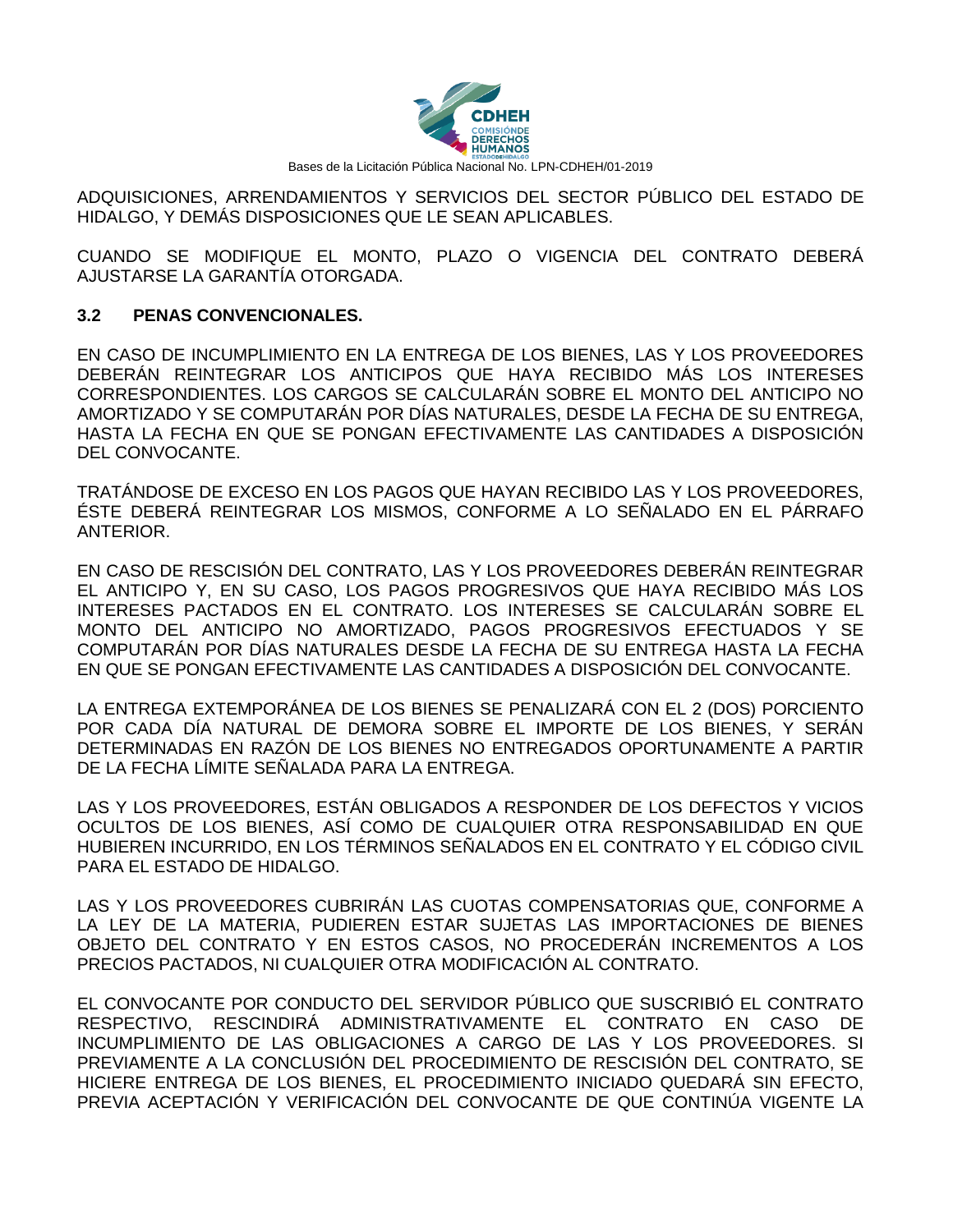ADQUISICIONES, ARRENDAMIENTOS Y SERVICIOS DEL SECTOR PÚBLICO DEL ESTADO DE HIDALGO, Y DEMÁS DISPOSICIONES QUE LE SEAN APLICABLES.

CUANDO SE MODIFIQUE EL MONTO, PLAZO O VIGENCIA DEL CONTRATO DEBERÁ AJUSTARSE LA GARANTÍA OTORGADA.

### 3.2 PENAS CONVENCIONALES.

EN CASO DE INCUMPLIMIENTO EN LA ENTREGA DE LOS BIENES, LAS Y LOS PROVEEDORES DEBERÁN REINTEGRAR LOS ANTICIPOS QUE HAYA RECIBIDO MÁS LOS INTERESES CORRESPONDIENTES. LOS CARGOS SE CALCULARÁN SOBRE EL MONTO DEL ANTICIPO NO AMORTIZADO Y SE COMPUTARÁN POR DÍAS NATURALES, DESDE LA FECHA DE SU ENTREGA, HASTA LA FECHA EN QUE SE PONGAN EFECTIVAMENTE LAS CANTIDADES A DISPOSICIÓN DEL CONVOCANTE.

TRATÁNDOSE DE EXCESO EN LOS PAGOS QUE HAYAN RECIBIDO LAS Y LOS PROVEEDORES, ÉSTE DEBERÁ REINTEGRAR LOS MISMOS, CONFORME A LO SEÑALADO EN EL PÁRRAFO ANTERIOR.

EN CASO DE RESCISIÓN DEL CONTRATO, LAS Y LOS PROVEEDORES DEBERÁN REINTEGRAR EL ANTICIPO Y, EN SU CASO, LOS PAGOS PROGRESIVOS QUE HAYA RECIBIDO MÁS LOS INTERESES PACTADOS EN EL CONTRATO. LOS INTERESES SE CALCULARÁN SOBRE EL MONTO DEL ANTICIPO NO AMORTIZADO, PAGOS PROGRESIVOS EFECTUADOS Y SE COMPUTARÁN POR DÍAS NATURALES DESDE LA FECHA DE SU ENTREGA HASTA LA FECHA EN QUE SE PONGAN EFECTIVAMENTE LAS CANTIDADES A DISPOSICIÓN DEL CONVOCANTE.

LA ENTREGA EXTEMPORÁNEA DE LOS BIENES SE PENALIZARÁ CON EL 2 (DOS) PORCIENTO POR CADA DÍA NATURAL DE DEMORA SOBRE EL IMPORTE DE LOS BIENES, Y SERÁN DETERMINADAS EN RAZÓN DE LOS BIENES NO ENTREGADOS OPORTUNAMENTE A PARTIR DE LA FECHA LÍMITE SEÑALADA PARA LA ENTREGA.

LAS Y LOS PROVEEDORES, ESTÁN OBLIGADOS A RESPONDER DE LOS DEFECTOS Y VICIOS OCULTOS DE LOS BIENES, ASÍ COMO DE CUALQUIER OTRA RESPONSABILIDAD EN QUE HUBIEREN INCURRIDO, EN LOS TÉRMINOS SEÑALADOS EN EL CONTRATO Y EL CÓDIGO CIVIL PARA EL ESTADO DE HIDALGO.

LAS Y LOS PROVEEDORES CUBRIRÁN LAS CUOTAS COMPENSATORIAS QUE, CONFORME A LA LEY DE LA MATERIA, PUDIEREN ESTAR SUJETAS LAS IMPORTACIONES DE BIENES OBJETO DEL CONTRATO Y EN ESTOS CASOS, NO PROCEDERÁN INCREMENTOS A LOS PRECIOS PACTADOS, NI CUALQUIER OTRA MODIFICACIÓN AL CONTRATO.

EL CONVOCANTE POR CONDUCTO DEL SERVIDOR PÚBLICO QUE SUSCRIBIÓ EL CONTRATO RESPECTIVO, RESCINDIRÁ ADMINISTRATIVAMENTE EL CONTRATO EN CASO DE INCUMPLIMIENTO DE LAS OBLIGACIONES A CARGO DE LAS Y LOS PROVEEDORES. SI PREVIAMENTE A LA CONCLUSIÓN DEL PROCEDIMIENTO DE RESCISIÓN DEL CONTRATO, SE HICIERE ENTREGA DE LOS BIENES, EL PROCEDIMIENTO INICIADO QUEDARÁ SIN EFECTO, PREVIA ACEPTACIÓN Y VERIFICACIÓN DEL CONVOCANTE DE QUE CONTINÚA VIGENTE LA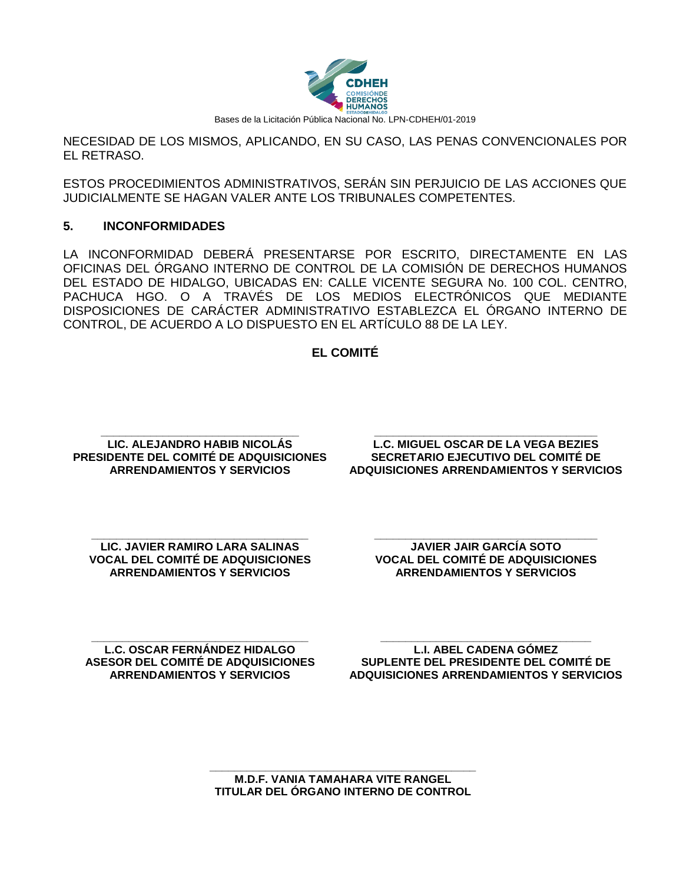NECESIDAD DE LOS MISMOS, APLICANDO, EN SU CASO, LAS PENAS CONVENCIONALES POR EL RETRASO.

ESTOS PROCEDIMIENTOS ADMINISTRATIVOS, SERÁN SIN PERJUICIO DE LAS ACCIONES QUE JUDICIALMENTE SE HAGAN VALER ANTE LOS TRIBUNALES COMPETENTES.

## 5. INCONFORMIDADES

LA INCONFORMIDAD DEBERÁ PRESENTARSE POR ESCRITO, DIRECTAMENTE EN LAS OFICINAS DEL ÓRGANO INTERNO DE CONTROL DE LA COMISIÓN DE DERECHOS HUMANOS DEL ESTADO DE HIDALGO, UBICADAS EN: CALLE VICENTE SEGURA No. 100 COL. CENTRO, PACHUCA HGO. O A TRAVÉS DE LOS MEDIOS ELECTRÓNICOS QUE MEDIANTE DISPOSICIONES DE CARÁCTER ADMINISTRATIVO ESTABLEZCA EL ÓRGANO INTERNO DE CONTROL, DE ACUERDO A LO DISPUESTO EN EL ARTÍCULO 88 DE LA LEY.

**EL COMITÉ**

**LIC. ALEJANDRO HABIB NICOLÁS**
**PRESIDENTE DEL COMITÉ DE ADQUISICIONES ARRENDAMIENTOS Y SERVICIOS**

**L.C. MIGUEL OSCAR DE LA VEGA BEZIES**
**SECRETARIO EJECUTIVO DEL COMITÉ DE ADQUISICIONES ARRENDAMIENTOS Y SERVICIOS**

**LIC. JAVIER RAMIRO LARA SALINAS**
**VOCAL DEL COMITÉ DE ADQUISICIONES ARRENDAMIENTOS Y SERVICIOS**

**JAVIER JAIR GARCÍA SOTO**
**VOCAL DEL COMITÉ DE ADQUISICIONES ARRENDAMIENTOS Y SERVICIOS**

**L.C. OSCAR FERNÁNDEZ HIDALGO**
**ASESOR DEL COMITÉ DE ADQUISICIONES ARRENDAMIENTOS Y SERVICIOS**

**L.I. ABEL CADENA GÓMEZ**
**SUPLENTE DEL PRESIDENTE DEL COMITÉ DE ADQUISICIONES ARRENDAMIENTOS Y SERVICIOS**

**M.D.F. VANIA TAMAHARA VITE RANGEL**
**TITULAR DEL ÓRGANO INTERNO DE CONTROL**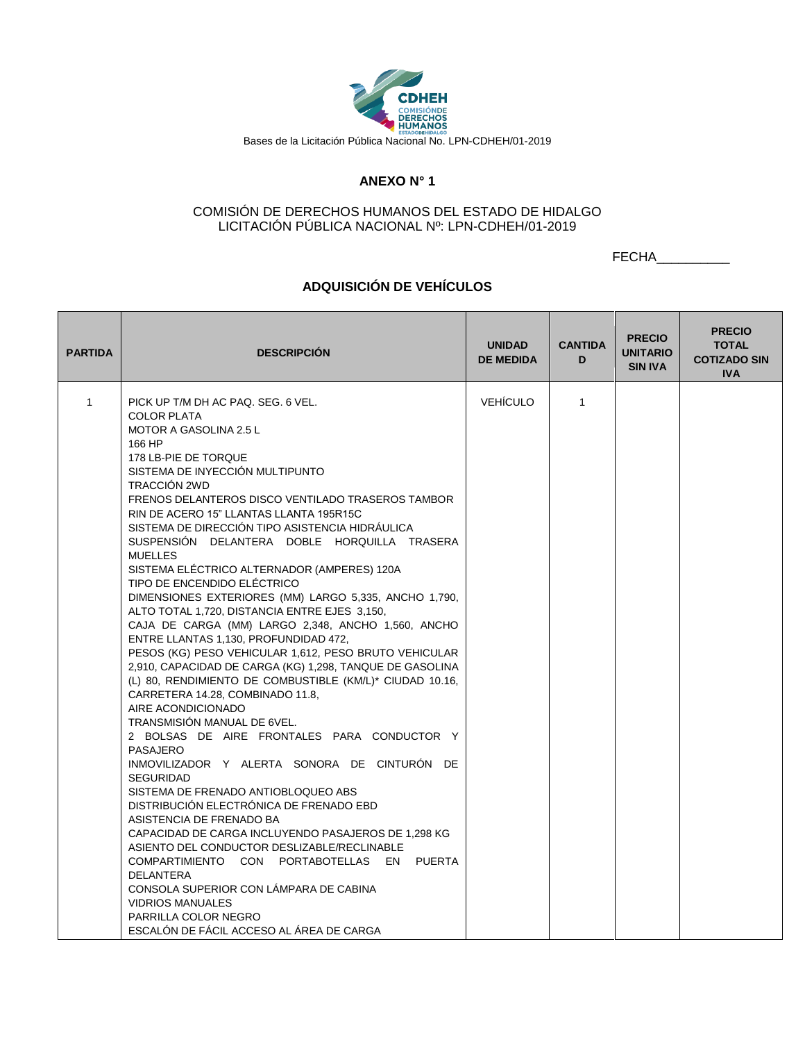Bases de la Licitación Pública Nacional No. LPN-CDHEH/01-2019

## ANEXO N° 1

COMISIÓN DE DERECHOS HUMANOS DEL ESTADO DE HIDALGO
LICITACIÓN PÚBLICA NACIONAL Nº: LPN-CDHEH/01-2019

FECHA__________

### ADQUISICIÓN DE VEHÍCULOS

| PARTIDA | DESCRIPCIÓN | UNIDAD DE MEDIDA | CANTIDAD | PRECIO UNITARIO SIN IVA | PRECIO TOTAL COTIZADO SIN IVA |
|---|---|---|---|---|---|
| 1 | PICK UP T/M DH AC PAQ. SEG. 6 VEL.<br>COLOR PLATA<br>MOTOR A GASOLINA 2.5 L<br>166 HP<br>178 LB-PIE DE TORQUE<br>SISTEMA DE INYECCIÓN MULTIPUNTO<br>TRACCIÓN 2WD<br>FRENOS DELANTEROS DISCO VENTILADO TRASEROS TAMBOR<br>RIN DE ACERO 15" LLANTAS LLANTA 195R15C<br>SISTEMA DE DIRECCIÓN TIPO ASISTENCIA HIDRÁULICA<br>SUSPENSIÓN DELANTERA DOBLE HORQUILLA TRASERA MUELLES<br>SISTEMA ELÉCTRICO ALTERNADOR (AMPERES) 120A<br>TIPO DE ENCENDIDO ELÉCTRICO<br>DIMENSIONES EXTERIORES (MM) LARGO 5,335, ANCHO 1,790, ALTO TOTAL 1,720, DISTANCIA ENTRE EJES 3,150,<br>CAJA DE CARGA (MM) LARGO 2,348, ANCHO 1,560, ANCHO ENTRE LLANTAS 1,130, PROFUNDIDAD 472,<br>PESOS (KG) PESO VEHICULAR 1,612, PESO BRUTO VEHICULAR 2,910, CAPACIDAD DE CARGA (KG) 1,298, TANQUE DE GASOLINA (L) 80, RENDIMIENTO DE COMBUSTIBLE (KM/L)* CIUDAD 10.16, CARRETERA 14.28, COMBINADO 11.8,<br>AIRE ACONDICIONADO<br>TRANSMISIÓN MANUAL DE 6VEL.<br>2 BOLSAS DE AIRE FRONTALES PARA CONDUCTOR Y PASAJERO<br>INMOVILIZADOR Y ALERTA SONORA DE CINTURÓN DE SEGURIDAD<br>SISTEMA DE FRENADO ANTIOBLOQUEO ABS<br>DISTRIBUCIÓN ELECTRÓNICA DE FRENADO EBD<br>ASISTENCIA DE FRENADO BA<br>CAPACIDAD DE CARGA INCLUYENDO PASAJEROS DE 1,298 KG<br>ASIENTO DEL CONDUCTOR DESLIZABLE/RECLINABLE<br>COMPARTIMIENTO CON PORTABOTELLAS EN PUERTA DELANTERA<br>CONSOLA SUPERIOR CON LÁMPARA DE CABINA<br>VIDRIOS MANUALES<br>PARRILLA COLOR NEGRO<br>ESCALÓN DE FÁCIL ACCESO AL ÁREA DE CARGA | VEHÍCULO | 1 | | |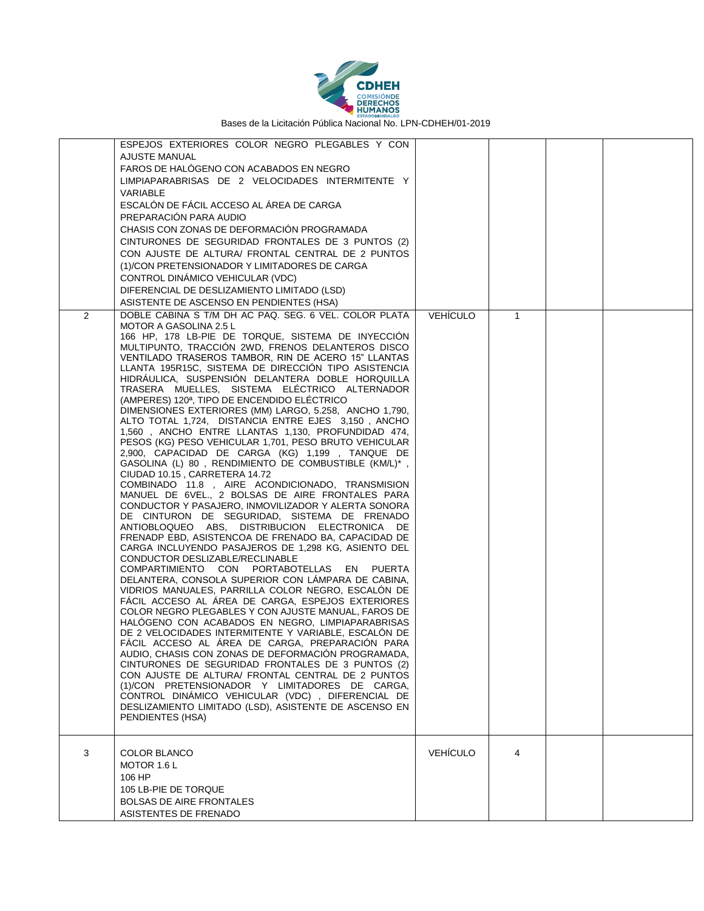| | | | | | |
|---|---|---|---|---|---|
| | ESPEJOS EXTERIORES COLOR NEGRO PLEGABLES Y CON AJUSTE MANUAL<br>FAROS DE HALÓGENO CON ACABADOS EN NEGRO<br>LIMPIAPARABRISAS DE 2 VELOCIDADES INTERMITENTE Y VARIABLE<br>ESCALÓN DE FÁCIL ACCESO AL ÁREA DE CARGA<br>PREPARACIÓN PARA AUDIO<br>CHASIS CON ZONAS DE DEFORMACIÓN PROGRAMADA<br>CINTURONES DE SEGURIDAD FRONTALES DE 3 PUNTOS (2) CON AJUSTE DE ALTURA/ FRONTAL CENTRAL DE 2 PUNTOS (1)/CON PRETENSIONADOR Y LIMITADORES DE CARGA<br>CONTROL DINÁMICO VEHICULAR (VDC)<br>DIFERENCIAL DE DESLIZAMIENTO LIMITADO (LSD)<br>ASISTENTE DE ASCENSO EN PENDIENTES (HSA) | | | | |
| 2 | DOBLE CABINA S T/M DH AC PAQ. SEG. 6 VEL. COLOR PLATA<br>MOTOR A GASOLINA 2.5 L<br>166 HP, 178 LB-PIE DE TORQUE, SISTEMA DE INYECCIÓN MULTIPUNTO, TRACCIÓN 2WD, FRENOS DELANTEROS DISCO VENTILADO TRASEROS TAMBOR, RIN DE ACERO 15" LLANTAS LLANTA 195R15C, SISTEMA DE DIRECCIÓN TIPO ASISTENCIA HIDRÁULICA, SUSPENSIÓN DELANTERA DOBLE HORQUILLA TRASERA MUELLES, SISTEMA ELÉCTRICO ALTERNADOR (AMPERES) 120ª, TIPO DE ENCENDIDO ELÉCTRICO<br>DIMENSIONES EXTERIORES (MM) LARGO, 5.258, ANCHO 1,790, ALTO TOTAL 1,724, DISTANCIA ENTRE EJES 3,150 , ANCHO 1,560 , ANCHO ENTRE LLANTAS 1,130, PROFUNDIDAD 474, PESOS (KG) PESO VEHICULAR 1,701, PESO BRUTO VEHICULAR 2,900, CAPACIDAD DE CARGA (KG) 1,199 , TANQUE DE GASOLINA (L) 80 , RENDIMIENTO DE COMBUSTIBLE (KM/L)* , CIUDAD 10.15 , CARRETERA 14.72<br>COMBINADO 11.8 , AIRE ACONDICIONADO, TRANSMISION MANUEL DE 6VEL., 2 BOLSAS DE AIRE FRONTALES PARA CONDUCTOR Y PASAJERO, INMOVILIZADOR Y ALERTA SONORA DE CINTURON DE SEGURIDAD, SISTEMA DE FRENADO ANTIOBLOQUEO ABS, DISTRIBUCION ELECTRONICA DE FRENADP EBD, ASISTENCOA DE FRENADO BA, CAPACIDAD DE CARGA INCLUYENDO PASAJEROS DE 1,298 KG, ASIENTO DEL CONDUCTOR DESLIZABLE/RECLINABLE<br>COMPARTIMIENTO CON PORTABOTELLAS EN PUERTA DELANTERA, CONSOLA SUPERIOR CON LÁMPARA DE CABINA, VIDRIOS MANUALES, PARRILLA COLOR NEGRO, ESCALÓN DE FÁCIL ACCESO AL ÁREA DE CARGA, ESPEJOS EXTERIORES COLOR NEGRO PLEGABLES Y CON AJUSTE MANUAL, FAROS DE HALÓGENO CON ACABADOS EN NEGRO, LIMPIAPARABRISAS DE 2 VELOCIDADES INTERMITENTE Y VARIABLE, ESCALÓN DE FÁCIL ACCESO AL ÁREA DE CARGA, PREPARACIÓN PARA AUDIO, CHASIS CON ZONAS DE DEFORMACIÓN PROGRAMADA, CINTURONES DE SEGURIDAD FRONTALES DE 3 PUNTOS (2) CON AJUSTE DE ALTURA/ FRONTAL CENTRAL DE 2 PUNTOS (1)/CON PRETENSIONADOR Y LIMITADORES DE CARGA, CONTROL DINÁMICO VEHICULAR (VDC) , DIFERENCIAL DE DESLIZAMIENTO LIMITADO (LSD), ASISTENTE DE ASCENSO EN PENDIENTES (HSA) | VEHÍCULO | 1 | | |
| 3 | COLOR BLANCO<br>MOTOR 1.6 L<br>106 HP<br>105 LB-PIE DE TORQUE<br>BOLSAS DE AIRE FRONTALES<br>ASISTENTES DE FRENADO | VEHÍCULO | 4 | | |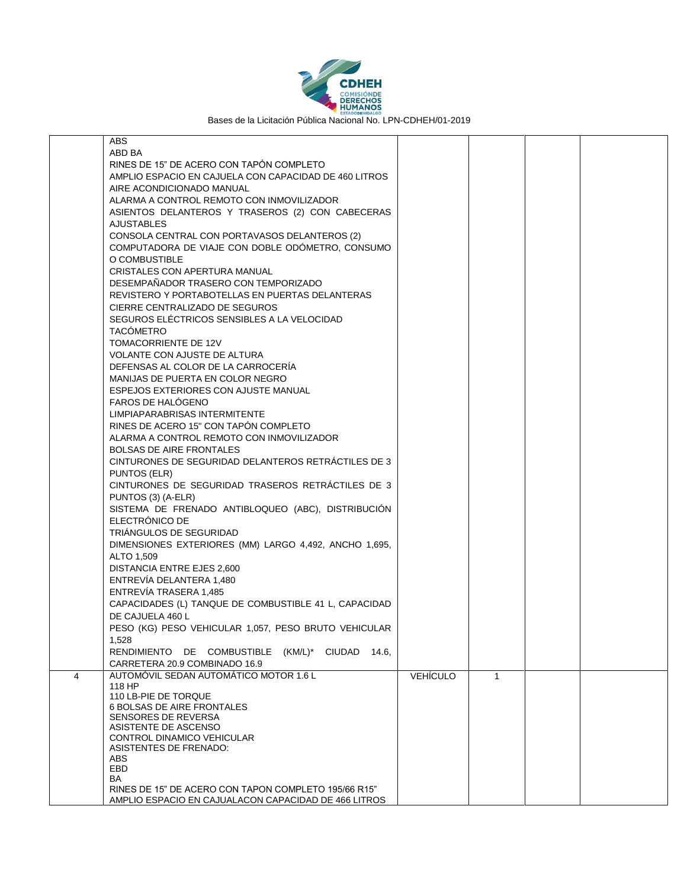| | | | | | |
|---|---|---|---|---|---|
| | ABS<br>ABD BA<br>RINES DE 15" DE ACERO CON TAPÓN COMPLETO<br>AMPLIO ESPACIO EN CAJUELA CON CAPACIDAD DE 460 LITROS<br>AIRE ACONDICIONADO MANUAL<br>ALARMA A CONTROL REMOTO CON INMOVILIZADOR<br>ASIENTOS DELANTEROS Y TRASEROS (2) CON CABECERAS AJUSTABLES<br>CONSOLA CENTRAL CON PORTAVASOS DELANTEROS (2)<br>COMPUTADORA DE VIAJE CON DOBLE ODÓMETRO, CONSUMO O COMBUSTIBLE<br>CRISTALES CON APERTURA MANUAL<br>DESEMPAÑADOR TRASERO CON TEMPORIZADO<br>REVISTERO Y PORTABOTELLAS EN PUERTAS DELANTERAS<br>CIERRE CENTRALIZADO DE SEGUROS<br>SEGUROS ELÉCTRICOS SENSIBLES A LA VELOCIDAD<br>TACÓMETRO<br>TOMACORRIENTE DE 12V<br>VOLANTE CON AJUSTE DE ALTURA<br>DEFENSAS AL COLOR DE LA CARROCERÍA<br>MANIJAS DE PUERTA EN COLOR NEGRO<br>ESPEJOS EXTERIORES CON AJUSTE MANUAL<br>FAROS DE HALÓGENO<br>LIMPIAPARABRISAS INTERMITENTE<br>RINES DE ACERO 15" CON TAPÓN COMPLETO<br>ALARMA A CONTROL REMOTO CON INMOVILIZADOR<br>BOLSAS DE AIRE FRONTALES<br>CINTURONES DE SEGURIDAD DELANTEROS RETRÁCTILES DE 3 PUNTOS (ELR)<br>CINTURONES DE SEGURIDAD TRASEROS RETRÁCTILES DE 3 PUNTOS (3) (A-ELR)<br>SISTEMA DE FRENADO ANTIBLOQUEO (ABC), DISTRIBUCIÓN ELECTRÓNICO DE<br>TRIÁNGULOS DE SEGURIDAD<br>DIMENSIONES EXTERIORES (MM) LARGO 4,492, ANCHO 1,695, ALTO 1,509<br>DISTANCIA ENTRE EJES 2,600<br>ENTREVÍA DELANTERA 1,480<br>ENTREVÍA TRASERA 1,485<br>CAPACIDADES (L) TANQUE DE COMBUSTIBLE 41 L, CAPACIDAD DE CAJUELA 460 L<br>PESO (KG) PESO VEHICULAR 1,057, PESO BRUTO VEHICULAR 1,528<br>RENDIMIENTO DE COMBUSTIBLE (KM/L)* CIUDAD 14.6, CARRETERA 20.9 COMBINADO 16.9 | | | | |
| 4 | AUTOMÓVIL SEDAN AUTOMÁTICO MOTOR 1.6 L<br>118 HP<br>110 LB-PIE DE TORQUE<br>6 BOLSAS DE AIRE FRONTALES<br>SENSORES DE REVERSA<br>ASISTENTE DE ASCENSO<br>CONTROL DINAMICO VEHICULAR<br>ASISTENTES DE FRENADO:<br>ABS<br>EBD<br>BA<br>RINES DE 15" DE ACERO CON TAPON COMPLETO 195/66 R15"<br>AMPLIO ESPACIO EN CAJUALACON CAPACIDAD DE 466 LITROS | VEHÍCULO | 1 | | |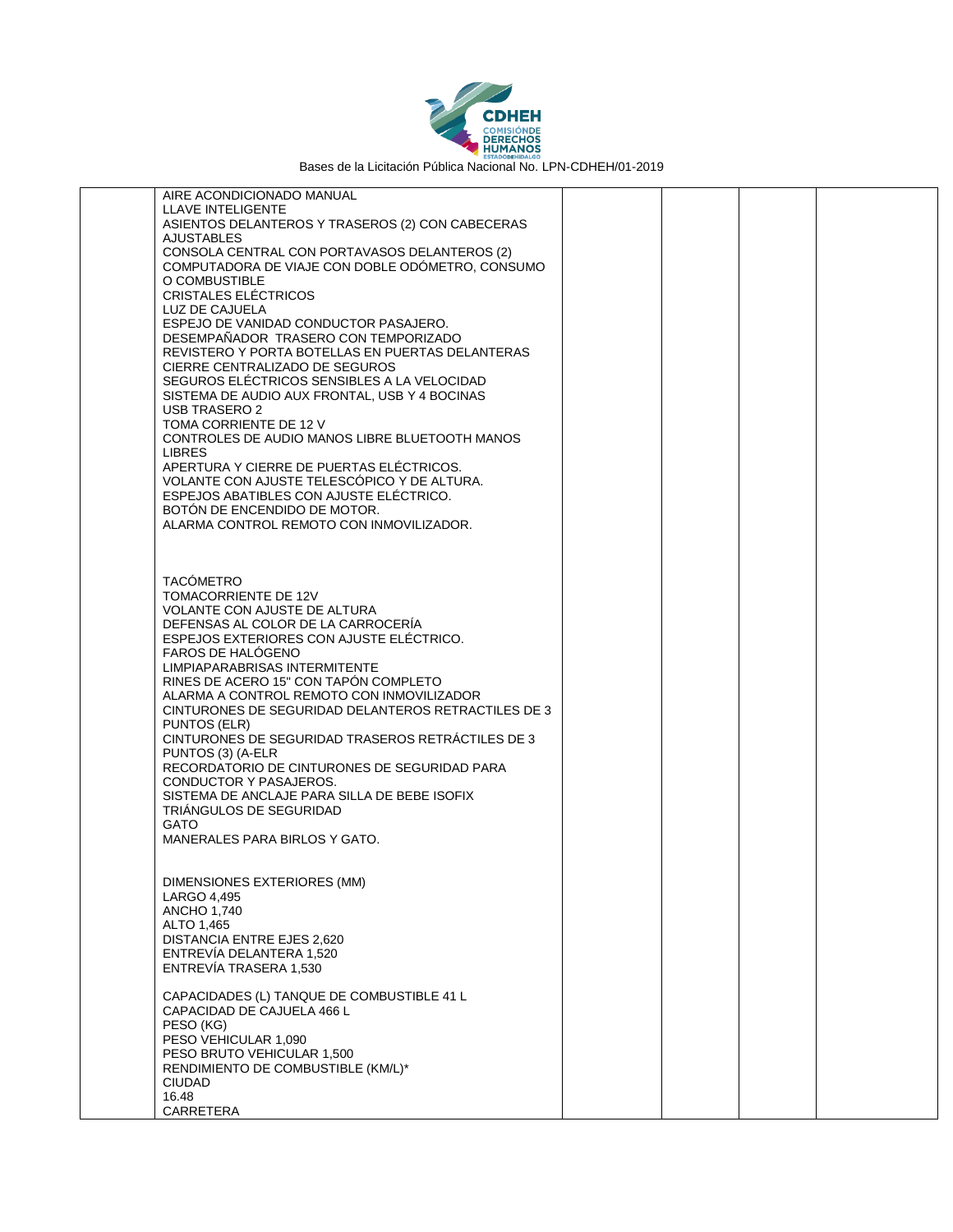| | | | | | |
|---|---|---|---|---|---|
| | AIRE ACONDICIONADO MANUAL<br>LLAVE INTELIGENTE<br>ASIENTOS DELANTEROS Y TRASEROS (2) CON CABECERAS AJUSTABLES<br>CONSOLA CENTRAL CON PORTAVASOS DELANTEROS (2)<br>COMPUTADORA DE VIAJE CON DOBLE ODÓMETRO, CONSUMO O COMBUSTIBLE<br>CRISTALES ELÉCTRICOS<br>LUZ DE CAJUELA<br>ESPEJO DE VANIDAD CONDUCTOR PASAJERO.<br>DESEMPAÑADOR TRASERO CON TEMPORIZADO<br>REVISTERO Y PORTA BOTELLAS EN PUERTAS DELANTERAS<br>CIERRE CENTRALIZADO DE SEGUROS<br>SEGUROS ELÉCTRICOS SENSIBLES A LA VELOCIDAD<br>SISTEMA DE AUDIO AUX FRONTAL, USB Y 4 BOCINAS<br>USB TRASERO 2<br>TOMA CORRIENTE DE 12 V<br>CONTROLES DE AUDIO MANOS LIBRE BLUETOOTH MANOS LIBRES<br>APERTURA Y CIERRE DE PUERTAS ELÉCTRICOS.<br>VOLANTE CON AJUSTE TELESCÓPICO Y DE ALTURA.<br>ESPEJOS ABATIBLES CON AJUSTE ELÉCTRICO.<br>BOTÓN DE ENCENDIDO DE MOTOR.<br>ALARMA CONTROL REMOTO CON INMOVILIZADOR.<br><br>TACÓMETRO<br>TOMACORRIENTE DE 12V<br>VOLANTE CON AJUSTE DE ALTURA<br>DEFENSAS AL COLOR DE LA CARROCERÍA<br>ESPEJOS EXTERIORES CON AJUSTE ELÉCTRICO.<br>FAROS DE HALÓGENO<br>LIMPIAPARABRISAS INTERMITENTE<br>RINES DE ACERO 15" CON TAPÓN COMPLETO<br>ALARMA A CONTROL REMOTO CON INMOVILIZADOR<br>CINTURONES DE SEGURIDAD DELANTEROS RETRACTILES DE 3 PUNTOS (ELR)<br>CINTURONES DE SEGURIDAD TRASEROS RETRÁCTILES DE 3 PUNTOS (3) (A-ELR<br>RECORDATORIO DE CINTURONES DE SEGURIDAD PARA CONDUCTOR Y PASAJEROS.<br>SISTEMA DE ANCLAJE PARA SILLA DE BEBE ISOFIX<br>TRIÁNGULOS DE SEGURIDAD<br>GATO<br>MANERALES PARA BIRLOS Y GATO.<br><br>DIMENSIONES EXTERIORES (MM)<br>LARGO 4,495<br>ANCHO 1,740<br>ALTO 1,465<br>DISTANCIA ENTRE EJES 2,620<br>ENTREVÍA DELANTERA 1,520<br>ENTREVÍA TRASERA 1,530<br><br>CAPACIDADES (L) TANQUE DE COMBUSTIBLE 41 L<br>CAPACIDAD DE CAJUELA 466 L<br>PESO (KG)<br>PESO VEHICULAR 1,090<br>PESO BRUTO VEHICULAR 1,500<br>RENDIMIENTO DE COMBUSTIBLE (KM/L)*<br>CIUDAD<br>16.48<br>CARRETERA | | | | |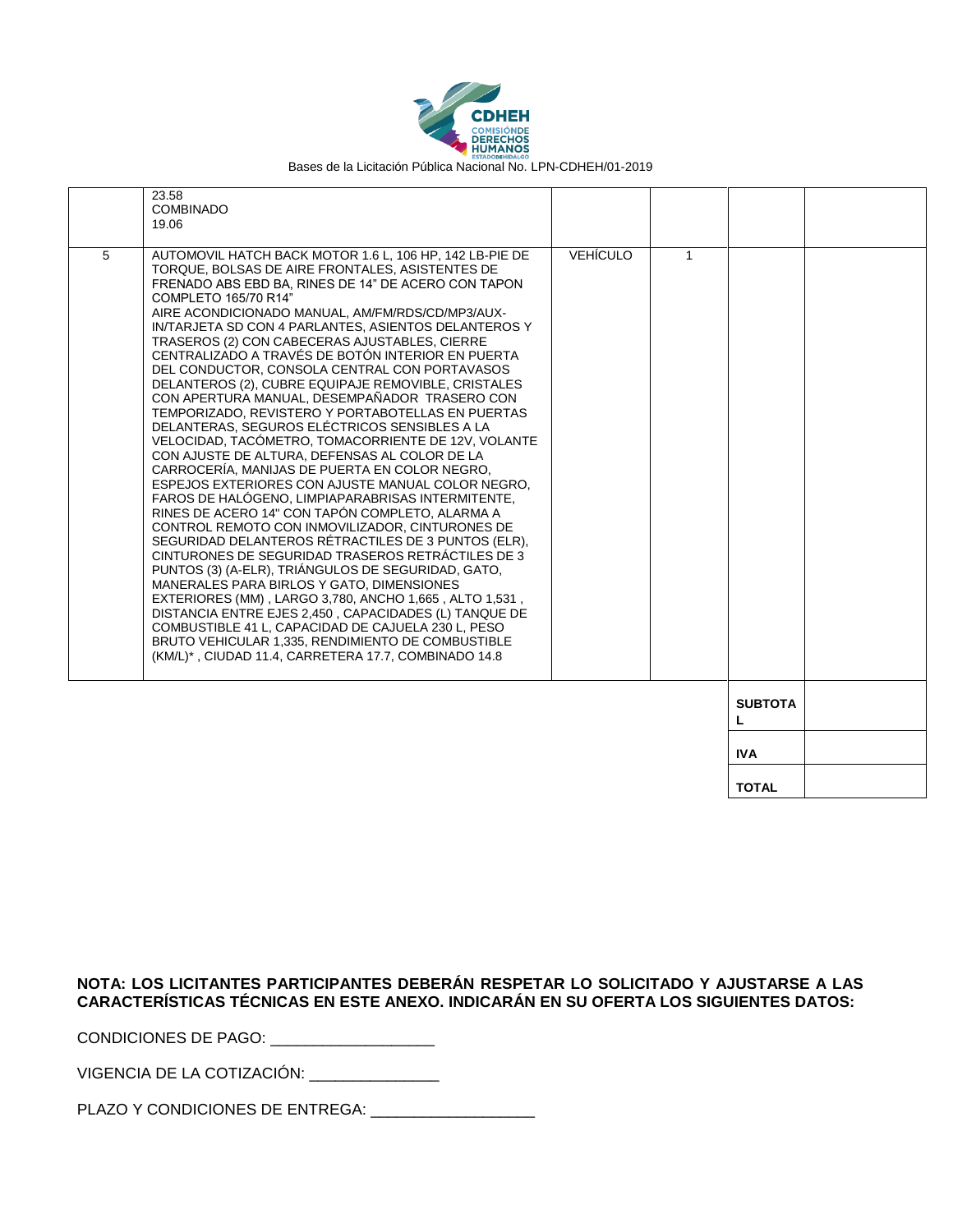| | | | | | |
|---|---|---|---|---|---|
| | 23.58<br>COMBINADO<br>19.06 | | | | |
| 5 | AUTOMOVIL HATCH BACK MOTOR 1.6 L, 106 HP, 142 LB-PIE DE TORQUE, BOLSAS DE AIRE FRONTALES, ASISTENTES DE FRENADO ABS EBD BA, RINES DE 14" DE ACERO CON TAPON COMPLETO 165/70 R14"<br>AIRE ACONDICIONADO MANUAL, AM/FM/RDS/CD/MP3/AUX-IN/TARJETA SD CON 4 PARLANTES, ASIENTOS DELANTEROS Y TRASEROS (2) CON CABECERAS AJUSTABLES, CIERRE CENTRALIZADO A TRAVÉS DE BOTÓN INTERIOR EN PUERTA DEL CONDUCTOR, CONSOLA CENTRAL CON PORTAVASOS DELANTEROS (2), CUBRE EQUIPAJE REMOVIBLE, CRISTALES CON APERTURA MANUAL, DESEMPAÑADOR TRASERO CON TEMPORIZADO, REVISTERO Y PORTABOTELLAS EN PUERTAS DELANTERAS, SEGUROS ELÉCTRICOS SENSIBLES A LA VELOCIDAD, TACÓMETRO, TOMACORRIENTE DE 12V, VOLANTE CON AJUSTE DE ALTURA, DEFENSAS AL COLOR DE LA CARROCERÍA, MANIJAS DE PUERTA EN COLOR NEGRO, ESPEJOS EXTERIORES CON AJUSTE MANUAL COLOR NEGRO, FAROS DE HALÓGENO, LIMPIAPARABRISAS INTERMITENTE, RINES DE ACERO 14" CON TAPÓN COMPLETO, ALARMA A CONTROL REMOTO CON INMOVILIZADOR, CINTURONES DE SEGURIDAD DELANTEROS RÉTRACTILES DE 3 PUNTOS (ELR), CINTURONES DE SEGURIDAD TRASEROS RETRÁCTILES DE 3 PUNTOS (3) (A-ELR), TRIÁNGULOS DE SEGURIDAD, GATO, MANERALES PARA BIRLOS Y GATO, DIMENSIONES EXTERIORES (MM) , LARGO 3,780, ANCHO 1,665 , ALTO 1,531 , DISTANCIA ENTRE EJES 2,450 , CAPACIDADES (L) TANQUE DE COMBUSTIBLE 41 L, CAPACIDAD DE CAJUELA 230 L, PESO BRUTO VEHICULAR 1,335, RENDIMIENTO DE COMBUSTIBLE (KM/L)* , CIUDAD 11.4, CARRETERA 17.7, COMBINADO 14.8 | VEHÍCULO | 1 | | |
| | | | | **SUBTOTAL** | |
| | | | | **IVA** | |
| | | | | **TOTAL** | |

**NOTA: LOS LICITANTES PARTICIPANTES DEBERÁN RESPETAR LO SOLICITADO Y AJUSTARSE A LAS CARACTERÍSTICAS TÉCNICAS EN ESTE ANEXO. INDICARÁN EN SU OFERTA LOS SIGUIENTES DATOS:**

CONDICIONES DE PAGO: ___________________

VIGENCIA DE LA COTIZACIÓN: _______________

PLAZO Y CONDICIONES DE ENTREGA: ___________________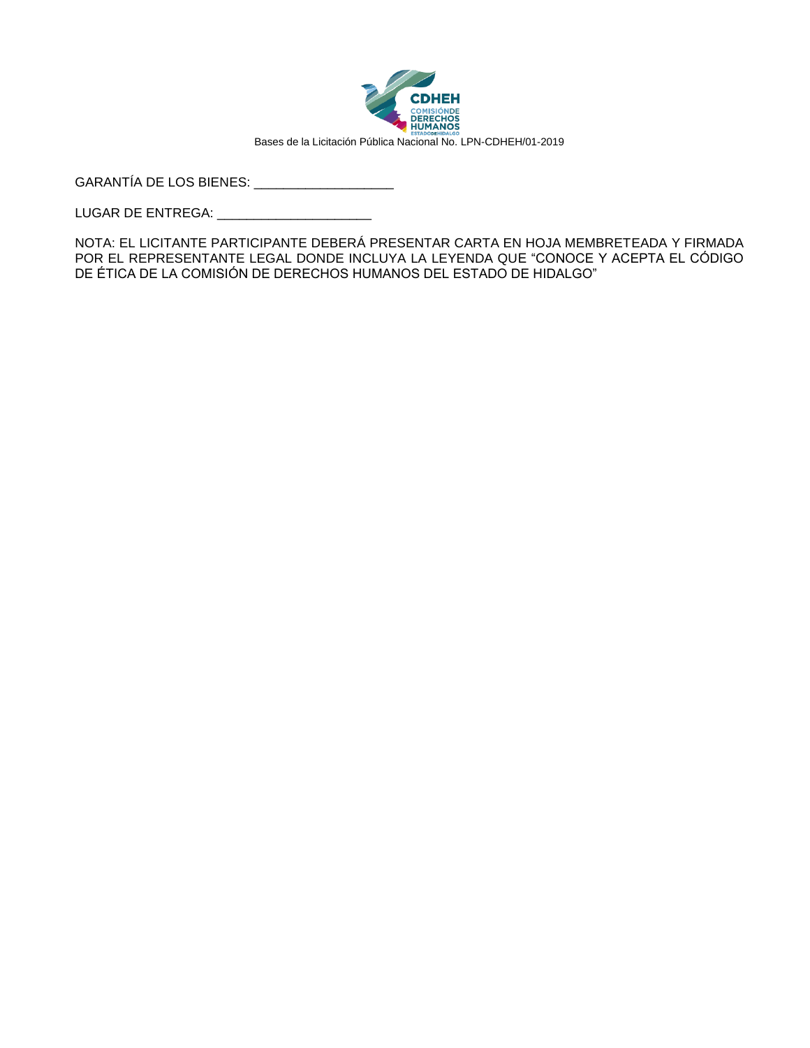GARANTÍA DE LOS BIENES: ___________________

LUGAR DE ENTREGA: _____________________

NOTA: EL LICITANTE PARTICIPANTE DEBERÁ PRESENTAR CARTA EN HOJA MEMBRETEADA Y FIRMADA POR EL REPRESENTANTE LEGAL DONDE INCLUYA LA LEYENDA QUE "CONOCE Y ACEPTA EL CÓDIGO DE ÉTICA DE LA COMISIÓN DE DERECHOS HUMANOS DEL ESTADO DE HIDALGO"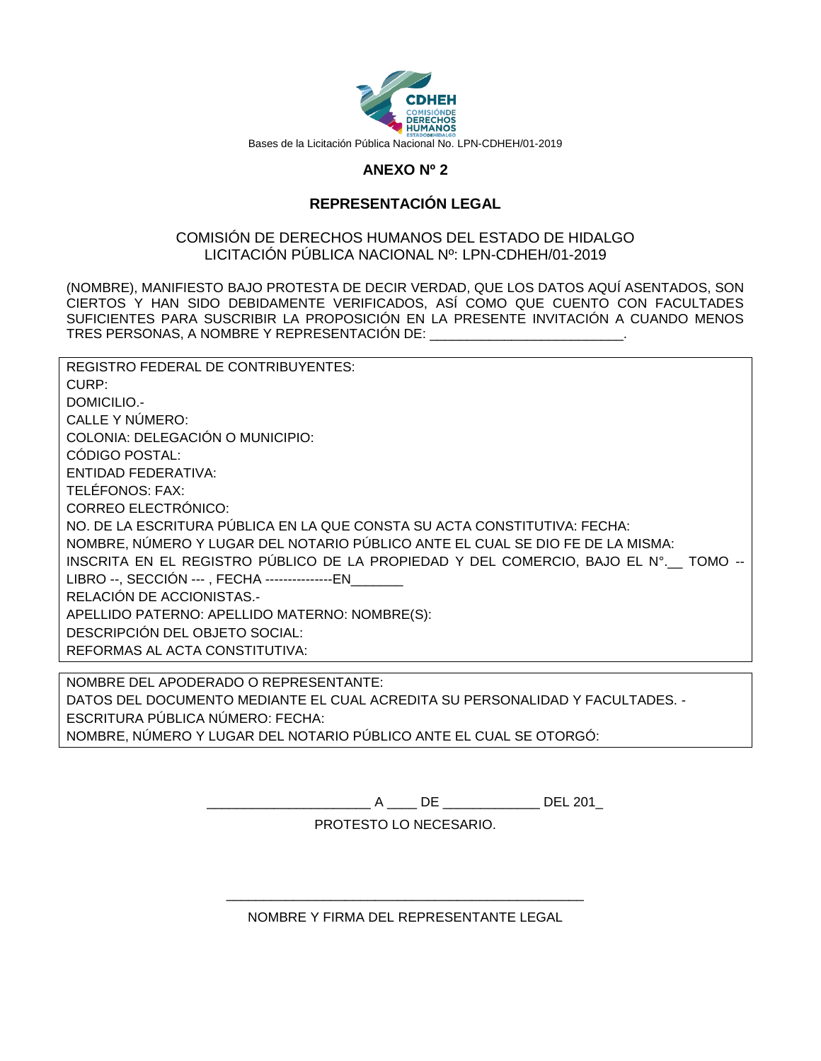Bases de la Licitación Pública Nacional No. LPN-CDHEH/01-2019

## ANEXO Nº 2

## REPRESENTACIÓN LEGAL

COMISIÓN DE DERECHOS HUMANOS DEL ESTADO DE HIDALGO
LICITACIÓN PÚBLICA NACIONAL Nº: LPN-CDHEH/01-2019

(NOMBRE), MANIFIESTO BAJO PROTESTA DE DECIR VERDAD, QUE LOS DATOS AQUÍ ASENTADOS, SON CIERTOS Y HAN SIDO DEBIDAMENTE VERIFICADOS, ASÍ COMO QUE CUENTO CON FACULTADES SUFICIENTES PARA SUSCRIBIR LA PROPOSICIÓN EN LA PRESENTE INVITACIÓN A CUANDO MENOS TRES PERSONAS, A NOMBRE Y REPRESENTACIÓN DE: ___________________________.

REGISTRO FEDERAL DE CONTRIBUYENTES:
CURP:
DOMICILIO.-
CALLE Y NÚMERO:
COLONIA: DELEGACIÓN O MUNICIPIO:
CÓDIGO POSTAL:
ENTIDAD FEDERATIVA:
TELÉFONOS: FAX:
CORREO ELECTRÓNICO:
NO. DE LA ESCRITURA PÚBLICA EN LA QUE CONSTA SU ACTA CONSTITUTIVA: FECHA:
NOMBRE, NÚMERO Y LUGAR DEL NOTARIO PÚBLICO ANTE EL CUAL SE DIO FE DE LA MISMA:
INSCRITA EN EL REGISTRO PÚBLICO DE LA PROPIEDAD Y DEL COMERCIO, BAJO EL N°.__ TOMO -- LIBRO --, SECCIÓN --- , FECHA ---------------EN_______
RELACIÓN DE ACCIONISTAS.-
APELLIDO PATERNO: APELLIDO MATERNO: NOMBRE(S):
DESCRIPCIÓN DEL OBJETO SOCIAL:
REFORMAS AL ACTA CONSTITUTIVA:

NOMBRE DEL APODERADO O REPRESENTANTE:
DATOS DEL DOCUMENTO MEDIANTE EL CUAL ACREDITA SU PERSONALIDAD Y FACULTADES. -
ESCRITURA PÚBLICA NÚMERO: FECHA:
NOMBRE, NÚMERO Y LUGAR DEL NOTARIO PÚBLICO ANTE EL CUAL SE OTORGÓ:

______________________ A ____ DE _____________ DEL 201_

PROTESTO LO NECESARIO.

_______________________________________________

NOMBRE Y FIRMA DEL REPRESENTANTE LEGAL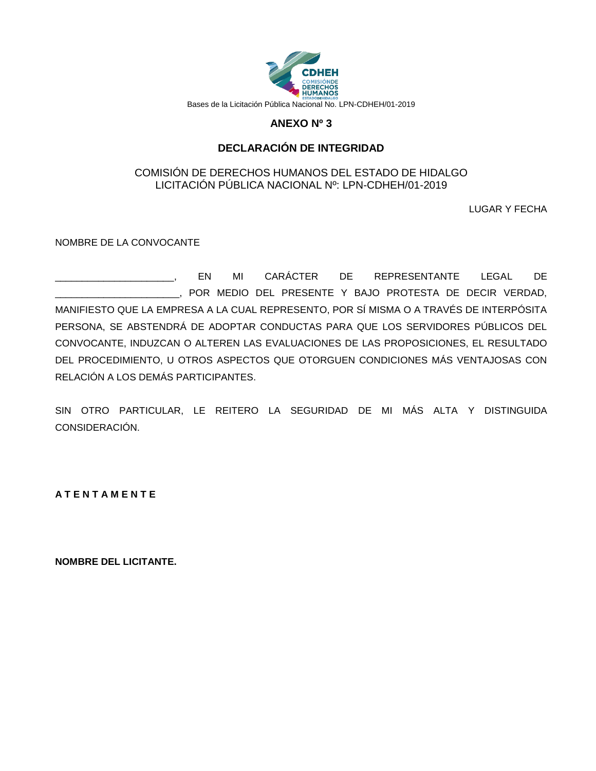Bases de la Licitación Pública Nacional No. LPN-CDHEH/01-2019

## ANEXO Nº 3

## DECLARACIÓN DE INTEGRIDAD

COMISIÓN DE DERECHOS HUMANOS DEL ESTADO DE HIDALGO
LICITACIÓN PÚBLICA NACIONAL Nº: LPN-CDHEH/01-2019

LUGAR Y FECHA

NOMBRE DE LA CONVOCANTE

______________________, EN MI CARÁCTER DE REPRESENTANTE LEGAL DE _______________________, POR MEDIO DEL PRESENTE Y BAJO PROTESTA DE DECIR VERDAD, MANIFIESTO QUE LA EMPRESA A LA CUAL REPRESENTO, POR SÍ MISMA O A TRAVÉS DE INTERPÓSITA PERSONA, SE ABSTENDRÁ DE ADOPTAR CONDUCTAS PARA QUE LOS SERVIDORES PÚBLICOS DEL CONVOCANTE, INDUZCAN O ALTEREN LAS EVALUACIONES DE LAS PROPOSICIONES, EL RESULTADO DEL PROCEDIMIENTO, U OTROS ASPECTOS QUE OTORGUEN CONDICIONES MÁS VENTAJOSAS CON RELACIÓN A LOS DEMÁS PARTICIPANTES.

SIN OTRO PARTICULAR, LE REITERO LA SEGURIDAD DE MI MÁS ALTA Y DISTINGUIDA CONSIDERACIÓN.

**A T E N T A M E N T E**

**NOMBRE DEL LICITANTE.**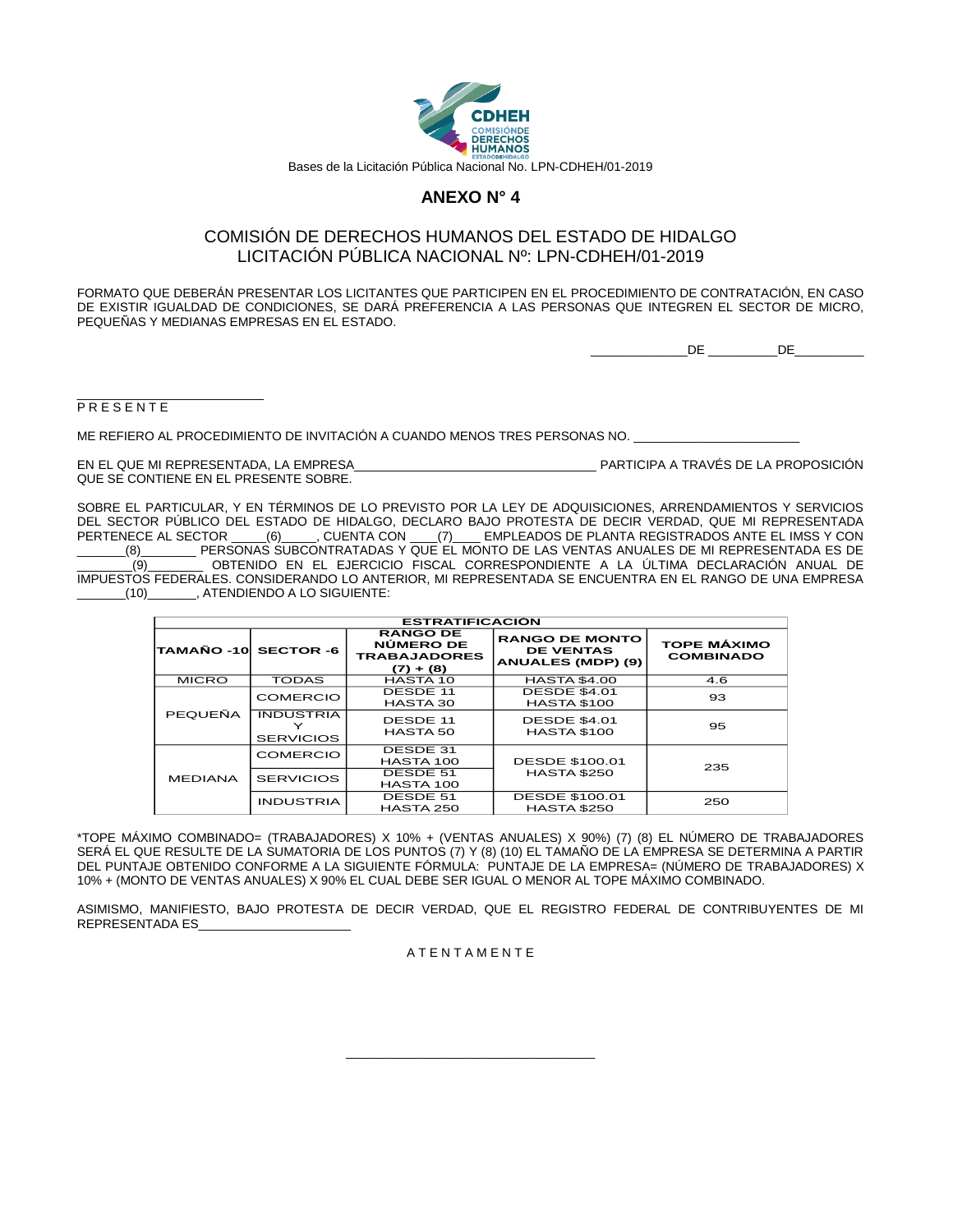Bases de la Licitación Pública Nacional No. LPN-CDHEH/01-2019

## ANEXO N° 4

COMISIÓN DE DERECHOS HUMANOS DEL ESTADO DE HIDALGO
LICITACIÓN PÚBLICA NACIONAL Nº: LPN-CDHEH/01-2019

FORMATO QUE DEBERÁN PRESENTAR LOS LICITANTES QUE PARTICIPEN EN EL PROCEDIMIENTO DE CONTRATACIÓN, EN CASO DE EXISTIR IGUALDAD DE CONDICIONES, SE DARÁ PREFERENCIA A LAS PERSONAS QUE INTEGREN EL SECTOR DE MICRO, PEQUEÑAS Y MEDIANAS EMPRESAS EN EL ESTADO.

_____________DE _________DE_________

_________________________
P R E S E N T E

ME REFIERO AL PROCEDIMIENTO DE INVITACIÓN A CUANDO MENOS TRES PERSONAS NO. _______________________

EN EL QUE MI REPRESENTADA, LA EMPRESA_________________________________ PARTICIPA A TRAVÉS DE LA PROPOSICIÓN QUE SE CONTIENE EN EL PRESENTE SOBRE.

SOBRE EL PARTICULAR, Y EN TÉRMINOS DE LO PREVISTO POR LA LEY DE ADQUISICIONES, ARRENDAMIENTOS Y SERVICIOS DEL SECTOR PÚBLICO DEL ESTADO DE HIDALGO, DECLARO BAJO PROTESTA DE DECIR VERDAD, QUE MI REPRESENTADA PERTENECE AL SECTOR _____(6)_____, CUENTA CON ____(7)____ EMPLEADOS DE PLANTA REGISTRADOS ANTE EL IMSS Y CON _______(8)________ PERSONAS SUBCONTRATADAS Y QUE EL MONTO DE LAS VENTAS ANUALES DE MI REPRESENTADA ES DE ________(9)________ OBTENIDO EN EL EJERCICIO FISCAL CORRESPONDIENTE A LA ÚLTIMA DECLARACIÓN ANUAL DE IMPUESTOS FEDERALES. CONSIDERANDO LO ANTERIOR, MI REPRESENTADA SE ENCUENTRA EN EL RANGO DE UNA EMPRESA _______(10)_______, ATENDIENDO A LO SIGUIENTE:

| ESTRATIFICACIÓN | | | | |
|---|---|---|---|---|
| TAMAÑO -10 | SECTOR -6 | RANGO DE NÚMERO DE TRABAJADORES (7) + (8) | RANGO DE MONTO DE VENTAS ANUALES (MDP) (9) | TOPE MÁXIMO COMBINADO |
| MICRO | TODAS | HASTA 10 | HASTA $4.00 | 4.6 |
| PEQUEÑA | COMERCIO | DESDE 11 HASTA 30 | DESDE $4.01 HASTA $100 | 93 |
| | INDUSTRIA Y SERVICIOS | DESDE 11 HASTA 50 | DESDE $4.01 HASTA $100 | 95 |
| MEDIANA | COMERCIO | DESDE 31 HASTA 100 | DESDE $100.01 HASTA $250 | 235 |
| | SERVICIOS | DESDE 51 HASTA 100 | | |
| | INDUSTRIA | DESDE 51 HASTA 250 | DESDE $100.01 HASTA $250 | 250 |

*TOPE MÁXIMO COMBINADO= (TRABAJADORES) X 10% + (VENTAS ANUALES) X 90%) (7) (8) EL NÚMERO DE TRABAJADORES SERÁ EL QUE RESULTE DE LA SUMATORIA DE LOS PUNTOS (7) Y (8) (10) EL TAMAÑO DE LA EMPRESA SE DETERMINA A PARTIR DEL PUNTAJE OBTENIDO CONFORME A LA SIGUIENTE FÓRMULA: PUNTAJE DE LA EMPRESA= (NÚMERO DE TRABAJADORES) X 10% + (MONTO DE VENTAS ANUALES) X 90% EL CUAL DEBE SER IGUAL O MENOR AL TOPE MÁXIMO COMBINADO.

ASIMISMO, MANIFIESTO, BAJO PROTESTA DE DECIR VERDAD, QUE EL REGISTRO FEDERAL DE CONTRIBUYENTES DE MI REPRESENTADA ES_____________________

A T E N T A M E N T E

___________________________________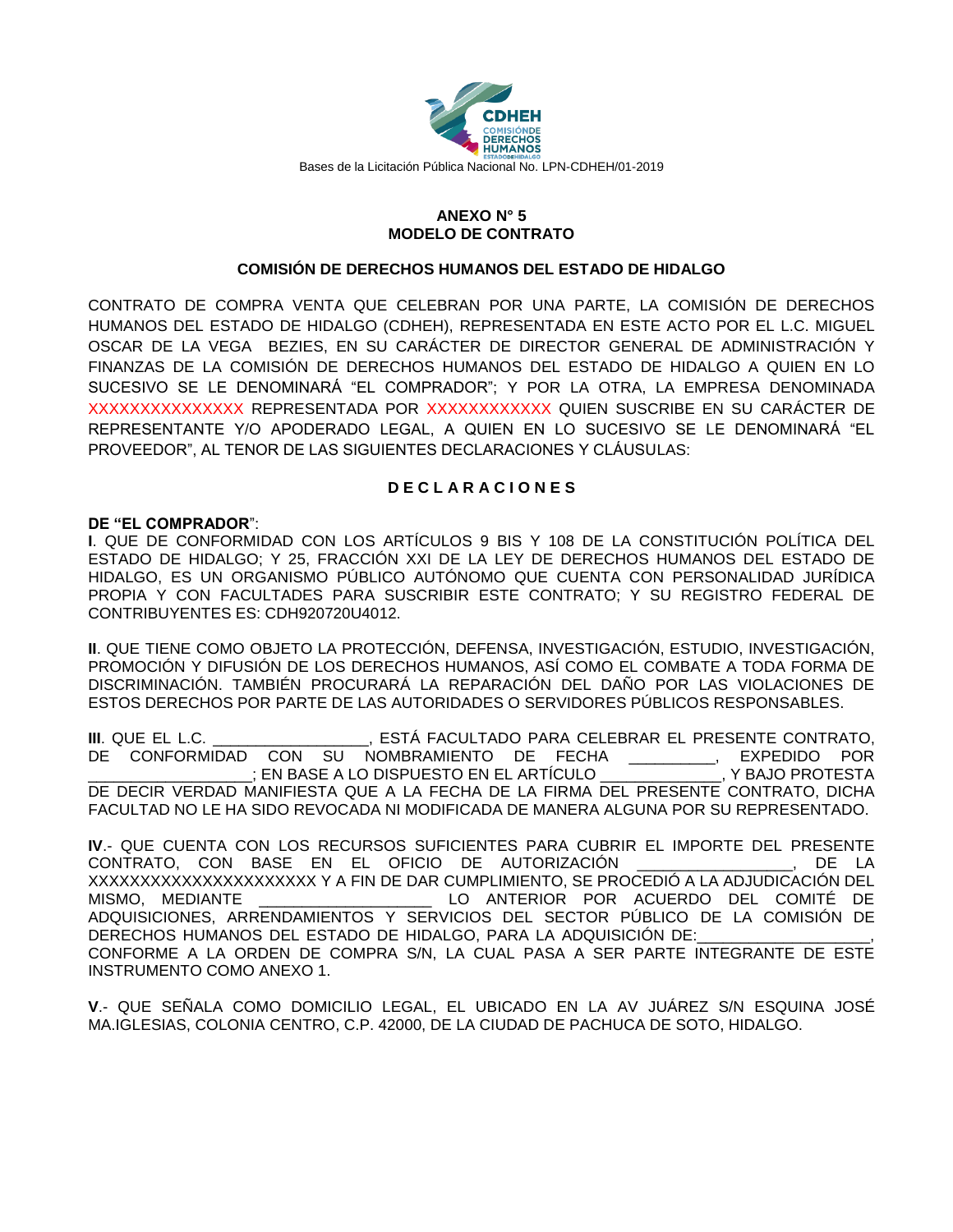**ANEXO N° 5**
**MODELO DE CONTRATO**

**COMISIÓN DE DERECHOS HUMANOS DEL ESTADO DE HIDALGO**

CONTRATO DE COMPRA VENTA QUE CELEBRAN POR UNA PARTE, LA COMISIÓN DE DERECHOS HUMANOS DEL ESTADO DE HIDALGO (CDHEH), REPRESENTADA EN ESTE ACTO POR EL L.C. MIGUEL OSCAR DE LA VEGA BEZIES, EN SU CARÁCTER DE DIRECTOR GENERAL DE ADMINISTRACIÓN Y FINANZAS DE LA COMISIÓN DE DERECHOS HUMANOS DEL ESTADO DE HIDALGO A QUIEN EN LO SUCESIVO SE LE DENOMINARÁ "EL COMPRADOR"; Y POR LA OTRA, LA EMPRESA DENOMINADA XXXXXXXXXXXXXXX REPRESENTADA POR XXXXXXXXXXXX QUIEN SUSCRIBE EN SU CARÁCTER DE REPRESENTANTE Y/O APODERADO LEGAL, A QUIEN EN LO SUCESIVO SE LE DENOMINARÁ "EL PROVEEDOR", AL TENOR DE LAS SIGUIENTES DECLARACIONES Y CLÁUSULAS:

**D E C L A R A C I O N E S**

**DE "EL COMPRADOR**":

**I**. QUE DE CONFORMIDAD CON LOS ARTÍCULOS 9 BIS Y 108 DE LA CONSTITUCIÓN POLÍTICA DEL ESTADO DE HIDALGO; Y 25, FRACCIÓN XXI DE LA LEY DE DERECHOS HUMANOS DEL ESTADO DE HIDALGO, ES UN ORGANISMO PÚBLICO AUTÓNOMO QUE CUENTA CON PERSONALIDAD JURÍDICA PROPIA Y CON FACULTADES PARA SUSCRIBIR ESTE CONTRATO; Y SU REGISTRO FEDERAL DE CONTRIBUYENTES ES: CDH920720U4012.

**II**. QUE TIENE COMO OBJETO LA PROTECCIÓN, DEFENSA, INVESTIGACIÓN, ESTUDIO, INVESTIGACIÓN, PROMOCIÓN Y DIFUSIÓN DE LOS DERECHOS HUMANOS, ASÍ COMO EL COMBATE A TODA FORMA DE DISCRIMINACIÓN. TAMBIÉN PROCURARÁ LA REPARACIÓN DEL DAÑO POR LAS VIOLACIONES DE ESTOS DERECHOS POR PARTE DE LAS AUTORIDADES O SERVIDORES PÚBLICOS RESPONSABLES.

**III**. QUE EL L.C. _________________, ESTÁ FACULTADO PARA CELEBRAR EL PRESENTE CONTRATO, DE CONFORMIDAD CON SU NOMBRAMIENTO DE FECHA _________, EXPEDIDO POR ___________________; EN BASE A LO DISPUESTO EN EL ARTÍCULO _____________, Y BAJO PROTESTA DE DECIR VERDAD MANIFIESTA QUE A LA FECHA DE LA FIRMA DEL PRESENTE CONTRATO, DICHA FACULTAD NO LE HA SIDO REVOCADA NI MODIFICADA DE MANERA ALGUNA POR SU REPRESENTADO.

**IV**.- QUE CUENTA CON LOS RECURSOS SUFICIENTES PARA CUBRIR EL IMPORTE DEL PRESENTE CONTRATO, CON BASE EN EL OFICIO DE AUTORIZACIÓN _________________, DE LA XXXXXXXXXXXXXXXXXXXXXX Y A FIN DE DAR CUMPLIMIENTO, SE PROCEDIÓ A LA ADJUDICACIÓN DEL MISMO, MEDIANTE ___________________ LO ANTERIOR POR ACUERDO DEL COMITÉ DE ADQUISICIONES, ARRENDAMIENTOS Y SERVICIOS DEL SECTOR PÚBLICO DE LA COMISIÓN DE DERECHOS HUMANOS DEL ESTADO DE HIDALGO, PARA LA ADQUISICIÓN DE:___________________, CONFORME A LA ORDEN DE COMPRA S/N, LA CUAL PASA A SER PARTE INTEGRANTE DE ESTE INSTRUMENTO COMO ANEXO 1.

**V**.- QUE SEÑALA COMO DOMICILIO LEGAL, EL UBICADO EN LA AV JUÁREZ S/N ESQUINA JOSÉ MA.IGLESIAS, COLONIA CENTRO, C.P. 42000, DE LA CIUDAD DE PACHUCA DE SOTO, HIDALGO.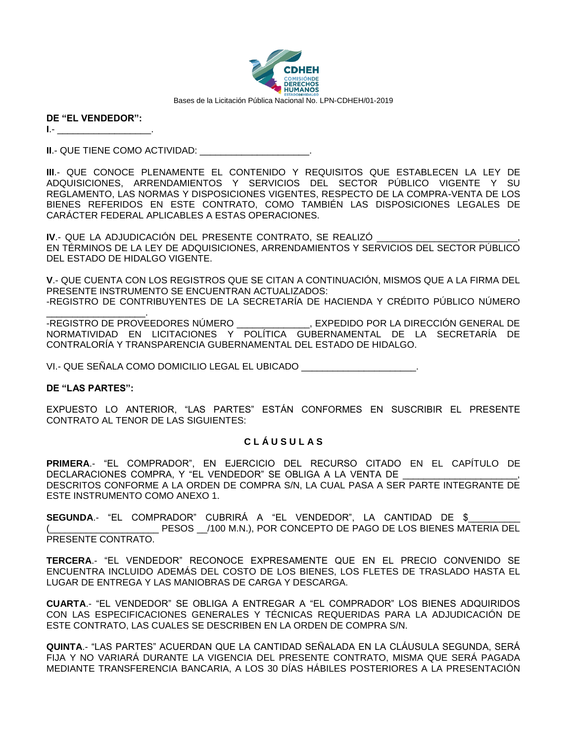**DE "EL VENDEDOR":**

**I**.- ___________________.

**II**.- QUE TIENE COMO ACTIVIDAD: ______________________.

**III**.- QUE CONOCE PLENAMENTE EL CONTENIDO Y REQUISITOS QUE ESTABLECEN LA LEY DE ADQUISICIONES, ARRENDAMIENTOS Y SERVICIOS DEL SECTOR PÚBLICO VIGENTE Y SU REGLAMENTO, LAS NORMAS Y DISPOSICIONES VIGENTES, RESPECTO DE LA COMPRA-VENTA DE LOS BIENES REFERIDOS EN ESTE CONTRATO, COMO TAMBIÉN LAS DISPOSICIONES LEGALES DE CARÁCTER FEDERAL APLICABLES A ESTAS OPERACIONES.

**IV**.- QUE LA ADJUDICACIÓN DEL PRESENTE CONTRATO, SE REALIZÓ ___________________________, EN TÉRMINOS DE LA LEY DE ADQUISICIONES, ARRENDAMIENTOS Y SERVICIOS DEL SECTOR PÚBLICO DEL ESTADO DE HIDALGO VIGENTE.

**V**.- QUE CUENTA CON LOS REGISTROS QUE SE CITAN A CONTINUACIÓN, MISMOS QUE A LA FIRMA DEL PRESENTE INSTRUMENTO SE ENCUENTRAN ACTUALIZADOS:
-REGISTRO DE CONTRIBUYENTES DE LA SECRETARÍA DE HACIENDA Y CRÉDITO PÚBLICO NÚMERO ___________________.
-REGISTRO DE PROVEEDORES NÚMERO ______________, EXPEDIDO POR LA DIRECCIÓN GENERAL DE NORMATIVIDAD EN LICITACIONES Y POLÍTICA GUBERNAMENTAL DE LA SECRETARÍA DE CONTRALORÍA Y TRANSPARENCIA GUBERNAMENTAL DEL ESTADO DE HIDALGO.

VI.- QUE SEÑALA COMO DOMICILIO LEGAL EL UBICADO ______________________.

**DE "LAS PARTES":**

EXPUESTO LO ANTERIOR, "LAS PARTES" ESTÁN CONFORMES EN SUSCRIBIR EL PRESENTE CONTRATO AL TENOR DE LAS SIGUIENTES:

**C L Á U S U L A S**

**PRIMERA**.- "EL COMPRADOR", EN EJERCICIO DEL RECURSO CITADO EN EL CAPÍTULO DE DECLARACIONES COMPRA, Y "EL VENDEDOR" SE OBLIGA A LA VENTA DE ______________________, DESCRITOS CONFORME A LA ORDEN DE COMPRA S/N, LA CUAL PASA A SER PARTE INTEGRANTE DE ESTE INSTRUMENTO COMO ANEXO 1.

**SEGUNDA**.- "EL COMPRADOR" CUBRIRÁ A "EL VENDEDOR", LA CANTIDAD DE $__________ (_____________________ PESOS __/100 M.N.), POR CONCEPTO DE PAGO DE LOS BIENES MATERIA DEL PRESENTE CONTRATO.

**TERCERA**.- "EL VENDEDOR" RECONOCE EXPRESAMENTE QUE EN EL PRECIO CONVENIDO SE ENCUENTRA INCLUIDO ADEMÁS DEL COSTO DE LOS BIENES, LOS FLETES DE TRASLADO HASTA EL LUGAR DE ENTREGA Y LAS MANIOBRAS DE CARGA Y DESCARGA.

**CUARTA**.- "EL VENDEDOR" SE OBLIGA A ENTREGAR A "EL COMPRADOR" LOS BIENES ADQUIRIDOS CON LAS ESPECIFICACIONES GENERALES Y TÉCNICAS REQUERIDAS PARA LA ADJUDICACIÓN DE ESTE CONTRATO, LAS CUALES SE DESCRIBEN EN LA ORDEN DE COMPRA S/N.

**QUINTA**.- "LAS PARTES" ACUERDAN QUE LA CANTIDAD SEÑALADA EN LA CLÁUSULA SEGUNDA, SERÁ FIJA Y NO VARIARÁ DURANTE LA VIGENCIA DEL PRESENTE CONTRATO, MISMA QUE SERÁ PAGADA MEDIANTE TRANSFERENCIA BANCARIA, A LOS 30 DÍAS HÁBILES POSTERIORES A LA PRESENTACIÓN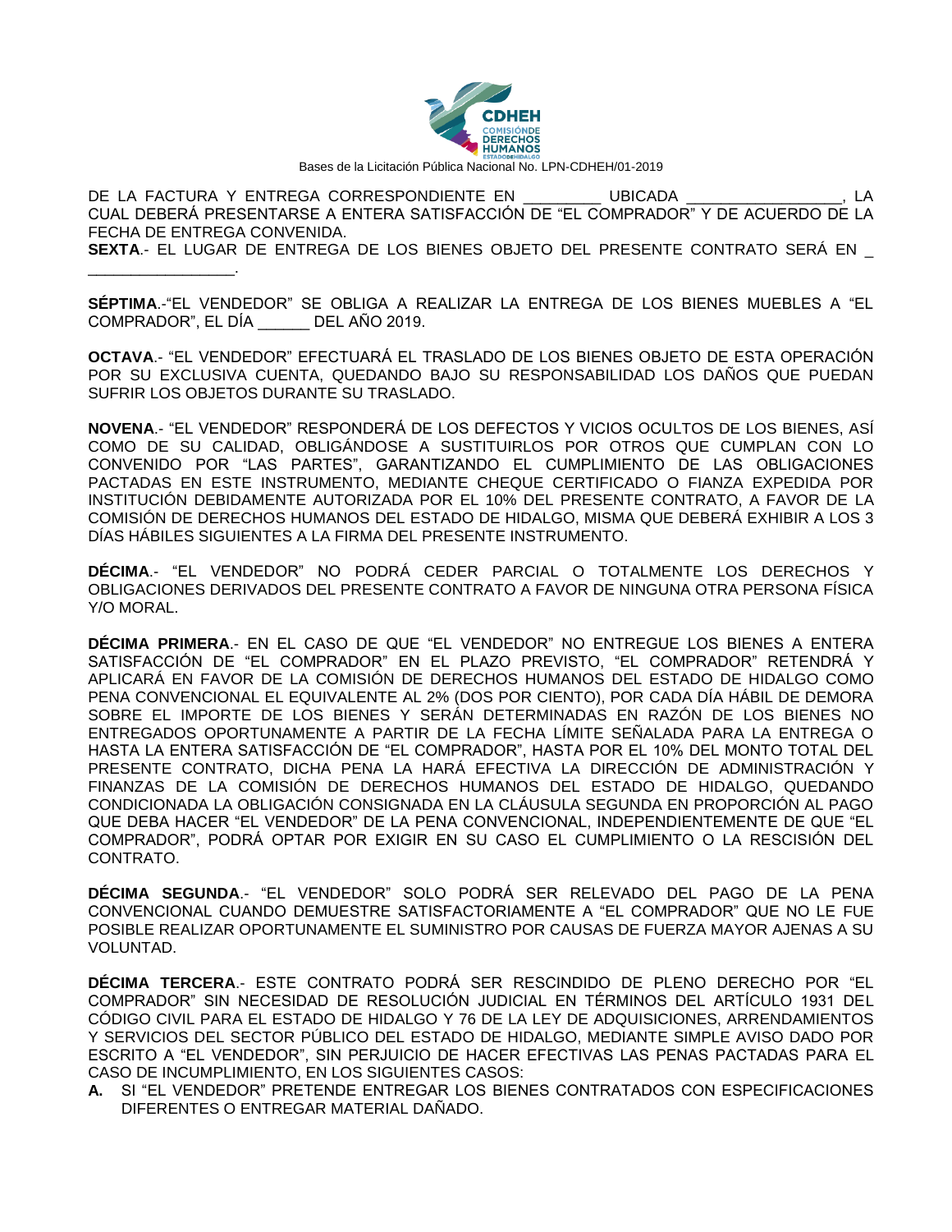DE LA FACTURA Y ENTREGA CORRESPONDIENTE EN _________ UBICADA _________________, LA CUAL DEBERÁ PRESENTARSE A ENTERA SATISFACCIÓN DE "EL COMPRADOR" Y DE ACUERDO DE LA FECHA DE ENTREGA CONVENIDA.

**SEXTA**.- EL LUGAR DE ENTREGA DE LOS BIENES OBJETO DEL PRESENTE CONTRATO SERÁ EN _ _________________.

**SÉPTIMA**.-"EL VENDEDOR" SE OBLIGA A REALIZAR LA ENTREGA DE LOS BIENES MUEBLES A "EL COMPRADOR", EL DÍA ______ DEL AÑO 2019.

**OCTAVA**.- "EL VENDEDOR" EFECTUARÁ EL TRASLADO DE LOS BIENES OBJETO DE ESTA OPERACIÓN POR SU EXCLUSIVA CUENTA, QUEDANDO BAJO SU RESPONSABILIDAD LOS DAÑOS QUE PUEDAN SUFRIR LOS OBJETOS DURANTE SU TRASLADO.

**NOVENA**.- "EL VENDEDOR" RESPONDERÁ DE LOS DEFECTOS Y VICIOS OCULTOS DE LOS BIENES, ASÍ COMO DE SU CALIDAD, OBLIGÁNDOSE A SUSTITUIRLOS POR OTROS QUE CUMPLAN CON LO CONVENIDO POR "LAS PARTES", GARANTIZANDO EL CUMPLIMIENTO DE LAS OBLIGACIONES PACTADAS EN ESTE INSTRUMENTO, MEDIANTE CHEQUE CERTIFICADO O FIANZA EXPEDIDA POR INSTITUCIÓN DEBIDAMENTE AUTORIZADA POR EL 10% DEL PRESENTE CONTRATO, A FAVOR DE LA COMISIÓN DE DERECHOS HUMANOS DEL ESTADO DE HIDALGO, MISMA QUE DEBERÁ EXHIBIR A LOS 3 DÍAS HÁBILES SIGUIENTES A LA FIRMA DEL PRESENTE INSTRUMENTO.

**DÉCIMA**.- "EL VENDEDOR" NO PODRÁ CEDER PARCIAL O TOTALMENTE LOS DERECHOS Y OBLIGACIONES DERIVADOS DEL PRESENTE CONTRATO A FAVOR DE NINGUNA OTRA PERSONA FÍSICA Y/O MORAL.

**DÉCIMA PRIMERA**.- EN EL CASO DE QUE "EL VENDEDOR" NO ENTREGUE LOS BIENES A ENTERA SATISFACCIÓN DE "EL COMPRADOR" EN EL PLAZO PREVISTO, "EL COMPRADOR" RETENDRÁ Y APLICARÁ EN FAVOR DE LA COMISIÓN DE DERECHOS HUMANOS DEL ESTADO DE HIDALGO COMO PENA CONVENCIONAL EL EQUIVALENTE AL 2% (DOS POR CIENTO), POR CADA DÍA HÁBIL DE DEMORA SOBRE EL IMPORTE DE LOS BIENES Y SERÁN DETERMINADAS EN RAZÓN DE LOS BIENES NO ENTREGADOS OPORTUNAMENTE A PARTIR DE LA FECHA LÍMITE SEÑALADA PARA LA ENTREGA O HASTA LA ENTERA SATISFACCIÓN DE "EL COMPRADOR", HASTA POR EL 10% DEL MONTO TOTAL DEL PRESENTE CONTRATO, DICHA PENA LA HARÁ EFECTIVA LA DIRECCIÓN DE ADMINISTRACIÓN Y FINANZAS DE LA COMISIÓN DE DERECHOS HUMANOS DEL ESTADO DE HIDALGO, QUEDANDO CONDICIONADA LA OBLIGACIÓN CONSIGNADA EN LA CLÁUSULA SEGUNDA EN PROPORCIÓN AL PAGO QUE DEBA HACER "EL VENDEDOR" DE LA PENA CONVENCIONAL, INDEPENDIENTEMENTE DE QUE "EL COMPRADOR", PODRÁ OPTAR POR EXIGIR EN SU CASO EL CUMPLIMIENTO O LA RESCISIÓN DEL CONTRATO.

**DÉCIMA SEGUNDA**.- "EL VENDEDOR" SOLO PODRÁ SER RELEVADO DEL PAGO DE LA PENA CONVENCIONAL CUANDO DEMUESTRE SATISFACTORIAMENTE A "EL COMPRADOR" QUE NO LE FUE POSIBLE REALIZAR OPORTUNAMENTE EL SUMINISTRO POR CAUSAS DE FUERZA MAYOR AJENAS A SU VOLUNTAD.

**DÉCIMA TERCERA**.- ESTE CONTRATO PODRÁ SER RESCINDIDO DE PLENO DERECHO POR "EL COMPRADOR" SIN NECESIDAD DE RESOLUCIÓN JUDICIAL EN TÉRMINOS DEL ARTÍCULO 1931 DEL CÓDIGO CIVIL PARA EL ESTADO DE HIDALGO Y 76 DE LA LEY DE ADQUISICIONES, ARRENDAMIENTOS Y SERVICIOS DEL SECTOR PÚBLICO DEL ESTADO DE HIDALGO, MEDIANTE SIMPLE AVISO DADO POR ESCRITO A "EL VENDEDOR", SIN PERJUICIO DE HACER EFECTIVAS LAS PENAS PACTADAS PARA EL CASO DE INCUMPLIMIENTO, EN LOS SIGUIENTES CASOS:

**A.** SI "EL VENDEDOR" PRETENDE ENTREGAR LOS BIENES CONTRATADOS CON ESPECIFICACIONES DIFERENTES O ENTREGAR MATERIAL DAÑADO.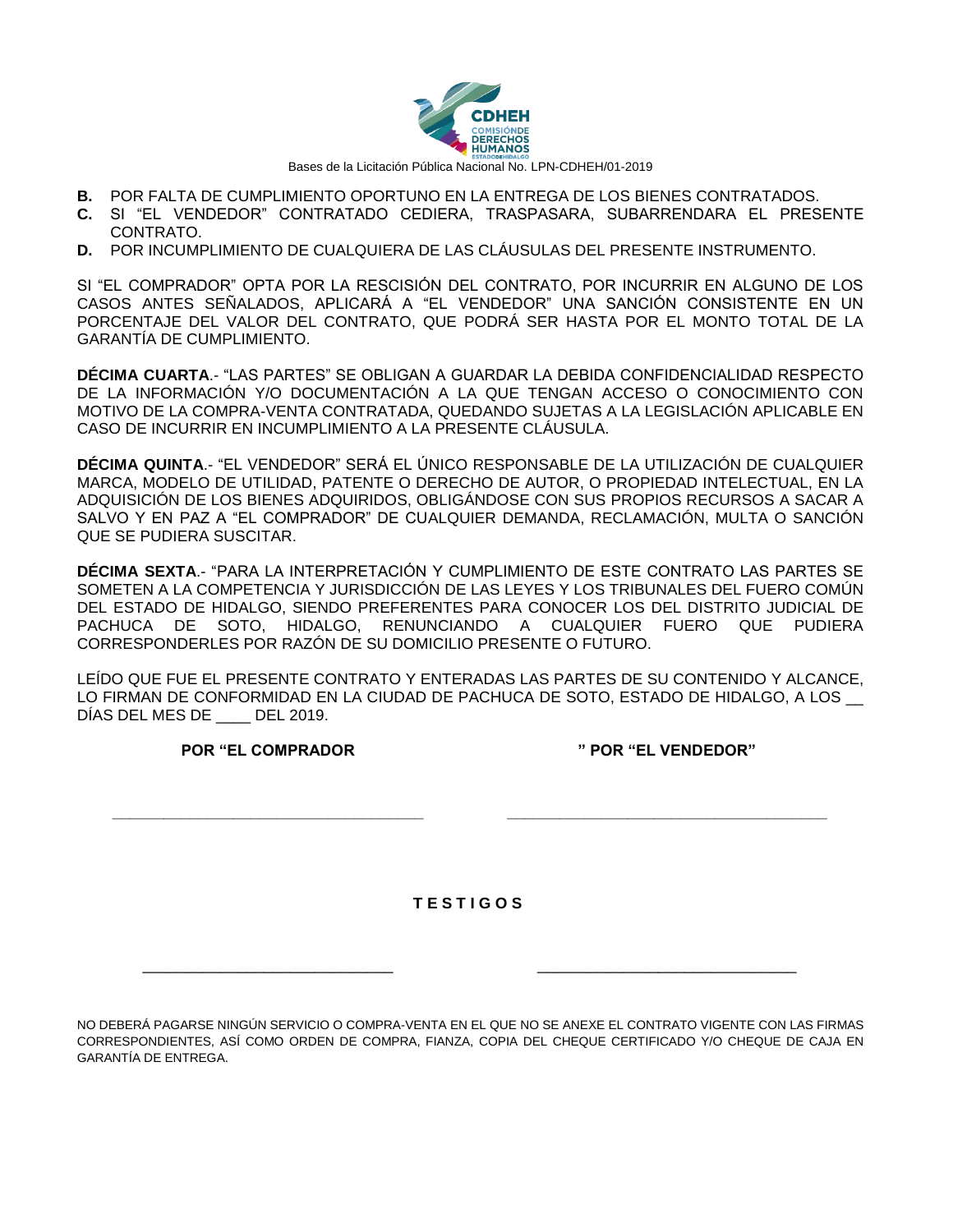**B.** POR FALTA DE CUMPLIMIENTO OPORTUNO EN LA ENTREGA DE LOS BIENES CONTRATADOS.
**C.** SI "EL VENDEDOR" CONTRATADO CEDIERA, TRASPASARA, SUBARRENDARA EL PRESENTE CONTRATO.
**D.** POR INCUMPLIMIENTO DE CUALQUIERA DE LAS CLÁUSULAS DEL PRESENTE INSTRUMENTO.

SI "EL COMPRADOR" OPTA POR LA RESCISIÓN DEL CONTRATO, POR INCURRIR EN ALGUNO DE LOS CASOS ANTES SEÑALADOS, APLICARÁ A "EL VENDEDOR" UNA SANCIÓN CONSISTENTE EN UN PORCENTAJE DEL VALOR DEL CONTRATO, QUE PODRÁ SER HASTA POR EL MONTO TOTAL DE LA GARANTÍA DE CUMPLIMIENTO.

**DÉCIMA CUARTA**.- "LAS PARTES" SE OBLIGAN A GUARDAR LA DEBIDA CONFIDENCIALIDAD RESPECTO DE LA INFORMACIÓN Y/O DOCUMENTACIÓN A LA QUE TENGAN ACCESO O CONOCIMIENTO CON MOTIVO DE LA COMPRA-VENTA CONTRATADA, QUEDANDO SUJETAS A LA LEGISLACIÓN APLICABLE EN CASO DE INCURRIR EN INCUMPLIMIENTO A LA PRESENTE CLÁUSULA.

**DÉCIMA QUINTA**.- "EL VENDEDOR" SERÁ EL ÚNICO RESPONSABLE DE LA UTILIZACIÓN DE CUALQUIER MARCA, MODELO DE UTILIDAD, PATENTE O DERECHO DE AUTOR, O PROPIEDAD INTELECTUAL, EN LA ADQUISICIÓN DE LOS BIENES ADQUIRIDOS, OBLIGÁNDOSE CON SUS PROPIOS RECURSOS A SACAR A SALVO Y EN PAZ A "EL COMPRADOR" DE CUALQUIER DEMANDA, RECLAMACIÓN, MULTA O SANCIÓN QUE SE PUDIERA SUSCITAR.

**DÉCIMA SEXTA**.- "PARA LA INTERPRETACIÓN Y CUMPLIMIENTO DE ESTE CONTRATO LAS PARTES SE SOMETEN A LA COMPETENCIA Y JURISDICCIÓN DE LAS LEYES Y LOS TRIBUNALES DEL FUERO COMÚN DEL ESTADO DE HIDALGO, SIENDO PREFERENTES PARA CONOCER LOS DEL DISTRITO JUDICIAL DE PACHUCA DE SOTO, HIDALGO, RENUNCIANDO A CUALQUIER FUERO QUE PUDIERA CORRESPONDERLES POR RAZÓN DE SU DOMICILIO PRESENTE O FUTURO.

LEÍDO QUE FUE EL PRESENTE CONTRATO Y ENTERADAS LAS PARTES DE SU CONTENIDO Y ALCANCE, LO FIRMAN DE CONFORMIDAD EN LA CIUDAD DE PACHUCA DE SOTO, ESTADO DE HIDALGO, A LOS __ DÍAS DEL MES DE ____ DEL 2019.

| **POR "EL COMPRADOR** | **" POR "EL VENDEDOR"** |
|---|---|
| ______________________________ | ______________________________ |

**T E S T I G O S**

| ______________________________ | ______________________________ |
|---|---|

NO DEBERÁ PAGARSE NINGÚN SERVICIO O COMPRA-VENTA EN EL QUE NO SE ANEXE EL CONTRATO VIGENTE CON LAS FIRMAS CORRESPONDIENTES, ASÍ COMO ORDEN DE COMPRA, FIANZA, COPIA DEL CHEQUE CERTIFICADO Y/O CHEQUE DE CAJA EN GARANTÍA DE ENTREGA.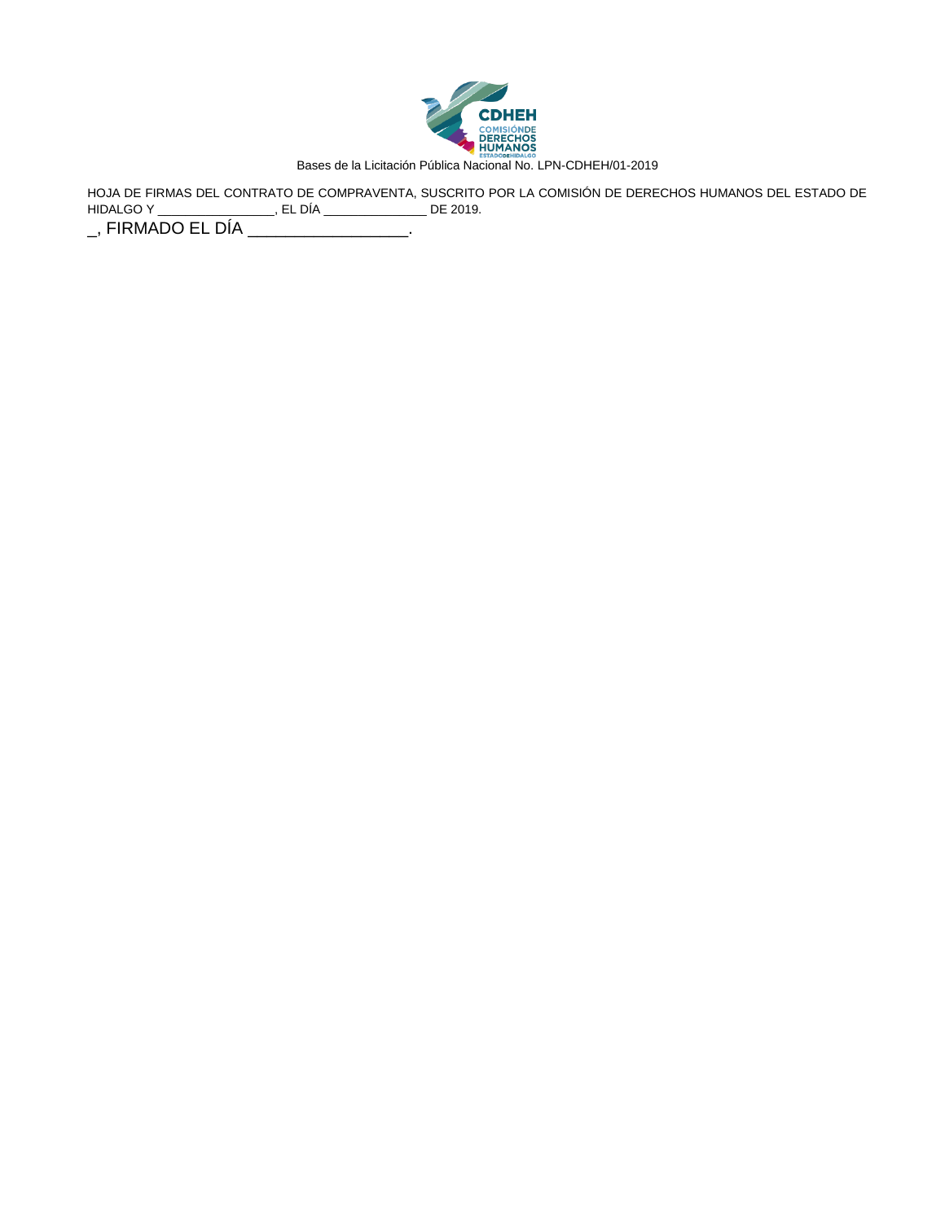HOJA DE FIRMAS DEL CONTRATO DE COMPRAVENTA, SUSCRITO POR LA COMISIÓN DE DERECHOS HUMANOS DEL ESTADO DE HIDALGO Y ________________, EL DÍA ______________ DE 2019.

_, FIRMADO EL DÍA _________________.